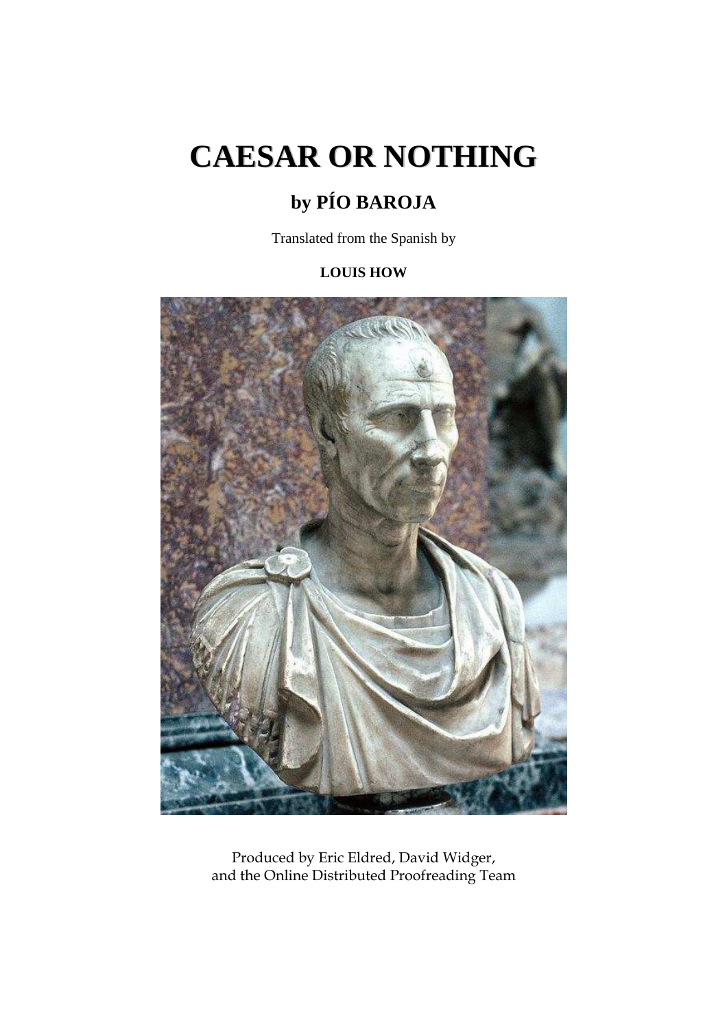# CAESAR OR NOTHING

## by PÍO BAROJA

Translated from the Spanish by

**LOUIS HOW**

Produced by Eric Eldred, David Widger,
and the Online Distributed Proofreading Team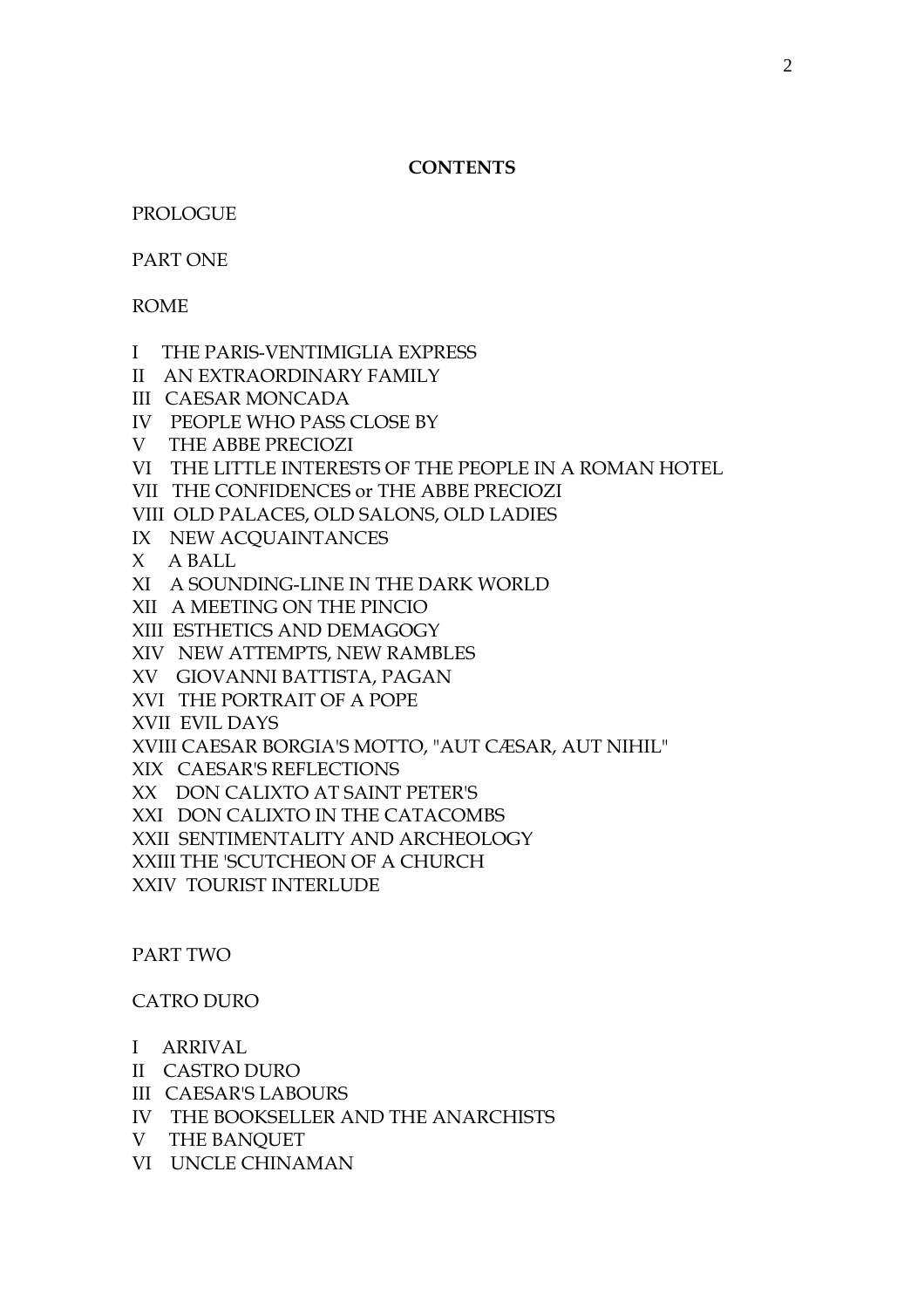## CONTENTS

PROLOGUE

PART ONE

ROME

I THE PARIS-VENTIMIGLIA EXPRESS
II AN EXTRAORDINARY FAMILY
III CAESAR MONCADA
IV PEOPLE WHO PASS CLOSE BY
V THE ABBE PRECIOZI
VI THE LITTLE INTERESTS OF THE PEOPLE IN A ROMAN HOTEL
VII THE CONFIDENCES or THE ABBE PRECIOZI
VIII OLD PALACES, OLD SALONS, OLD LADIES
IX NEW ACQUAINTANCES
X A BALL
XI A SOUNDING-LINE IN THE DARK WORLD
XII A MEETING ON THE PINCIO
XIII ESTHETICS AND DEMAGOGY
XIV NEW ATTEMPTS, NEW RAMBLES
XV GIOVANNI BATTISTA, PAGAN
XVI THE PORTRAIT OF A POPE
XVII EVIL DAYS
XVIII CAESAR BORGIA'S MOTTO, "AUT CÆSAR, AUT NIHIL"
XIX CAESAR'S REFLECTIONS
XX DON CALIXTO AT SAINT PETER'S
XXI DON CALIXTO IN THE CATACOMBS
XXII SENTIMENTALITY AND ARCHEOLOGY
XXIII THE 'SCUTCHEON OF A CHURCH
XXIV TOURIST INTERLUDE

PART TWO

CATRO DURO

I ARRIVAL
II CASTRO DURO
III CAESAR'S LABOURS
IV THE BOOKSELLER AND THE ANARCHISTS
V THE BANQUET
VI UNCLE CHINAMAN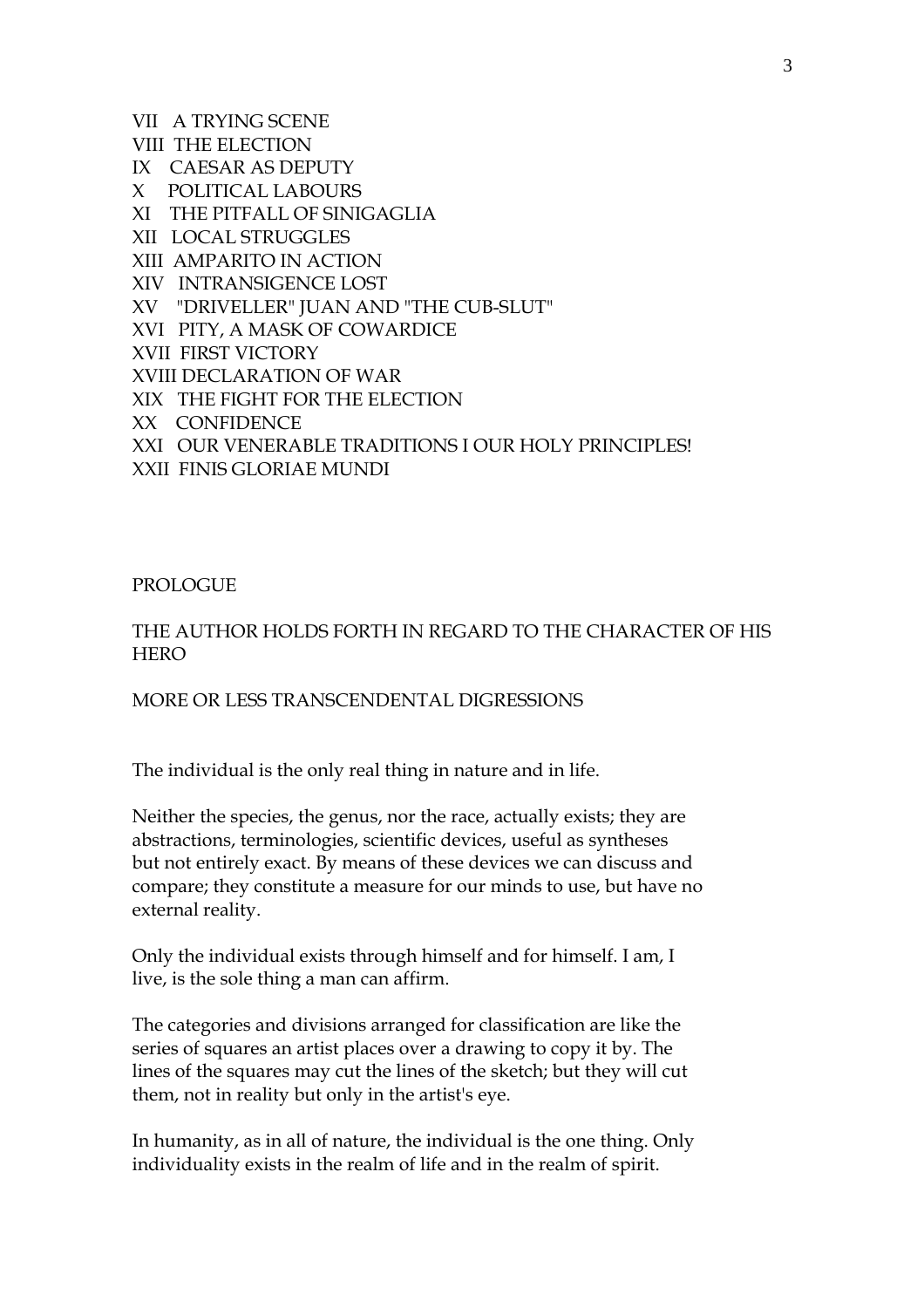VII A TRYING SCENE
VIII THE ELECTION
IX CAESAR AS DEPUTY
X POLITICAL LABOURS
XI THE PITFALL OF SINIGAGLIA
XII LOCAL STRUGGLES
XIII AMPARITO IN ACTION
XIV INTRANSIGENCE LOST
XV "DRIVELLER" JUAN AND "THE CUB-SLUT"
XVI PITY, A MASK OF COWARDICE
XVII FIRST VICTORY
XVIII DECLARATION OF WAR
XIX THE FIGHT FOR THE ELECTION
XX CONFIDENCE
XXI OUR VENERABLE TRADITIONS I OUR HOLY PRINCIPLES!
XXII FINIS GLORIAE MUNDI

## PROLOGUE

### THE AUTHOR HOLDS FORTH IN REGARD TO THE CHARACTER OF HIS HERO

### MORE OR LESS TRANSCENDENTAL DIGRESSIONS

The individual is the only real thing in nature and in life.

Neither the species, the genus, nor the race, actually exists; they are abstractions, terminologies, scientific devices, useful as syntheses but not entirely exact. By means of these devices we can discuss and compare; they constitute a measure for our minds to use, but have no external reality.

Only the individual exists through himself and for himself. I am, I live, is the sole thing a man can affirm.

The categories and divisions arranged for classification are like the series of squares an artist places over a drawing to copy it by. The lines of the squares may cut the lines of the sketch; but they will cut them, not in reality but only in the artist's eye.

In humanity, as in all of nature, the individual is the one thing. Only individuality exists in the realm of life and in the realm of spirit.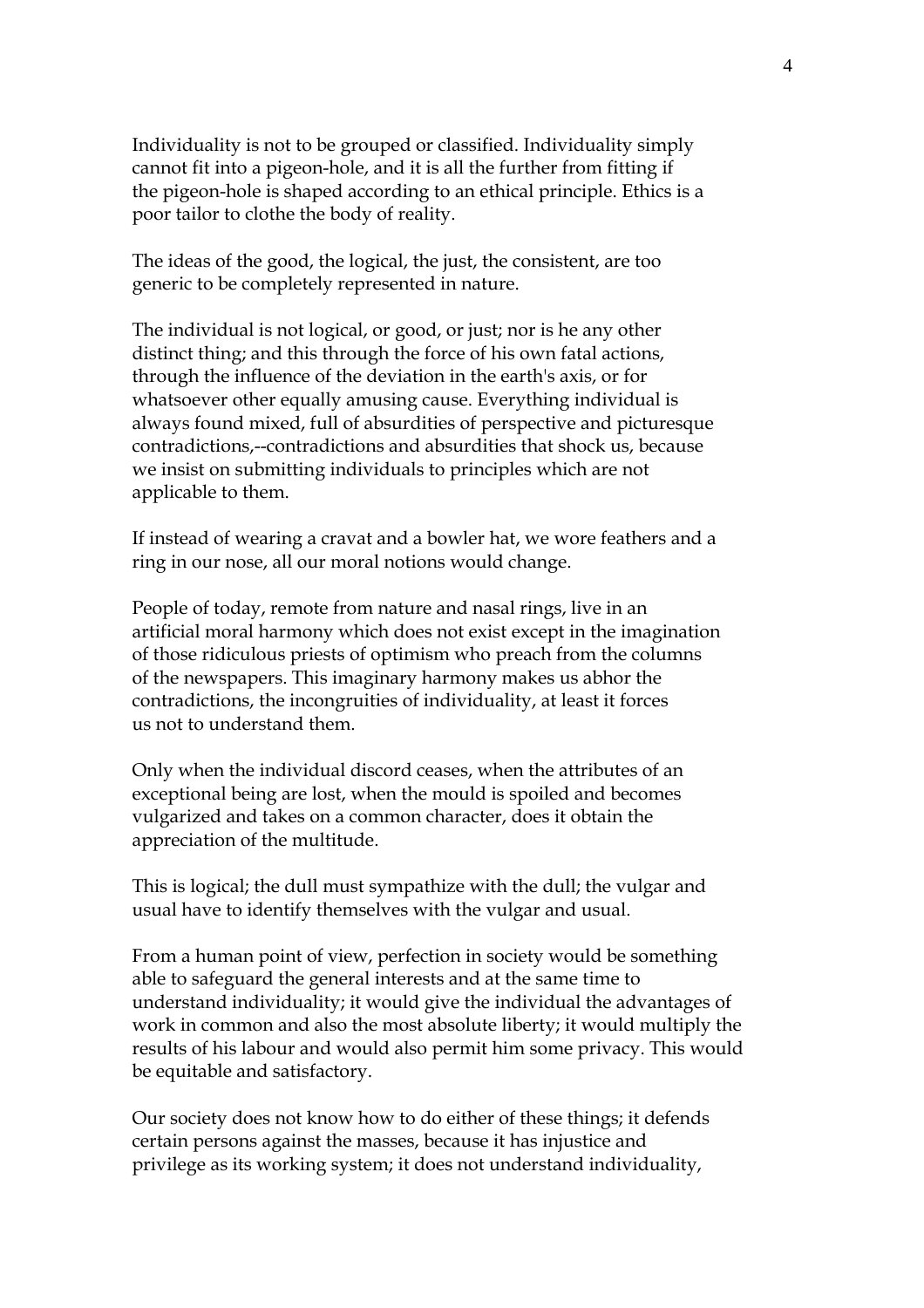Individuality is not to be grouped or classified. Individuality simply cannot fit into a pigeon-hole, and it is all the further from fitting if the pigeon-hole is shaped according to an ethical principle. Ethics is a poor tailor to clothe the body of reality.

The ideas of the good, the logical, the just, the consistent, are too generic to be completely represented in nature.

The individual is not logical, or good, or just; nor is he any other distinct thing; and this through the force of his own fatal actions, through the influence of the deviation in the earth's axis, or for whatsoever other equally amusing cause. Everything individual is always found mixed, full of absurdities of perspective and picturesque contradictions,--contradictions and absurdities that shock us, because we insist on submitting individuals to principles which are not applicable to them.

If instead of wearing a cravat and a bowler hat, we wore feathers and a ring in our nose, all our moral notions would change.

People of today, remote from nature and nasal rings, live in an artificial moral harmony which does not exist except in the imagination of those ridiculous priests of optimism who preach from the columns of the newspapers. This imaginary harmony makes us abhor the contradictions, the incongruities of individuality, at least it forces us not to understand them.

Only when the individual discord ceases, when the attributes of an exceptional being are lost, when the mould is spoiled and becomes vulgarized and takes on a common character, does it obtain the appreciation of the multitude.

This is logical; the dull must sympathize with the dull; the vulgar and usual have to identify themselves with the vulgar and usual.

From a human point of view, perfection in society would be something able to safeguard the general interests and at the same time to understand individuality; it would give the individual the advantages of work in common and also the most absolute liberty; it would multiply the results of his labour and would also permit him some privacy. This would be equitable and satisfactory.

Our society does not know how to do either of these things; it defends certain persons against the masses, because it has injustice and privilege as its working system; it does not understand individuality,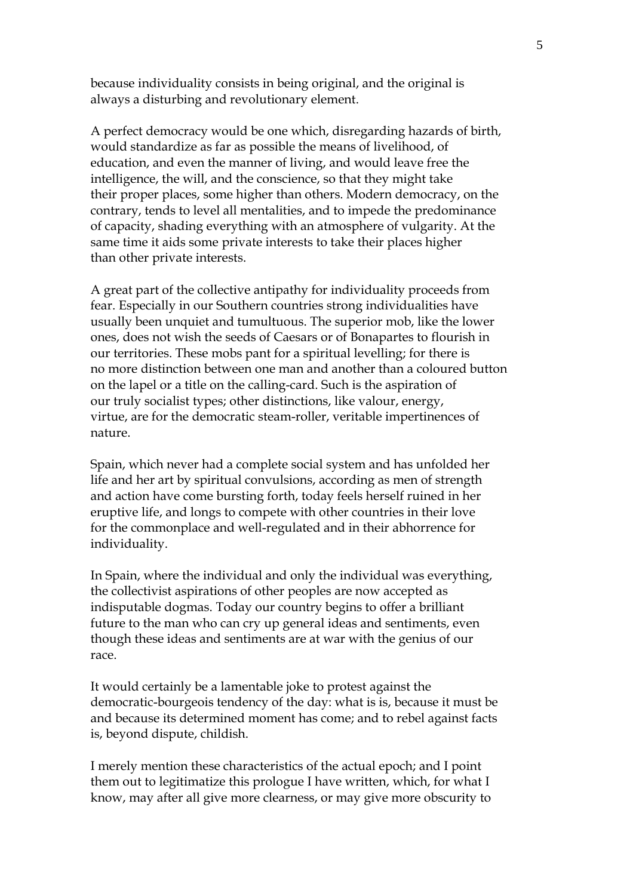because individuality consists in being original, and the original is always a disturbing and revolutionary element.

A perfect democracy would be one which, disregarding hazards of birth, would standardize as far as possible the means of livelihood, of education, and even the manner of living, and would leave free the intelligence, the will, and the conscience, so that they might take their proper places, some higher than others. Modern democracy, on the contrary, tends to level all mentalities, and to impede the predominance of capacity, shading everything with an atmosphere of vulgarity. At the same time it aids some private interests to take their places higher than other private interests.

A great part of the collective antipathy for individuality proceeds from fear. Especially in our Southern countries strong individualities have usually been unquiet and tumultuous. The superior mob, like the lower ones, does not wish the seeds of Caesars or of Bonapartes to flourish in our territories. These mobs pant for a spiritual levelling; for there is no more distinction between one man and another than a coloured button on the lapel or a title on the calling-card. Such is the aspiration of our truly socialist types; other distinctions, like valour, energy, virtue, are for the democratic steam-roller, veritable impertinences of nature.

Spain, which never had a complete social system and has unfolded her life and her art by spiritual convulsions, according as men of strength and action have come bursting forth, today feels herself ruined in her eruptive life, and longs to compete with other countries in their love for the commonplace and well-regulated and in their abhorrence for individuality.

In Spain, where the individual and only the individual was everything, the collectivist aspirations of other peoples are now accepted as indisputable dogmas. Today our country begins to offer a brilliant future to the man who can cry up general ideas and sentiments, even though these ideas and sentiments are at war with the genius of our race.

It would certainly be a lamentable joke to protest against the democratic-bourgeois tendency of the day: what is is, because it must be and because its determined moment has come; and to rebel against facts is, beyond dispute, childish.

I merely mention these characteristics of the actual epoch; and I point them out to legitimatize this prologue I have written, which, for what I know, may after all give more clearness, or may give more obscurity to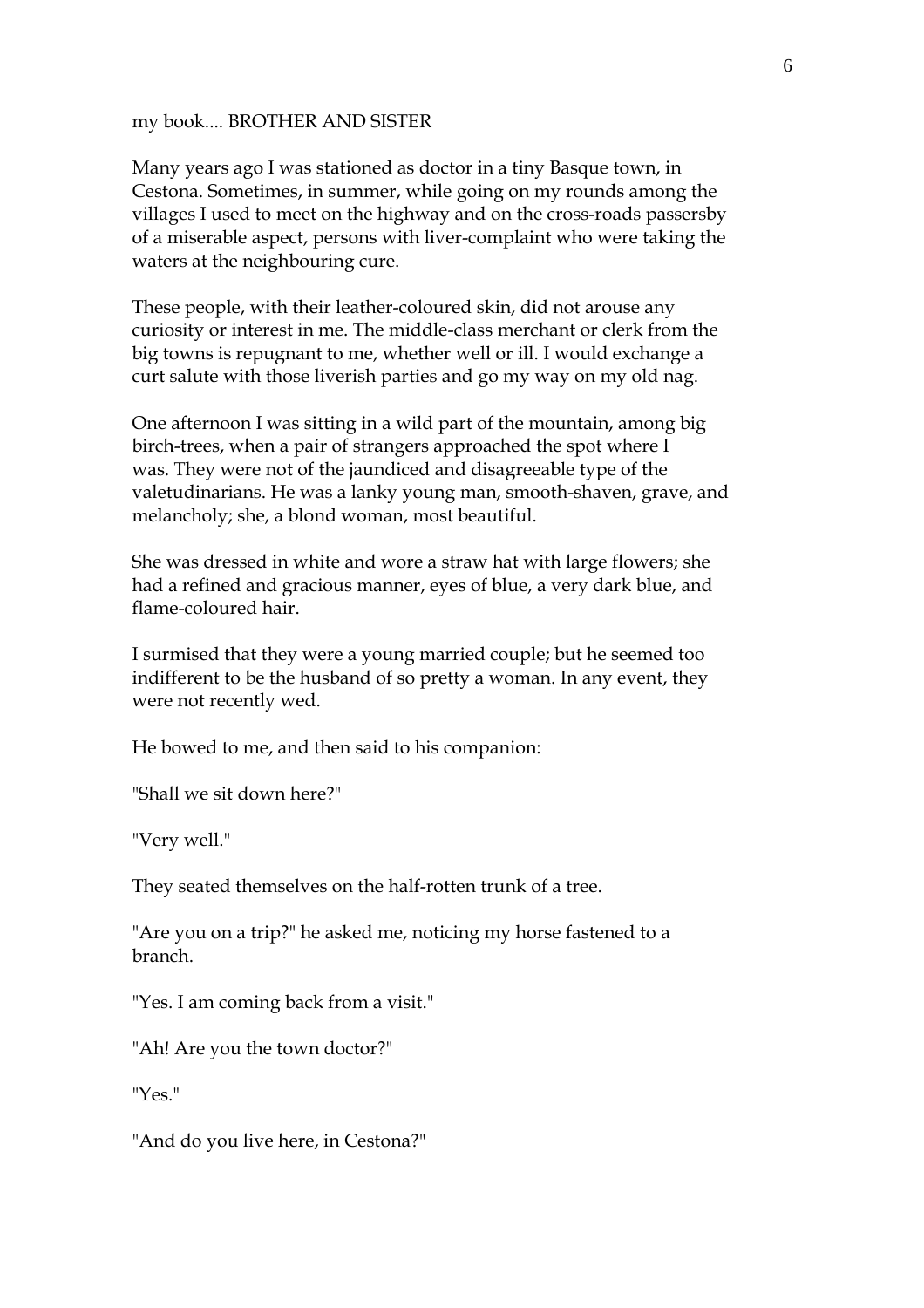my book.... BROTHER AND SISTER

Many years ago I was stationed as doctor in a tiny Basque town, in Cestona. Sometimes, in summer, while going on my rounds among the villages I used to meet on the highway and on the cross-roads passersby of a miserable aspect, persons with liver-complaint who were taking the waters at the neighbouring cure.

These people, with their leather-coloured skin, did not arouse any curiosity or interest in me. The middle-class merchant or clerk from the big towns is repugnant to me, whether well or ill. I would exchange a curt salute with those liverish parties and go my way on my old nag.

One afternoon I was sitting in a wild part of the mountain, among big birch-trees, when a pair of strangers approached the spot where I was. They were not of the jaundiced and disagreeable type of the valetudinarians. He was a lanky young man, smooth-shaven, grave, and melancholy; she, a blond woman, most beautiful.

She was dressed in white and wore a straw hat with large flowers; she had a refined and gracious manner, eyes of blue, a very dark blue, and flame-coloured hair.

I surmised that they were a young married couple; but he seemed too indifferent to be the husband of so pretty a woman. In any event, they were not recently wed.

He bowed to me, and then said to his companion:

"Shall we sit down here?"

"Very well."

They seated themselves on the half-rotten trunk of a tree.

"Are you on a trip?" he asked me, noticing my horse fastened to a branch.

"Yes. I am coming back from a visit."

"Ah! Are you the town doctor?"

"Yes."

"And do you live here, in Cestona?"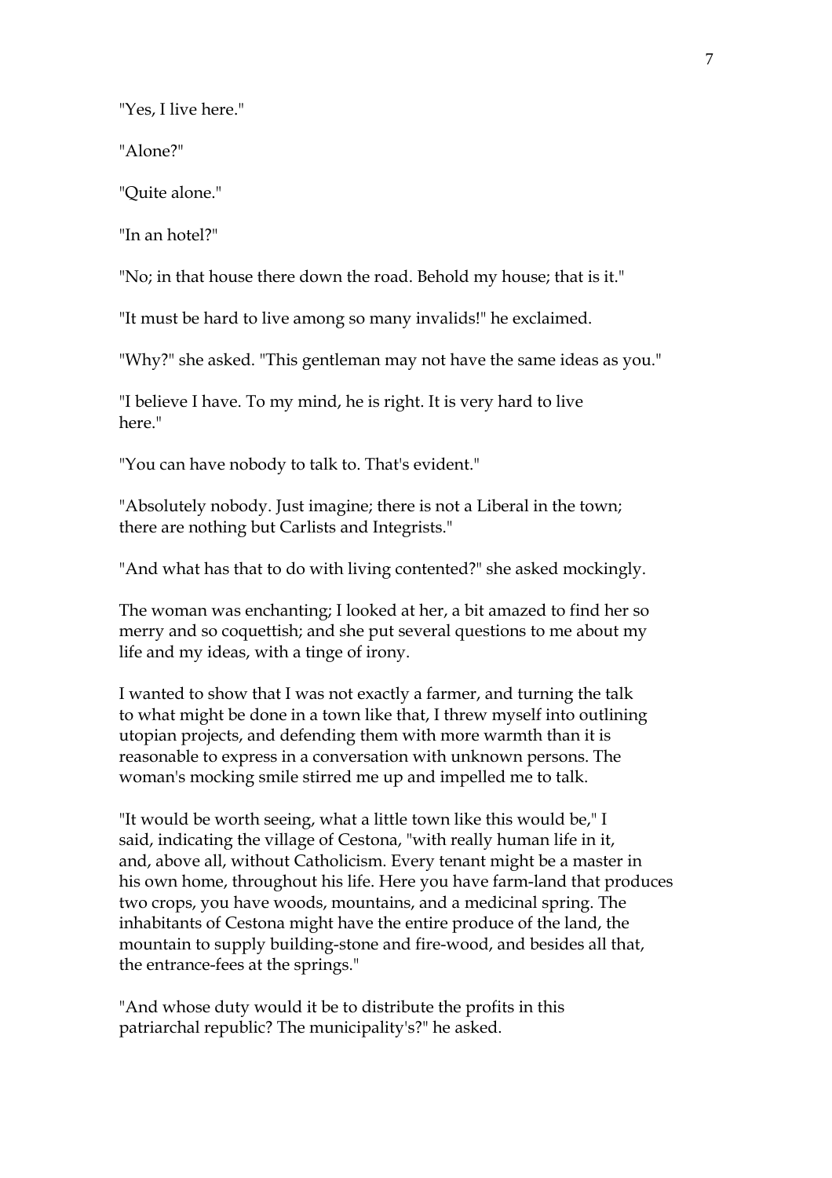"Yes, I live here."

"Alone?"

"Quite alone."

"In an hotel?"

"No; in that house there down the road. Behold my house; that is it."

"It must be hard to live among so many invalids!" he exclaimed.

"Why?" she asked. "This gentleman may not have the same ideas as you."

"I believe I have. To my mind, he is right. It is very hard to live here."

"You can have nobody to talk to. That's evident."

"Absolutely nobody. Just imagine; there is not a Liberal in the town; there are nothing but Carlists and Integrists."

"And what has that to do with living contented?" she asked mockingly.

The woman was enchanting; I looked at her, a bit amazed to find her so merry and so coquettish; and she put several questions to me about my life and my ideas, with a tinge of irony.

I wanted to show that I was not exactly a farmer, and turning the talk to what might be done in a town like that, I threw myself into outlining utopian projects, and defending them with more warmth than it is reasonable to express in a conversation with unknown persons. The woman's mocking smile stirred me up and impelled me to talk.

"It would be worth seeing, what a little town like this would be," I said, indicating the village of Cestona, "with really human life in it, and, above all, without Catholicism. Every tenant might be a master in his own home, throughout his life. Here you have farm-land that produces two crops, you have woods, mountains, and a medicinal spring. The inhabitants of Cestona might have the entire produce of the land, the mountain to supply building-stone and fire-wood, and besides all that, the entrance-fees at the springs."

"And whose duty would it be to distribute the profits in this patriarchal republic? The municipality's?" he asked.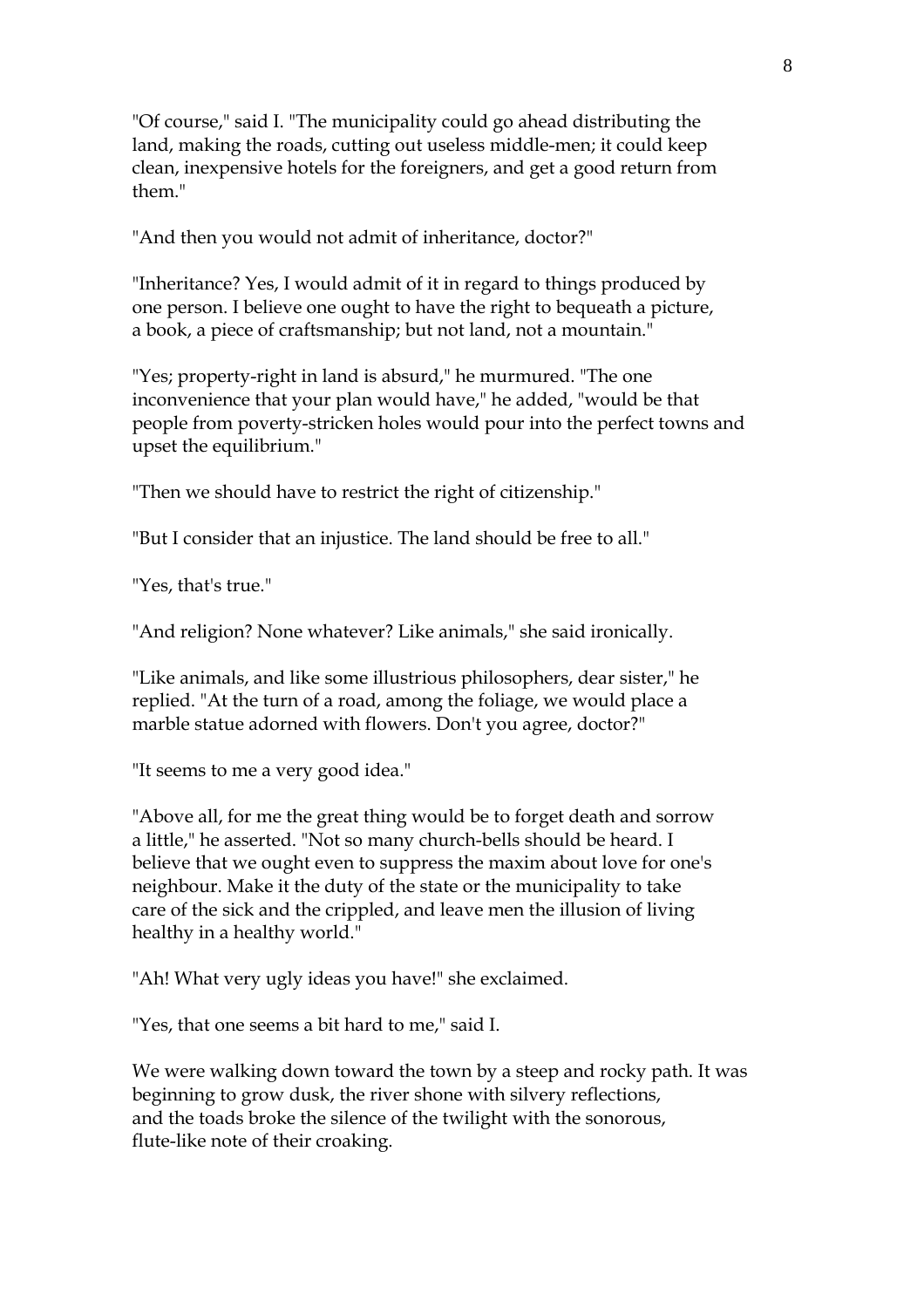"Of course," said I. "The municipality could go ahead distributing the land, making the roads, cutting out useless middle-men; it could keep clean, inexpensive hotels for the foreigners, and get a good return from them."

"And then you would not admit of inheritance, doctor?"

"Inheritance? Yes, I would admit of it in regard to things produced by one person. I believe one ought to have the right to bequeath a picture, a book, a piece of craftsmanship; but not land, not a mountain."

"Yes; property-right in land is absurd," he murmured. "The one inconvenience that your plan would have," he added, "would be that people from poverty-stricken holes would pour into the perfect towns and upset the equilibrium."

"Then we should have to restrict the right of citizenship."

"But I consider that an injustice. The land should be free to all."

"Yes, that's true."

"And religion? None whatever? Like animals," she said ironically.

"Like animals, and like some illustrious philosophers, dear sister," he replied. "At the turn of a road, among the foliage, we would place a marble statue adorned with flowers. Don't you agree, doctor?"

"It seems to me a very good idea."

"Above all, for me the great thing would be to forget death and sorrow a little," he asserted. "Not so many church-bells should be heard. I believe that we ought even to suppress the maxim about love for one's neighbour. Make it the duty of the state or the municipality to take care of the sick and the crippled, and leave men the illusion of living healthy in a healthy world."

"Ah! What very ugly ideas you have!" she exclaimed.

"Yes, that one seems a bit hard to me," said I.

We were walking down toward the town by a steep and rocky path. It was beginning to grow dusk, the river shone with silvery reflections, and the toads broke the silence of the twilight with the sonorous, flute-like note of their croaking.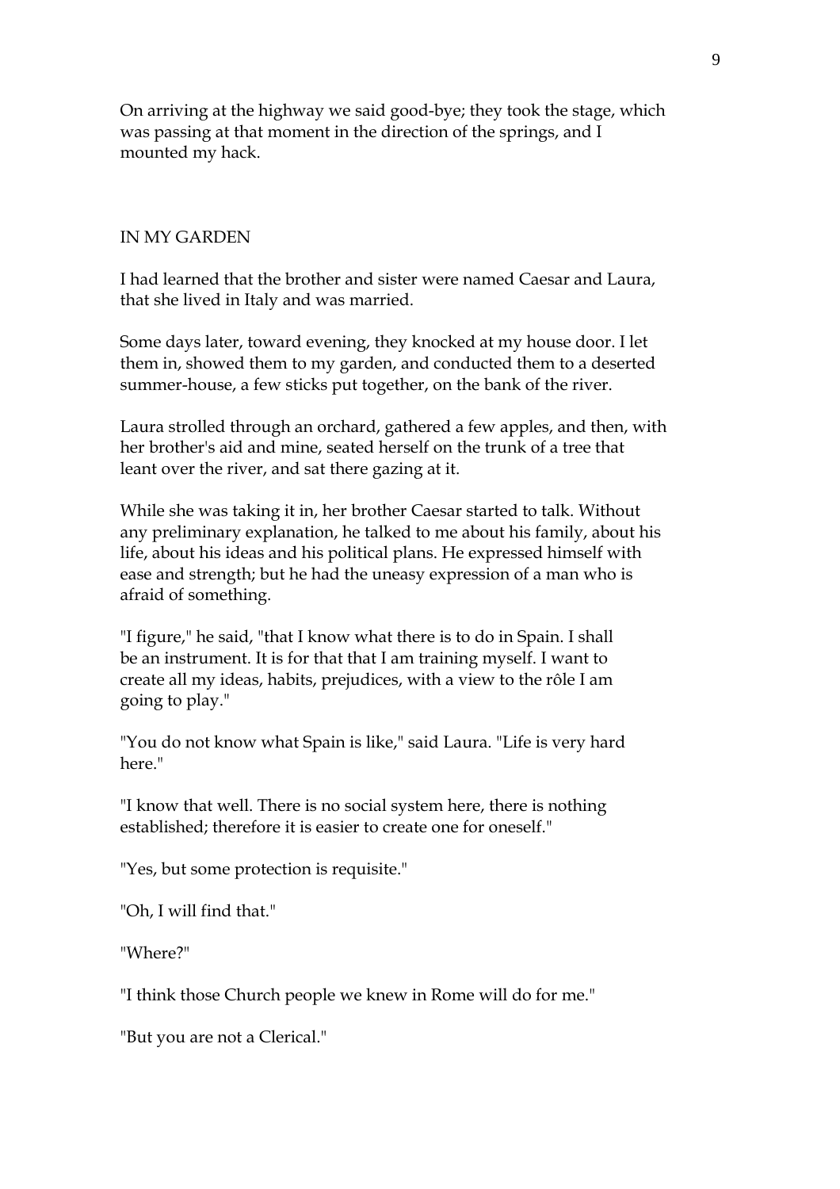On arriving at the highway we said good-bye; they took the stage, which was passing at that moment in the direction of the springs, and I mounted my hack.

## IN MY GARDEN

I had learned that the brother and sister were named Caesar and Laura, that she lived in Italy and was married.

Some days later, toward evening, they knocked at my house door. I let them in, showed them to my garden, and conducted them to a deserted summer-house, a few sticks put together, on the bank of the river.

Laura strolled through an orchard, gathered a few apples, and then, with her brother's aid and mine, seated herself on the trunk of a tree that leant over the river, and sat there gazing at it.

While she was taking it in, her brother Caesar started to talk. Without any preliminary explanation, he talked to me about his family, about his life, about his ideas and his political plans. He expressed himself with ease and strength; but he had the uneasy expression of a man who is afraid of something.

"I figure," he said, "that I know what there is to do in Spain. I shall be an instrument. It is for that that I am training myself. I want to create all my ideas, habits, prejudices, with a view to the rôle I am going to play."

"You do not know what Spain is like," said Laura. "Life is very hard here."

"I know that well. There is no social system here, there is nothing established; therefore it is easier to create one for oneself."

"Yes, but some protection is requisite."

"Oh, I will find that."

"Where?"

"I think those Church people we knew in Rome will do for me."

"But you are not a Clerical."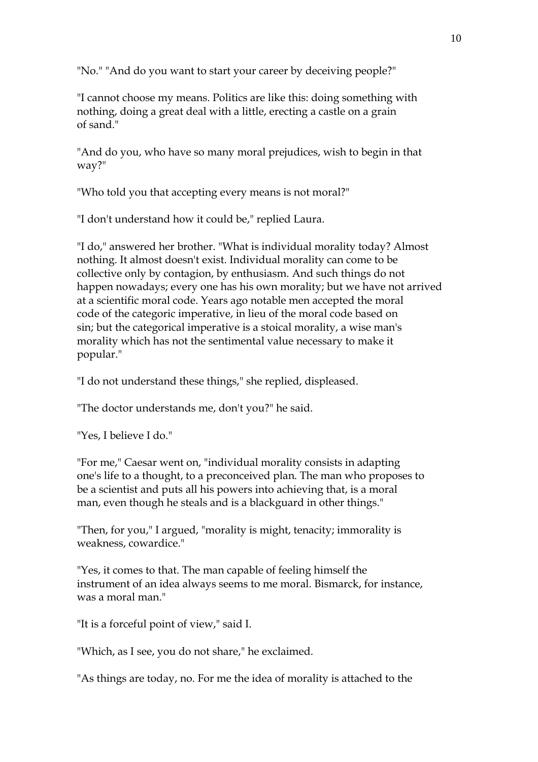"No." "And do you want to start your career by deceiving people?"

"I cannot choose my means. Politics are like this: doing something with nothing, doing a great deal with a little, erecting a castle on a grain of sand."

"And do you, who have so many moral prejudices, wish to begin in that way?"

"Who told you that accepting every means is not moral?"

"I don't understand how it could be," replied Laura.

"I do," answered her brother. "What is individual morality today? Almost nothing. It almost doesn't exist. Individual morality can come to be collective only by contagion, by enthusiasm. And such things do not happen nowadays; every one has his own morality; but we have not arrived at a scientific moral code. Years ago notable men accepted the moral code of the categoric imperative, in lieu of the moral code based on sin; but the categorical imperative is a stoical morality, a wise man's morality which has not the sentimental value necessary to make it popular."

"I do not understand these things," she replied, displeased.

"The doctor understands me, don't you?" he said.

"Yes, I believe I do."

"For me," Caesar went on, "individual morality consists in adapting one's life to a thought, to a preconceived plan. The man who proposes to be a scientist and puts all his powers into achieving that, is a moral man, even though he steals and is a blackguard in other things."

"Then, for you," I argued, "morality is might, tenacity; immorality is weakness, cowardice."

"Yes, it comes to that. The man capable of feeling himself the instrument of an idea always seems to me moral. Bismarck, for instance, was a moral man."

"It is a forceful point of view," said I.

"Which, as I see, you do not share," he exclaimed.

"As things are today, no. For me the idea of morality is attached to the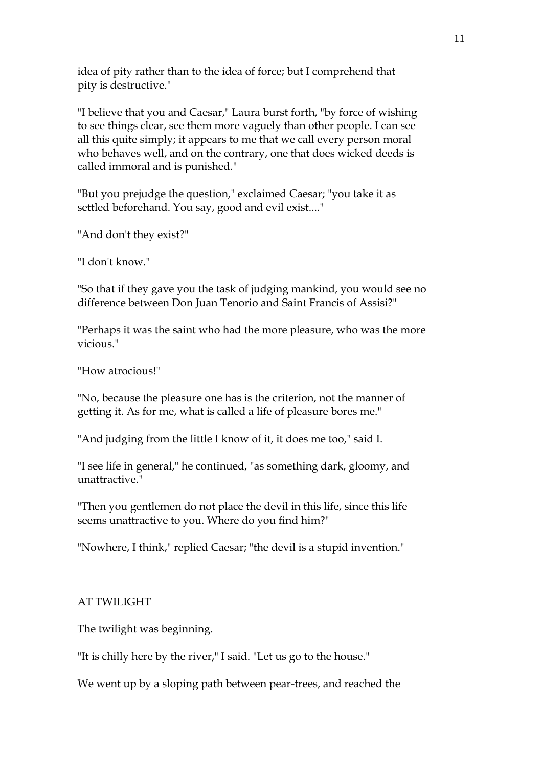idea of pity rather than to the idea of force; but I comprehend that pity is destructive."

"I believe that you and Caesar," Laura burst forth, "by force of wishing to see things clear, see them more vaguely than other people. I can see all this quite simply; it appears to me that we call every person moral who behaves well, and on the contrary, one that does wicked deeds is called immoral and is punished."

"But you prejudge the question," exclaimed Caesar; "you take it as settled beforehand. You say, good and evil exist...."

"And don't they exist?"

"I don't know."

"So that if they gave you the task of judging mankind, you would see no difference between Don Juan Tenorio and Saint Francis of Assisi?"

"Perhaps it was the saint who had the more pleasure, who was the more vicious."

"How atrocious!"

"No, because the pleasure one has is the criterion, not the manner of getting it. As for me, what is called a life of pleasure bores me."

"And judging from the little I know of it, it does me too," said I.

"I see life in general," he continued, "as something dark, gloomy, and unattractive."

"Then you gentlemen do not place the devil in this life, since this life seems unattractive to you. Where do you find him?"

"Nowhere, I think," replied Caesar; "the devil is a stupid invention."

## AT TWILIGHT

The twilight was beginning.

"It is chilly here by the river," I said. "Let us go to the house."

We went up by a sloping path between pear-trees, and reached the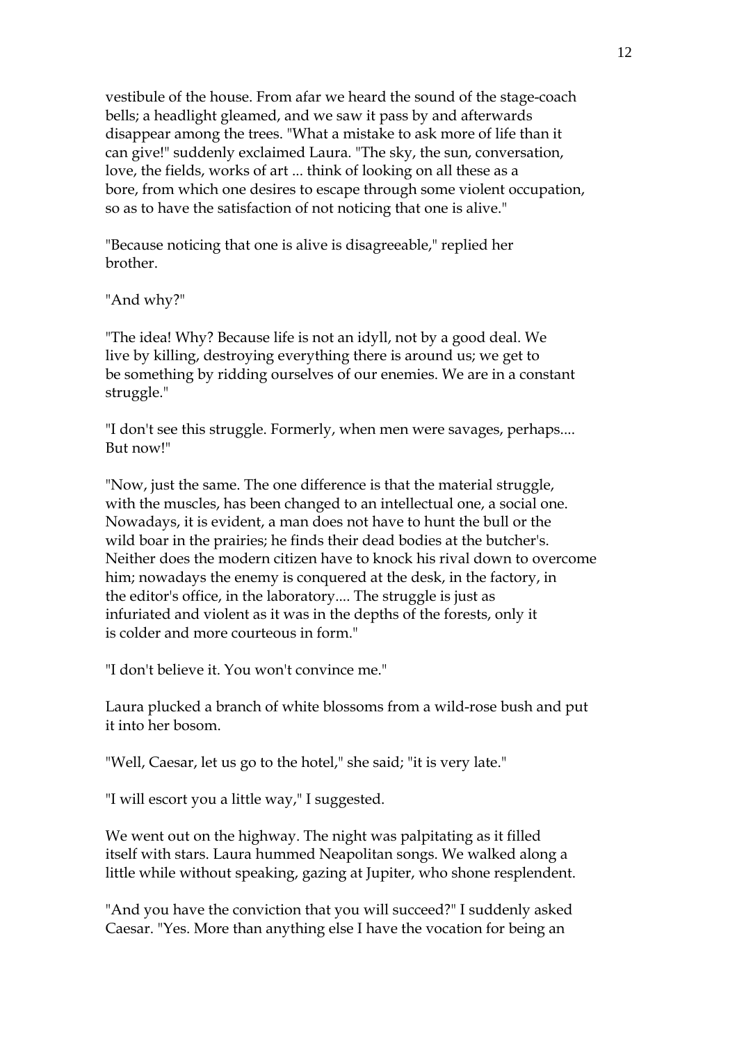vestibule of the house. From afar we heard the sound of the stage-coach bells; a headlight gleamed, and we saw it pass by and afterwards disappear among the trees. "What a mistake to ask more of life than it can give!" suddenly exclaimed Laura. "The sky, the sun, conversation, love, the fields, works of art ... think of looking on all these as a bore, from which one desires to escape through some violent occupation, so as to have the satisfaction of not noticing that one is alive."

"Because noticing that one is alive is disagreeable," replied her brother.

"And why?"

"The idea! Why? Because life is not an idyll, not by a good deal. We live by killing, destroying everything there is around us; we get to be something by ridding ourselves of our enemies. We are in a constant struggle."

"I don't see this struggle. Formerly, when men were savages, perhaps.... But now!"

"Now, just the same. The one difference is that the material struggle, with the muscles, has been changed to an intellectual one, a social one. Nowadays, it is evident, a man does not have to hunt the bull or the wild boar in the prairies; he finds their dead bodies at the butcher's. Neither does the modern citizen have to knock his rival down to overcome him; nowadays the enemy is conquered at the desk, in the factory, in the editor's office, in the laboratory.... The struggle is just as infuriated and violent as it was in the depths of the forests, only it is colder and more courteous in form."

"I don't believe it. You won't convince me."

Laura plucked a branch of white blossoms from a wild-rose bush and put it into her bosom.

"Well, Caesar, let us go to the hotel," she said; "it is very late."

"I will escort you a little way," I suggested.

We went out on the highway. The night was palpitating as it filled itself with stars. Laura hummed Neapolitan songs. We walked along a little while without speaking, gazing at Jupiter, who shone resplendent.

"And you have the conviction that you will succeed?" I suddenly asked Caesar. "Yes. More than anything else I have the vocation for being an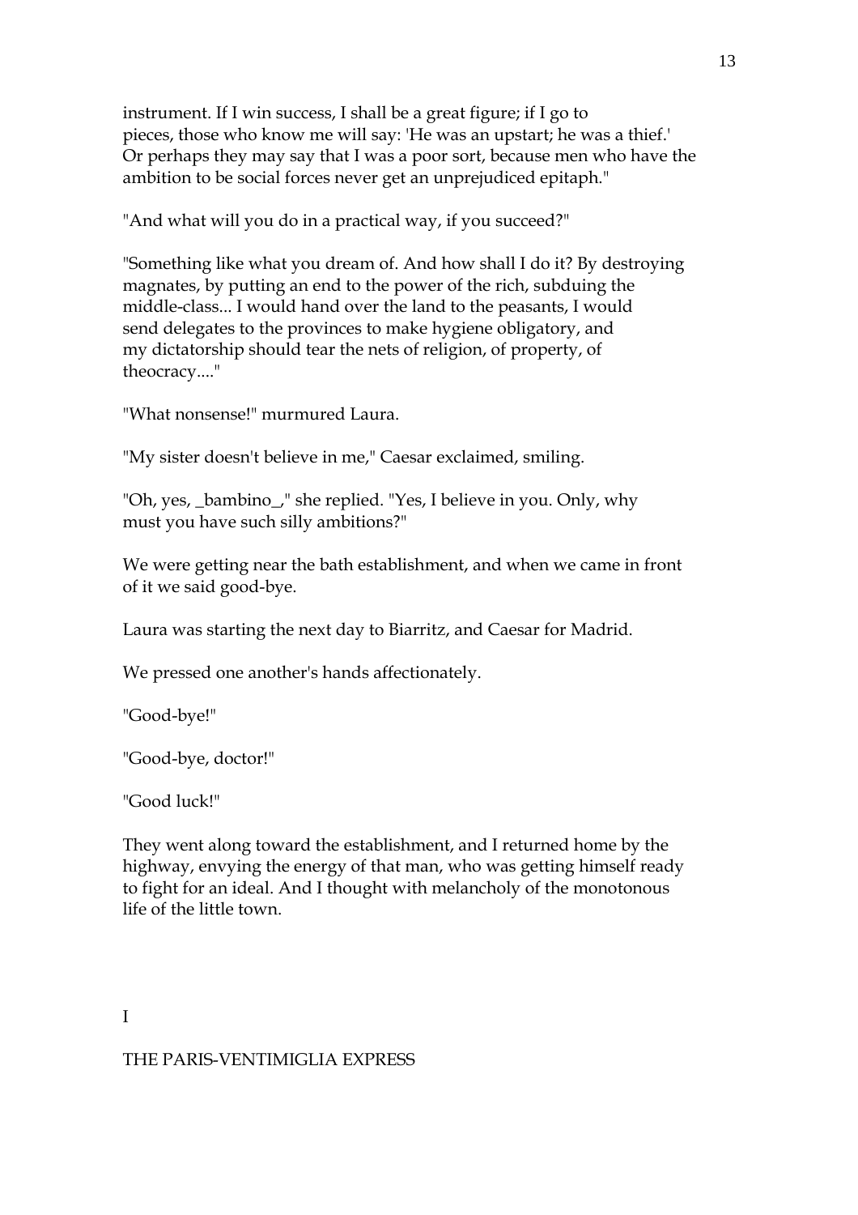instrument. If I win success, I shall be a great figure; if I go to pieces, those who know me will say: 'He was an upstart; he was a thief.' Or perhaps they may say that I was a poor sort, because men who have the ambition to be social forces never get an unprejudiced epitaph."

"And what will you do in a practical way, if you succeed?"

"Something like what you dream of. And how shall I do it? By destroying magnates, by putting an end to the power of the rich, subduing the middle-class... I would hand over the land to the peasants, I would send delegates to the provinces to make hygiene obligatory, and my dictatorship should tear the nets of religion, of property, of theocracy...."

"What nonsense!" murmured Laura.

"My sister doesn't believe in me," Caesar exclaimed, smiling.

"Oh, yes, _bambino_," she replied. "Yes, I believe in you. Only, why must you have such silly ambitions?"

We were getting near the bath establishment, and when we came in front of it we said good-bye.

Laura was starting the next day to Biarritz, and Caesar for Madrid.

We pressed one another's hands affectionately.

"Good-bye!"

"Good-bye, doctor!"

"Good luck!"

They went along toward the establishment, and I returned home by the highway, envying the energy of that man, who was getting himself ready to fight for an ideal. And I thought with melancholy of the monotonous life of the little town.

## I

## THE PARIS-VENTIMIGLIA EXPRESS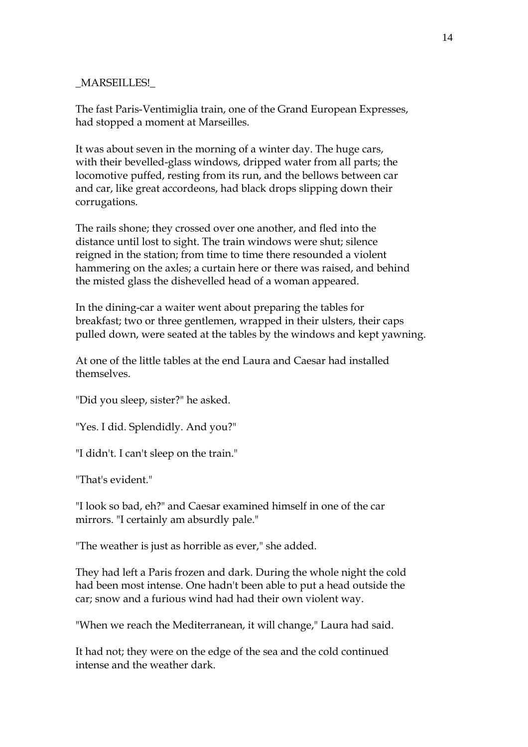_MARSEILLES!_

The fast Paris-Ventimiglia train, one of the Grand European Expresses, had stopped a moment at Marseilles.

It was about seven in the morning of a winter day. The huge cars, with their bevelled-glass windows, dripped water from all parts; the locomotive puffed, resting from its run, and the bellows between car and car, like great accordeons, had black drops slipping down their corrugations.

The rails shone; they crossed over one another, and fled into the distance until lost to sight. The train windows were shut; silence reigned in the station; from time to time there resounded a violent hammering on the axles; a curtain here or there was raised, and behind the misted glass the dishevelled head of a woman appeared.

In the dining-car a waiter went about preparing the tables for breakfast; two or three gentlemen, wrapped in their ulsters, their caps pulled down, were seated at the tables by the windows and kept yawning.

At one of the little tables at the end Laura and Caesar had installed themselves.

"Did you sleep, sister?" he asked.

"Yes. I did. Splendidly. And you?"

"I didn't. I can't sleep on the train."

"That's evident."

"I look so bad, eh?" and Caesar examined himself in one of the car mirrors. "I certainly am absurdly pale."

"The weather is just as horrible as ever," she added.

They had left a Paris frozen and dark. During the whole night the cold had been most intense. One hadn't been able to put a head outside the car; snow and a furious wind had had their own violent way.

"When we reach the Mediterranean, it will change," Laura had said.

It had not; they were on the edge of the sea and the cold continued intense and the weather dark.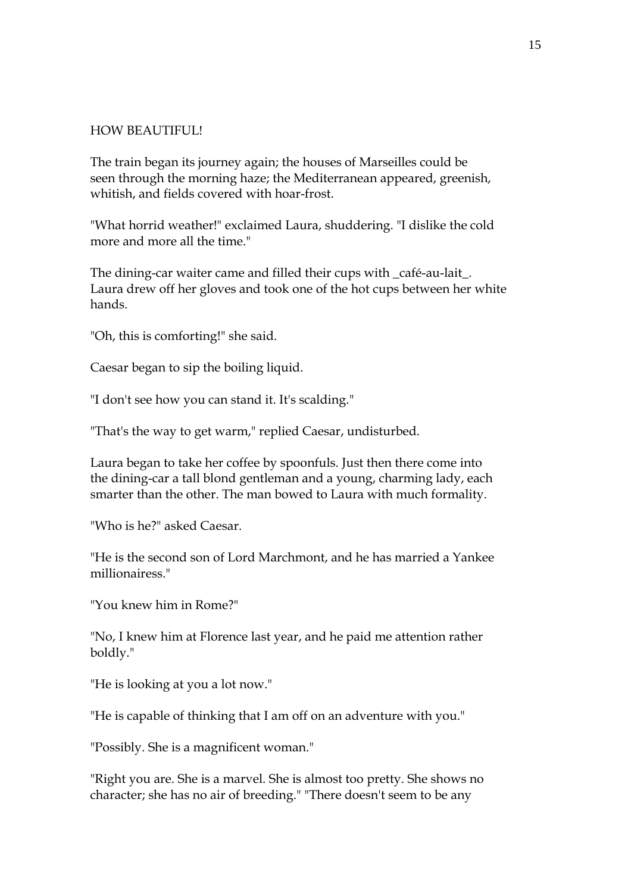HOW BEAUTIFUL!

The train began its journey again; the houses of Marseilles could be seen through the morning haze; the Mediterranean appeared, greenish, whitish, and fields covered with hoar-frost.

"What horrid weather!" exclaimed Laura, shuddering. "I dislike the cold more and more all the time."

The dining-car waiter came and filled their cups with _café-au-lait_. Laura drew off her gloves and took one of the hot cups between her white hands.

"Oh, this is comforting!" she said.

Caesar began to sip the boiling liquid.

"I don't see how you can stand it. It's scalding."

"That's the way to get warm," replied Caesar, undisturbed.

Laura began to take her coffee by spoonfuls. Just then there come into the dining-car a tall blond gentleman and a young, charming lady, each smarter than the other. The man bowed to Laura with much formality.

"Who is he?" asked Caesar.

"He is the second son of Lord Marchmont, and he has married a Yankee millionairess."

"You knew him in Rome?"

"No, I knew him at Florence last year, and he paid me attention rather boldly."

"He is looking at you a lot now."

"He is capable of thinking that I am off on an adventure with you."

"Possibly. She is a magnificent woman."

"Right you are. She is a marvel. She is almost too pretty. She shows no character; she has no air of breeding." "There doesn't seem to be any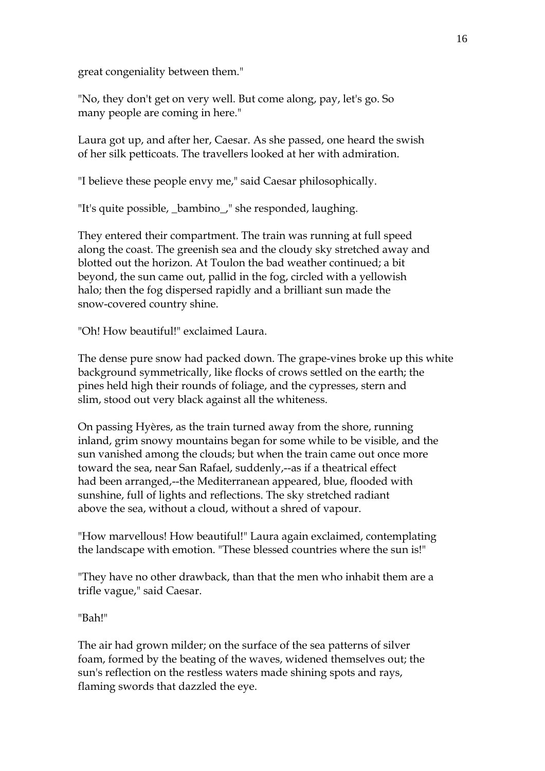great congeniality between them."

"No, they don't get on very well. But come along, pay, let's go. So many people are coming in here."

Laura got up, and after her, Caesar. As she passed, one heard the swish of her silk petticoats. The travellers looked at her with admiration.

"I believe these people envy me," said Caesar philosophically.

"It's quite possible, _bambino_," she responded, laughing.

They entered their compartment. The train was running at full speed along the coast. The greenish sea and the cloudy sky stretched away and blotted out the horizon. At Toulon the bad weather continued; a bit beyond, the sun came out, pallid in the fog, circled with a yellowish halo; then the fog dispersed rapidly and a brilliant sun made the snow-covered country shine.

"Oh! How beautiful!" exclaimed Laura.

The dense pure snow had packed down. The grape-vines broke up this white background symmetrically, like flocks of crows settled on the earth; the pines held high their rounds of foliage, and the cypresses, stern and slim, stood out very black against all the whiteness.

On passing Hyères, as the train turned away from the shore, running inland, grim snowy mountains began for some while to be visible, and the sun vanished among the clouds; but when the train came out once more toward the sea, near San Rafael, suddenly,--as if a theatrical effect had been arranged,--the Mediterranean appeared, blue, flooded with sunshine, full of lights and reflections. The sky stretched radiant above the sea, without a cloud, without a shred of vapour.

"How marvellous! How beautiful!" Laura again exclaimed, contemplating the landscape with emotion. "These blessed countries where the sun is!"

"They have no other drawback, than that the men who inhabit them are a trifle vague," said Caesar.

"Bah!"

The air had grown milder; on the surface of the sea patterns of silver foam, formed by the beating of the waves, widened themselves out; the sun's reflection on the restless waters made shining spots and rays, flaming swords that dazzled the eye.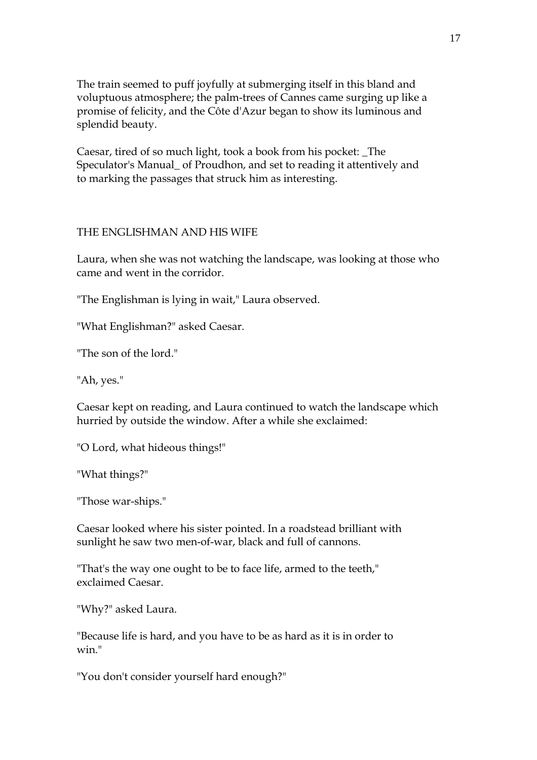The train seemed to puff joyfully at submerging itself in this bland and voluptuous atmosphere; the palm-trees of Cannes came surging up like a promise of felicity, and the Côte d'Azur began to show its luminous and splendid beauty.

Caesar, tired of so much light, took a book from his pocket: _The Speculator's Manual_ of Proudhon, and set to reading it attentively and to marking the passages that struck him as interesting.

## THE ENGLISHMAN AND HIS WIFE

Laura, when she was not watching the landscape, was looking at those who came and went in the corridor.

"The Englishman is lying in wait," Laura observed.

"What Englishman?" asked Caesar.

"The son of the lord."

"Ah, yes."

Caesar kept on reading, and Laura continued to watch the landscape which hurried by outside the window. After a while she exclaimed:

"O Lord, what hideous things!"

"What things?"

"Those war-ships."

Caesar looked where his sister pointed. In a roadstead brilliant with sunlight he saw two men-of-war, black and full of cannons.

"That's the way one ought to be to face life, armed to the teeth," exclaimed Caesar.

"Why?" asked Laura.

"Because life is hard, and you have to be as hard as it is in order to win."

"You don't consider yourself hard enough?"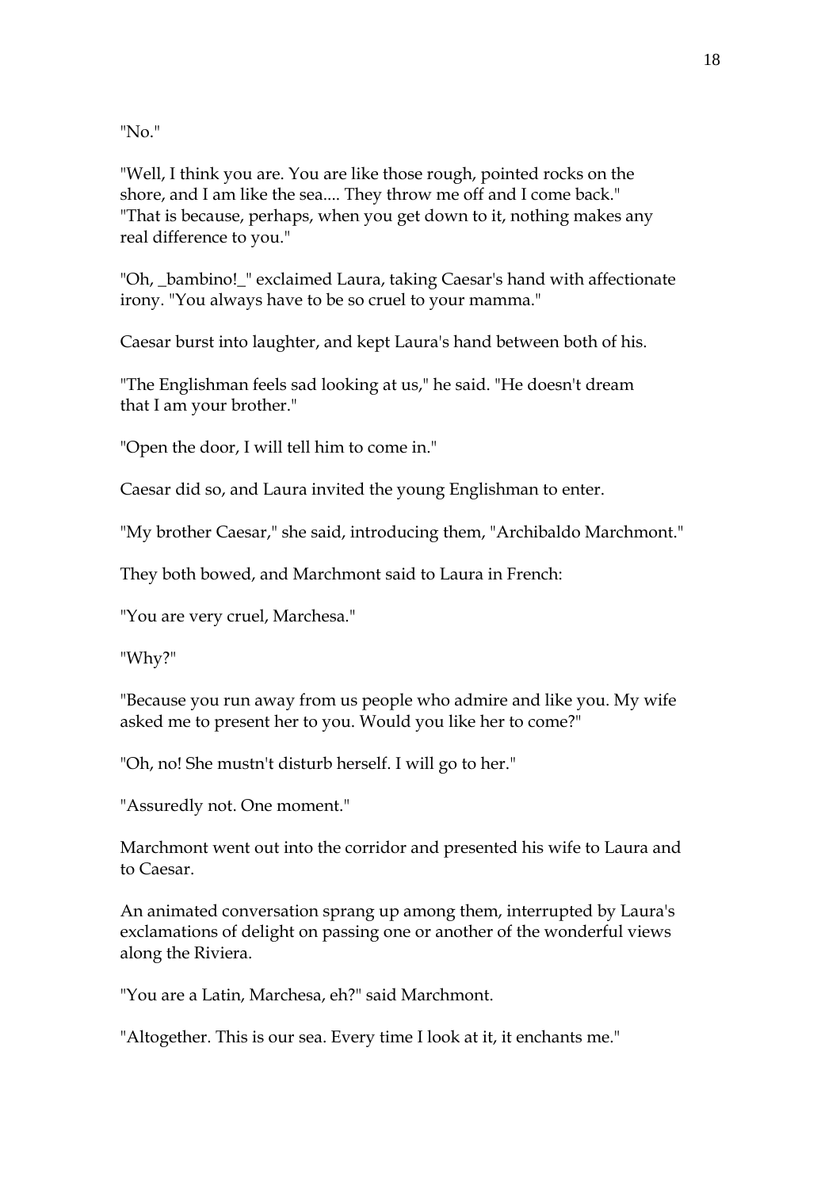"No."

"Well, I think you are. You are like those rough, pointed rocks on the shore, and I am like the sea.... They throw me off and I come back."
"That is because, perhaps, when you get down to it, nothing makes any real difference to you."

"Oh, _bambino!_" exclaimed Laura, taking Caesar's hand with affectionate irony. "You always have to be so cruel to your mamma."

Caesar burst into laughter, and kept Laura's hand between both of his.

"The Englishman feels sad looking at us," he said. "He doesn't dream that I am your brother."

"Open the door, I will tell him to come in."

Caesar did so, and Laura invited the young Englishman to enter.

"My brother Caesar," she said, introducing them, "Archibaldo Marchmont."

They both bowed, and Marchmont said to Laura in French:

"You are very cruel, Marchesa."

"Why?"

"Because you run away from us people who admire and like you. My wife asked me to present her to you. Would you like her to come?"

"Oh, no! She mustn't disturb herself. I will go to her."

"Assuredly not. One moment."

Marchmont went out into the corridor and presented his wife to Laura and to Caesar.

An animated conversation sprang up among them, interrupted by Laura's exclamations of delight on passing one or another of the wonderful views along the Riviera.

"You are a Latin, Marchesa, eh?" said Marchmont.

"Altogether. This is our sea. Every time I look at it, it enchants me."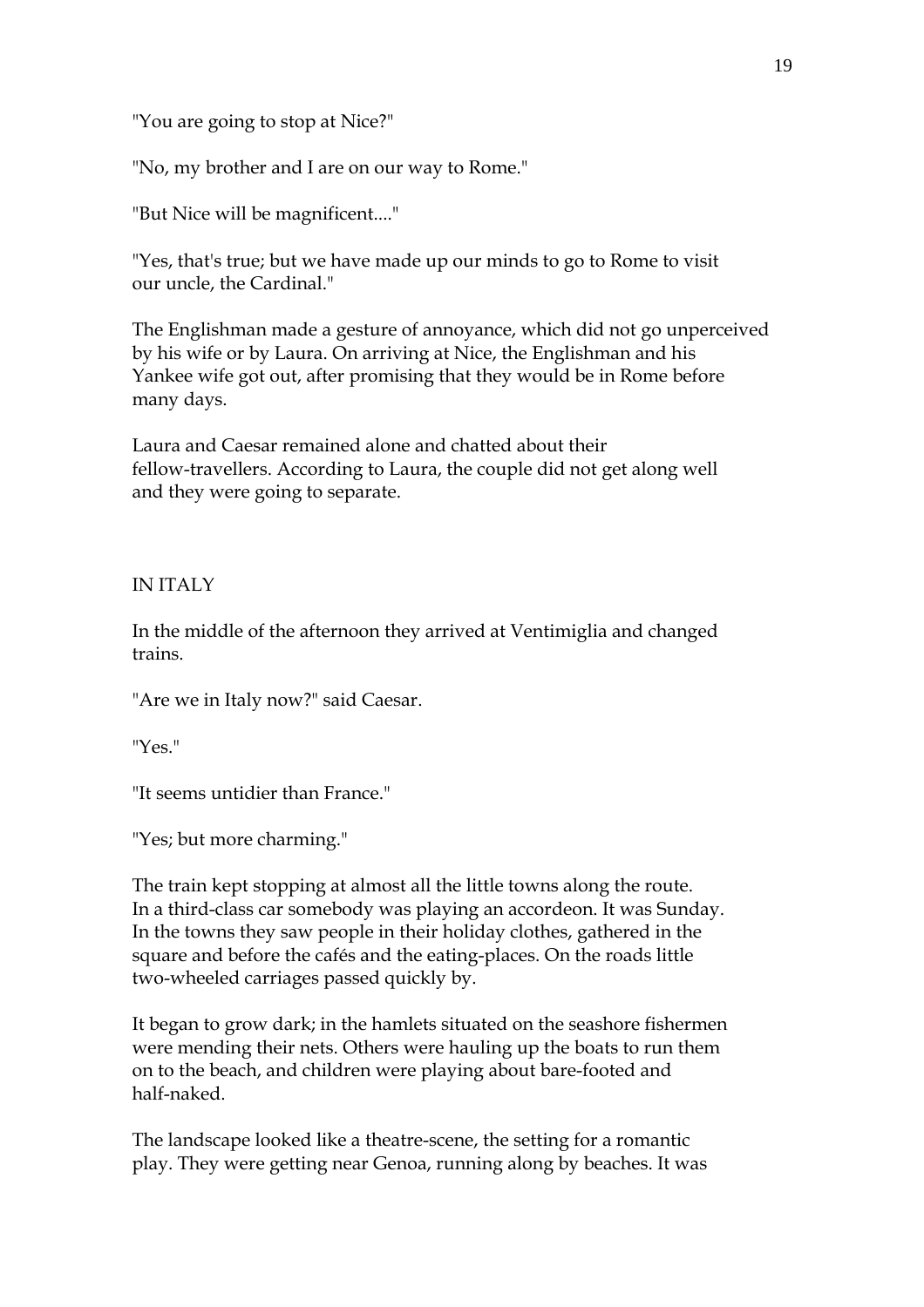"You are going to stop at Nice?"

"No, my brother and I are on our way to Rome."

"But Nice will be magnificent...."

"Yes, that's true; but we have made up our minds to go to Rome to visit our uncle, the Cardinal."

The Englishman made a gesture of annoyance, which did not go unperceived by his wife or by Laura. On arriving at Nice, the Englishman and his Yankee wife got out, after promising that they would be in Rome before many days.

Laura and Caesar remained alone and chatted about their fellow-travellers. According to Laura, the couple did not get along well and they were going to separate.

## IN ITALY

In the middle of the afternoon they arrived at Ventimiglia and changed trains.

"Are we in Italy now?" said Caesar.

"Yes."

"It seems untidier than France."

"Yes; but more charming."

The train kept stopping at almost all the little towns along the route. In a third-class car somebody was playing an accordeon. It was Sunday. In the towns they saw people in their holiday clothes, gathered in the square and before the cafés and the eating-places. On the roads little two-wheeled carriages passed quickly by.

It began to grow dark; in the hamlets situated on the seashore fishermen were mending their nets. Others were hauling up the boats to run them on to the beach, and children were playing about bare-footed and half-naked.

The landscape looked like a theatre-scene, the setting for a romantic play. They were getting near Genoa, running along by beaches. It was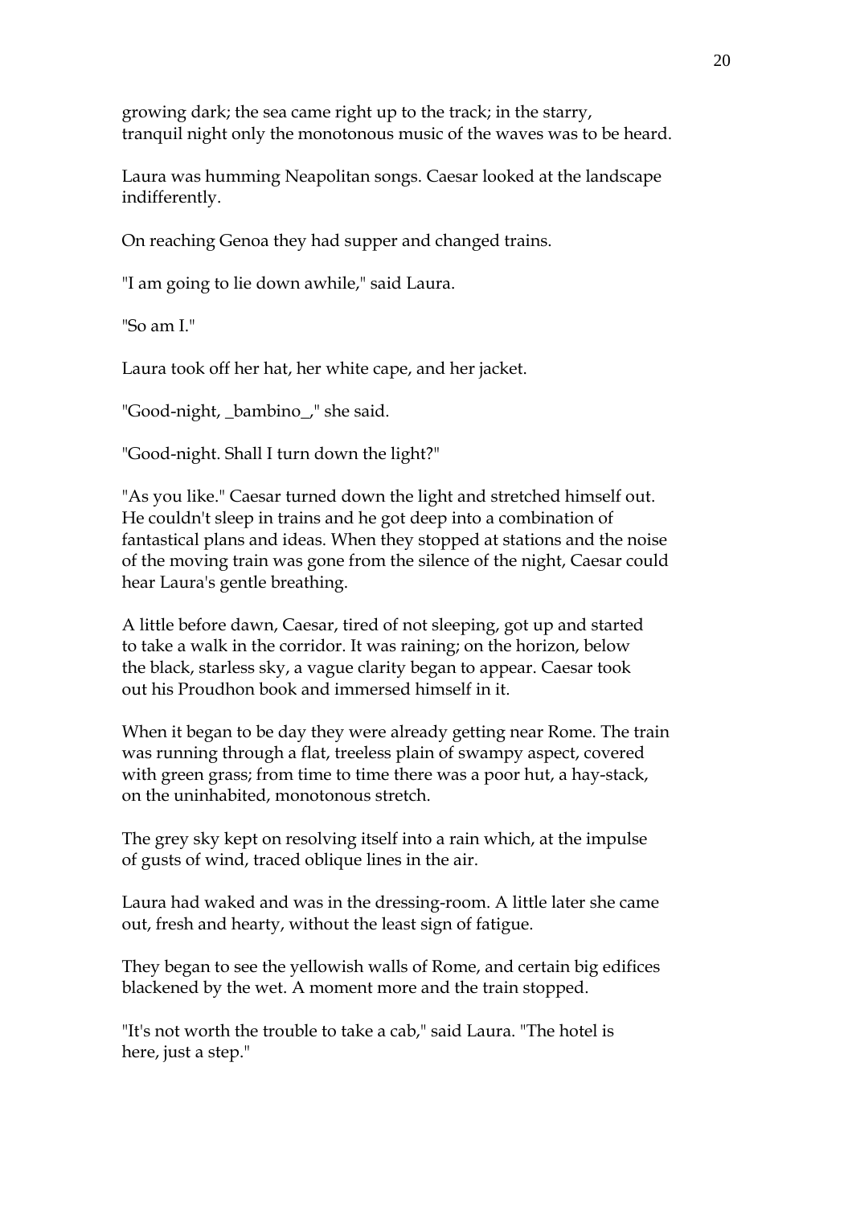growing dark; the sea came right up to the track; in the starry, tranquil night only the monotonous music of the waves was to be heard.

Laura was humming Neapolitan songs. Caesar looked at the landscape indifferently.

On reaching Genoa they had supper and changed trains.

"I am going to lie down awhile," said Laura.

"So am I."

Laura took off her hat, her white cape, and her jacket.

"Good-night, _bambino_," she said.

"Good-night. Shall I turn down the light?"

"As you like." Caesar turned down the light and stretched himself out. He couldn't sleep in trains and he got deep into a combination of fantastical plans and ideas. When they stopped at stations and the noise of the moving train was gone from the silence of the night, Caesar could hear Laura's gentle breathing.

A little before dawn, Caesar, tired of not sleeping, got up and started to take a walk in the corridor. It was raining; on the horizon, below the black, starless sky, a vague clarity began to appear. Caesar took out his Proudhon book and immersed himself in it.

When it began to be day they were already getting near Rome. The train was running through a flat, treeless plain of swampy aspect, covered with green grass; from time to time there was a poor hut, a hay-stack, on the uninhabited, monotonous stretch.

The grey sky kept on resolving itself into a rain which, at the impulse of gusts of wind, traced oblique lines in the air.

Laura had waked and was in the dressing-room. A little later she came out, fresh and hearty, without the least sign of fatigue.

They began to see the yellowish walls of Rome, and certain big edifices blackened by the wet. A moment more and the train stopped.

"It's not worth the trouble to take a cab," said Laura. "The hotel is here, just a step."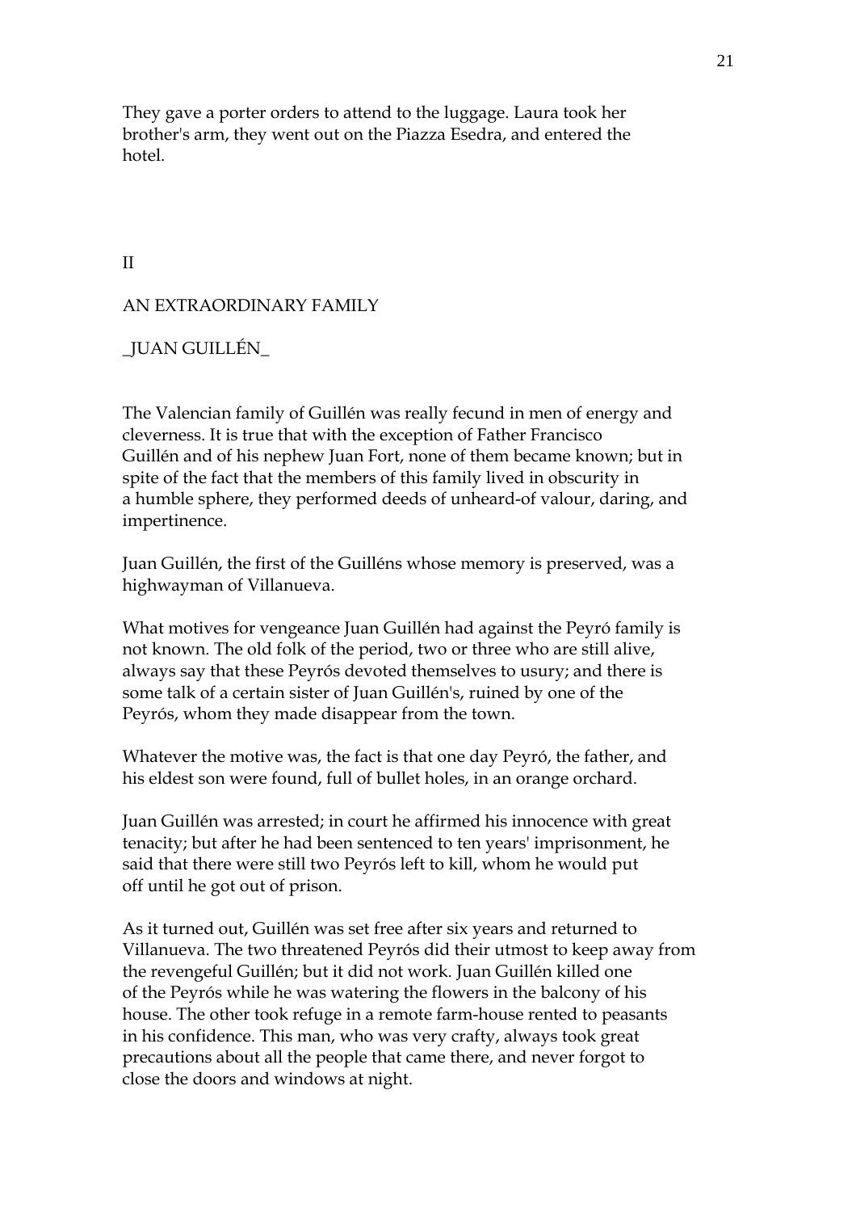They gave a porter orders to attend to the luggage. Laura took her brother's arm, they went out on the Piazza Esedra, and entered the hotel.

## II

## AN EXTRAORDINARY FAMILY

### _JUAN GUILLÉN_

The Valencian family of Guillén was really fecund in men of energy and cleverness. It is true that with the exception of Father Francisco Guillén and of his nephew Juan Fort, none of them became known; but in spite of the fact that the members of this family lived in obscurity in a humble sphere, they performed deeds of unheard-of valour, daring, and impertinence.

Juan Guillén, the first of the Guilléns whose memory is preserved, was a highwayman of Villanueva.

What motives for vengeance Juan Guillén had against the Peyró family is not known. The old folk of the period, two or three who are still alive, always say that these Peyrós devoted themselves to usury; and there is some talk of a certain sister of Juan Guillén's, ruined by one of the Peyrós, whom they made disappear from the town.

Whatever the motive was, the fact is that one day Peyró, the father, and his eldest son were found, full of bullet holes, in an orange orchard.

Juan Guillén was arrested; in court he affirmed his innocence with great tenacity; but after he had been sentenced to ten years' imprisonment, he said that there were still two Peyrós left to kill, whom he would put off until he got out of prison.

As it turned out, Guillén was set free after six years and returned to Villanueva. The two threatened Peyrós did their utmost to keep away from the revengeful Guillén; but it did not work. Juan Guillén killed one of the Peyrós while he was watering the flowers in the balcony of his house. The other took refuge in a remote farm-house rented to peasants in his confidence. This man, who was very crafty, always took great precautions about all the people that came there, and never forgot to close the doors and windows at night.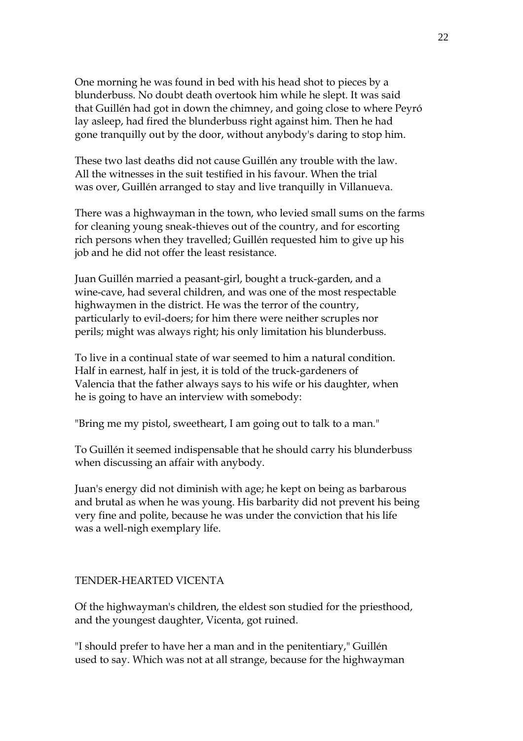One morning he was found in bed with his head shot to pieces by a blunderbuss. No doubt death overtook him while he slept. It was said that Guillén had got in down the chimney, and going close to where Peyró lay asleep, had fired the blunderbuss right against him. Then he had gone tranquilly out by the door, without anybody's daring to stop him.

These two last deaths did not cause Guillén any trouble with the law. All the witnesses in the suit testified in his favour. When the trial was over, Guillén arranged to stay and live tranquilly in Villanueva.

There was a highwayman in the town, who levied small sums on the farms for cleaning young sneak-thieves out of the country, and for escorting rich persons when they travelled; Guillén requested him to give up his job and he did not offer the least resistance.

Juan Guillén married a peasant-girl, bought a truck-garden, and a wine-cave, had several children, and was one of the most respectable highwaymen in the district. He was the terror of the country, particularly to evil-doers; for him there were neither scruples nor perils; might was always right; his only limitation his blunderbuss.

To live in a continual state of war seemed to him a natural condition. Half in earnest, half in jest, it is told of the truck-gardeners of Valencia that the father always says to his wife or his daughter, when he is going to have an interview with somebody:

"Bring me my pistol, sweetheart, I am going out to talk to a man."

To Guillén it seemed indispensable that he should carry his blunderbuss when discussing an affair with anybody.

Juan's energy did not diminish with age; he kept on being as barbarous and brutal as when he was young. His barbarity did not prevent his being very fine and polite, because he was under the conviction that his life was a well-nigh exemplary life.

## TENDER-HEARTED VICENTA

Of the highwayman's children, the eldest son studied for the priesthood, and the youngest daughter, Vicenta, got ruined.

"I should prefer to have her a man and in the penitentiary," Guillén used to say. Which was not at all strange, because for the highwayman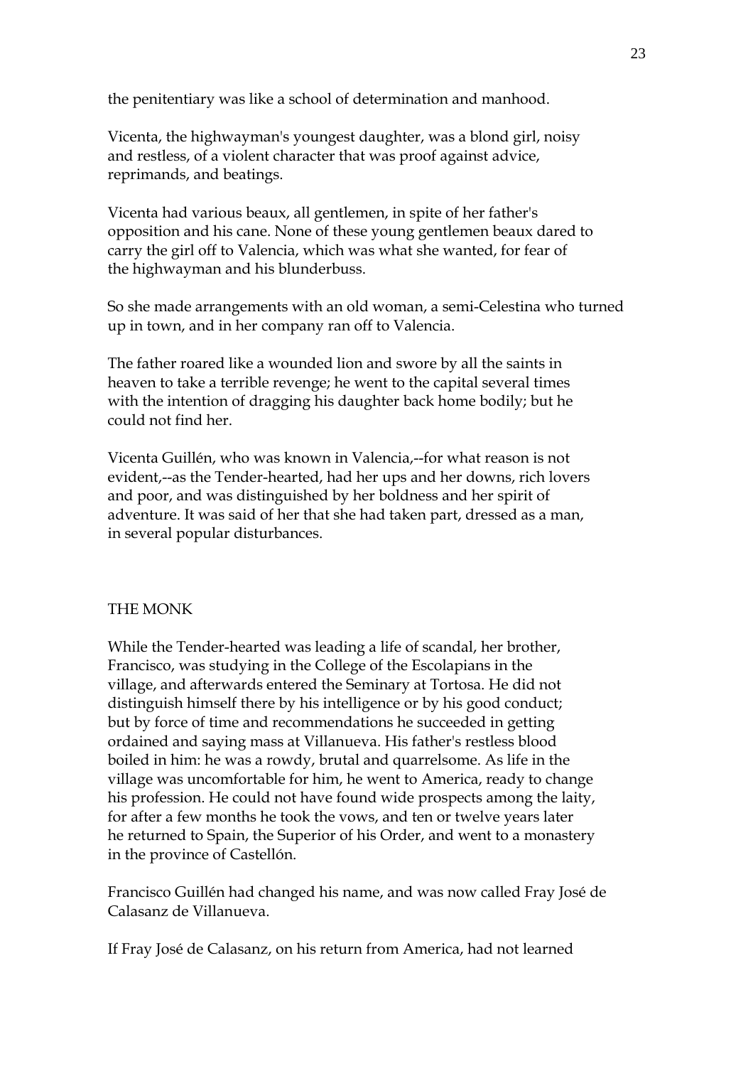the penitentiary was like a school of determination and manhood.

Vicenta, the highwayman's youngest daughter, was a blond girl, noisy and restless, of a violent character that was proof against advice, reprimands, and beatings.

Vicenta had various beaux, all gentlemen, in spite of her father's opposition and his cane. None of these young gentlemen beaux dared to carry the girl off to Valencia, which was what she wanted, for fear of the highwayman and his blunderbuss.

So she made arrangements with an old woman, a semi-Celestina who turned up in town, and in her company ran off to Valencia.

The father roared like a wounded lion and swore by all the saints in heaven to take a terrible revenge; he went to the capital several times with the intention of dragging his daughter back home bodily; but he could not find her.

Vicenta Guillén, who was known in Valencia,--for what reason is not evident,--as the Tender-hearted, had her ups and her downs, rich lovers and poor, and was distinguished by her boldness and her spirit of adventure. It was said of her that she had taken part, dressed as a man, in several popular disturbances.

## THE MONK

While the Tender-hearted was leading a life of scandal, her brother, Francisco, was studying in the College of the Escolapians in the village, and afterwards entered the Seminary at Tortosa. He did not distinguish himself there by his intelligence or by his good conduct; but by force of time and recommendations he succeeded in getting ordained and saying mass at Villanueva. His father's restless blood boiled in him: he was a rowdy, brutal and quarrelsome. As life in the village was uncomfortable for him, he went to America, ready to change his profession. He could not have found wide prospects among the laity, for after a few months he took the vows, and ten or twelve years later he returned to Spain, the Superior of his Order, and went to a monastery in the province of Castellón.

Francisco Guillén had changed his name, and was now called Fray José de Calasanz de Villanueva.

If Fray José de Calasanz, on his return from America, had not learned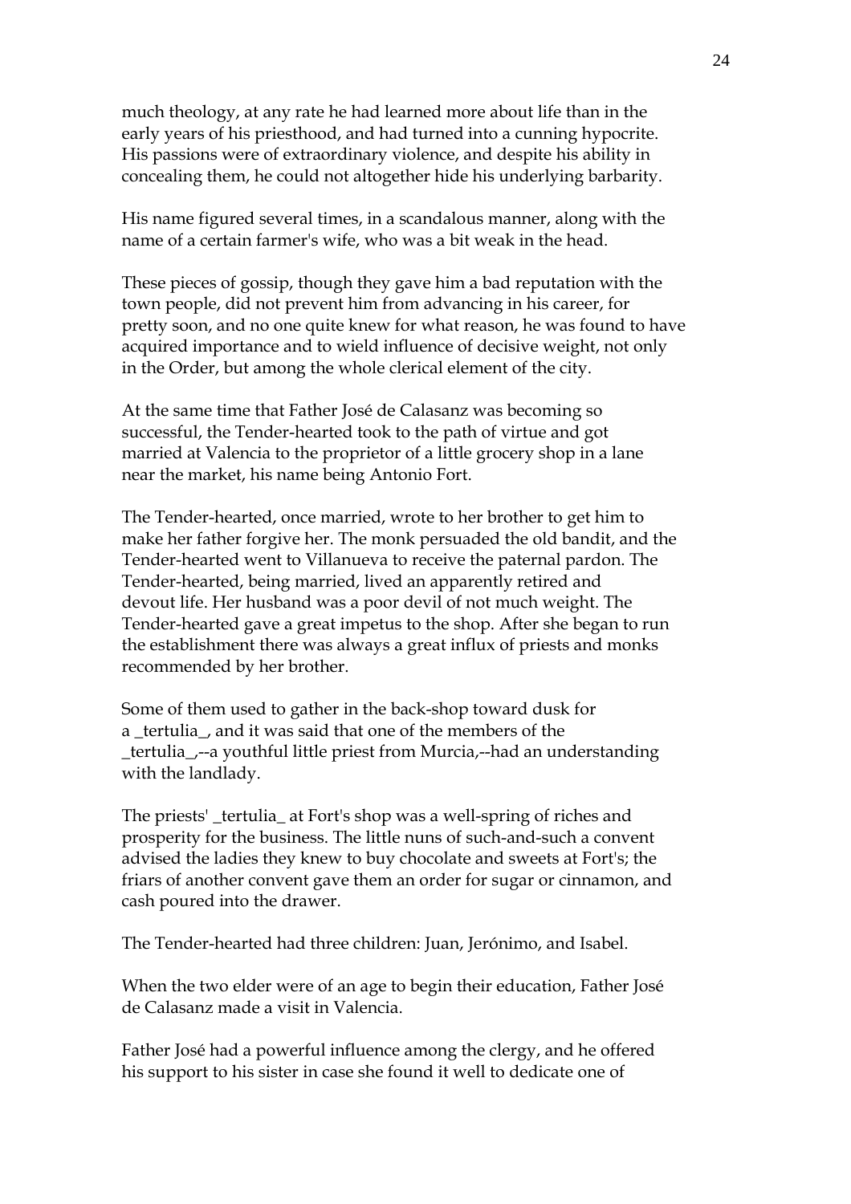much theology, at any rate he had learned more about life than in the early years of his priesthood, and had turned into a cunning hypocrite. His passions were of extraordinary violence, and despite his ability in concealing them, he could not altogether hide his underlying barbarity.

His name figured several times, in a scandalous manner, along with the name of a certain farmer's wife, who was a bit weak in the head.

These pieces of gossip, though they gave him a bad reputation with the town people, did not prevent him from advancing in his career, for pretty soon, and no one quite knew for what reason, he was found to have acquired importance and to wield influence of decisive weight, not only in the Order, but among the whole clerical element of the city.

At the same time that Father José de Calasanz was becoming so successful, the Tender-hearted took to the path of virtue and got married at Valencia to the proprietor of a little grocery shop in a lane near the market, his name being Antonio Fort.

The Tender-hearted, once married, wrote to her brother to get him to make her father forgive her. The monk persuaded the old bandit, and the Tender-hearted went to Villanueva to receive the paternal pardon. The Tender-hearted, being married, lived an apparently retired and devout life. Her husband was a poor devil of not much weight. The Tender-hearted gave a great impetus to the shop. After she began to run the establishment there was always a great influx of priests and monks recommended by her brother.

Some of them used to gather in the back-shop toward dusk for a _tertulia_, and it was said that one of the members of the _tertulia_,--a youthful little priest from Murcia,--had an understanding with the landlady.

The priests' _tertulia_ at Fort's shop was a well-spring of riches and prosperity for the business. The little nuns of such-and-such a convent advised the ladies they knew to buy chocolate and sweets at Fort's; the friars of another convent gave them an order for sugar or cinnamon, and cash poured into the drawer.

The Tender-hearted had three children: Juan, Jerónimo, and Isabel.

When the two elder were of an age to begin their education, Father José de Calasanz made a visit in Valencia.

Father José had a powerful influence among the clergy, and he offered his support to his sister in case she found it well to dedicate one of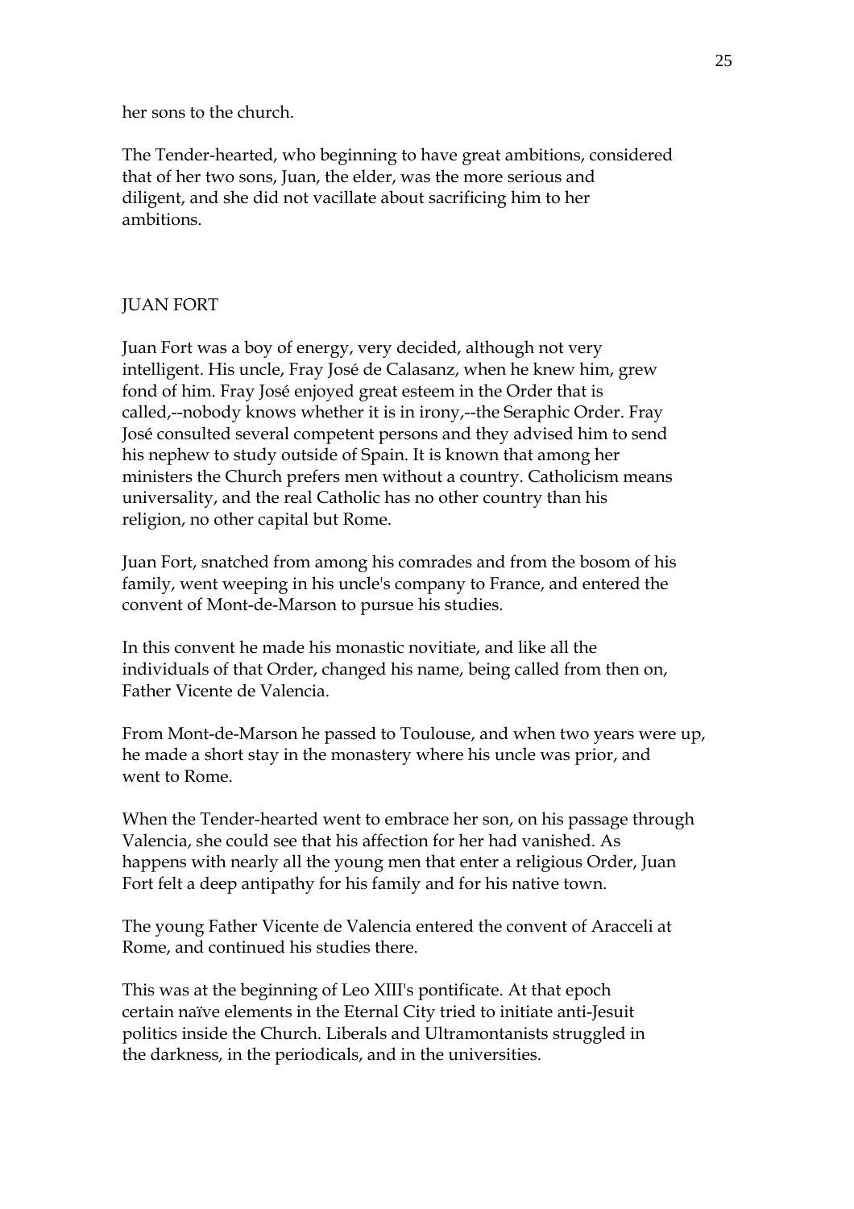her sons to the church.

The Tender-hearted, who beginning to have great ambitions, considered that of her two sons, Juan, the elder, was the more serious and diligent, and she did not vacillate about sacrificing him to her ambitions.

## JUAN FORT

Juan Fort was a boy of energy, very decided, although not very intelligent. His uncle, Fray José de Calasanz, when he knew him, grew fond of him. Fray José enjoyed great esteem in the Order that is called,--nobody knows whether it is in irony,--the Seraphic Order. Fray José consulted several competent persons and they advised him to send his nephew to study outside of Spain. It is known that among her ministers the Church prefers men without a country. Catholicism means universality, and the real Catholic has no other country than his religion, no other capital but Rome.

Juan Fort, snatched from among his comrades and from the bosom of his family, went weeping in his uncle's company to France, and entered the convent of Mont-de-Marson to pursue his studies.

In this convent he made his monastic novitiate, and like all the individuals of that Order, changed his name, being called from then on, Father Vicente de Valencia.

From Mont-de-Marson he passed to Toulouse, and when two years were up, he made a short stay in the monastery where his uncle was prior, and went to Rome.

When the Tender-hearted went to embrace her son, on his passage through Valencia, she could see that his affection for her had vanished. As happens with nearly all the young men that enter a religious Order, Juan Fort felt a deep antipathy for his family and for his native town.

The young Father Vicente de Valencia entered the convent of Aracceli at Rome, and continued his studies there.

This was at the beginning of Leo XIII's pontificate. At that epoch certain naïve elements in the Eternal City tried to initiate anti-Jesuit politics inside the Church. Liberals and Ultramontanists struggled in the darkness, in the periodicals, and in the universities.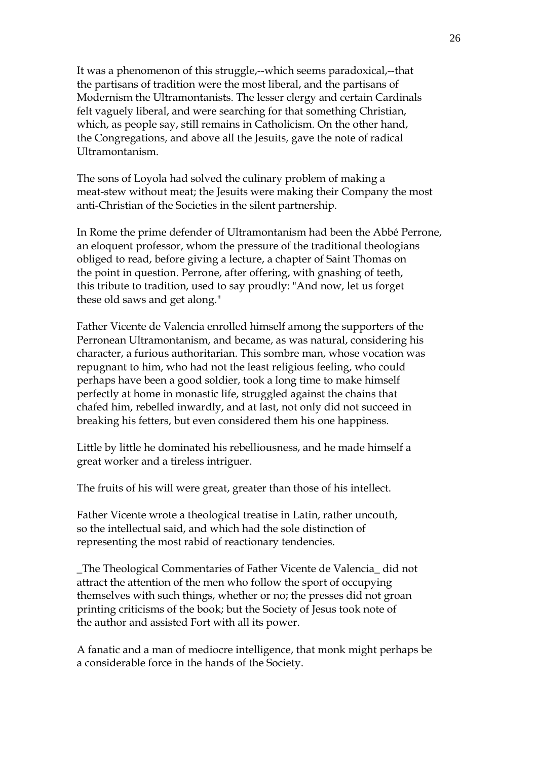It was a phenomenon of this struggle,--which seems paradoxical,--that the partisans of tradition were the most liberal, and the partisans of Modernism the Ultramontanists. The lesser clergy and certain Cardinals felt vaguely liberal, and were searching for that something Christian, which, as people say, still remains in Catholicism. On the other hand, the Congregations, and above all the Jesuits, gave the note of radical Ultramontanism.

The sons of Loyola had solved the culinary problem of making a meat-stew without meat; the Jesuits were making their Company the most anti-Christian of the Societies in the silent partnership.

In Rome the prime defender of Ultramontanism had been the Abbé Perrone, an eloquent professor, whom the pressure of the traditional theologians obliged to read, before giving a lecture, a chapter of Saint Thomas on the point in question. Perrone, after offering, with gnashing of teeth, this tribute to tradition, used to say proudly: "And now, let us forget these old saws and get along."

Father Vicente de Valencia enrolled himself among the supporters of the Perronean Ultramontanism, and became, as was natural, considering his character, a furious authoritarian. This sombre man, whose vocation was repugnant to him, who had not the least religious feeling, who could perhaps have been a good soldier, took a long time to make himself perfectly at home in monastic life, struggled against the chains that chafed him, rebelled inwardly, and at last, not only did not succeed in breaking his fetters, but even considered them his one happiness.

Little by little he dominated his rebelliousness, and he made himself a great worker and a tireless intriguer.

The fruits of his will were great, greater than those of his intellect.

Father Vicente wrote a theological treatise in Latin, rather uncouth, so the intellectual said, and which had the sole distinction of representing the most rabid of reactionary tendencies.

_The Theological Commentaries of Father Vicente de Valencia_ did not attract the attention of the men who follow the sport of occupying themselves with such things, whether or no; the presses did not groan printing criticisms of the book; but the Society of Jesus took note of the author and assisted Fort with all its power.

A fanatic and a man of mediocre intelligence, that monk might perhaps be a considerable force in the hands of the Society.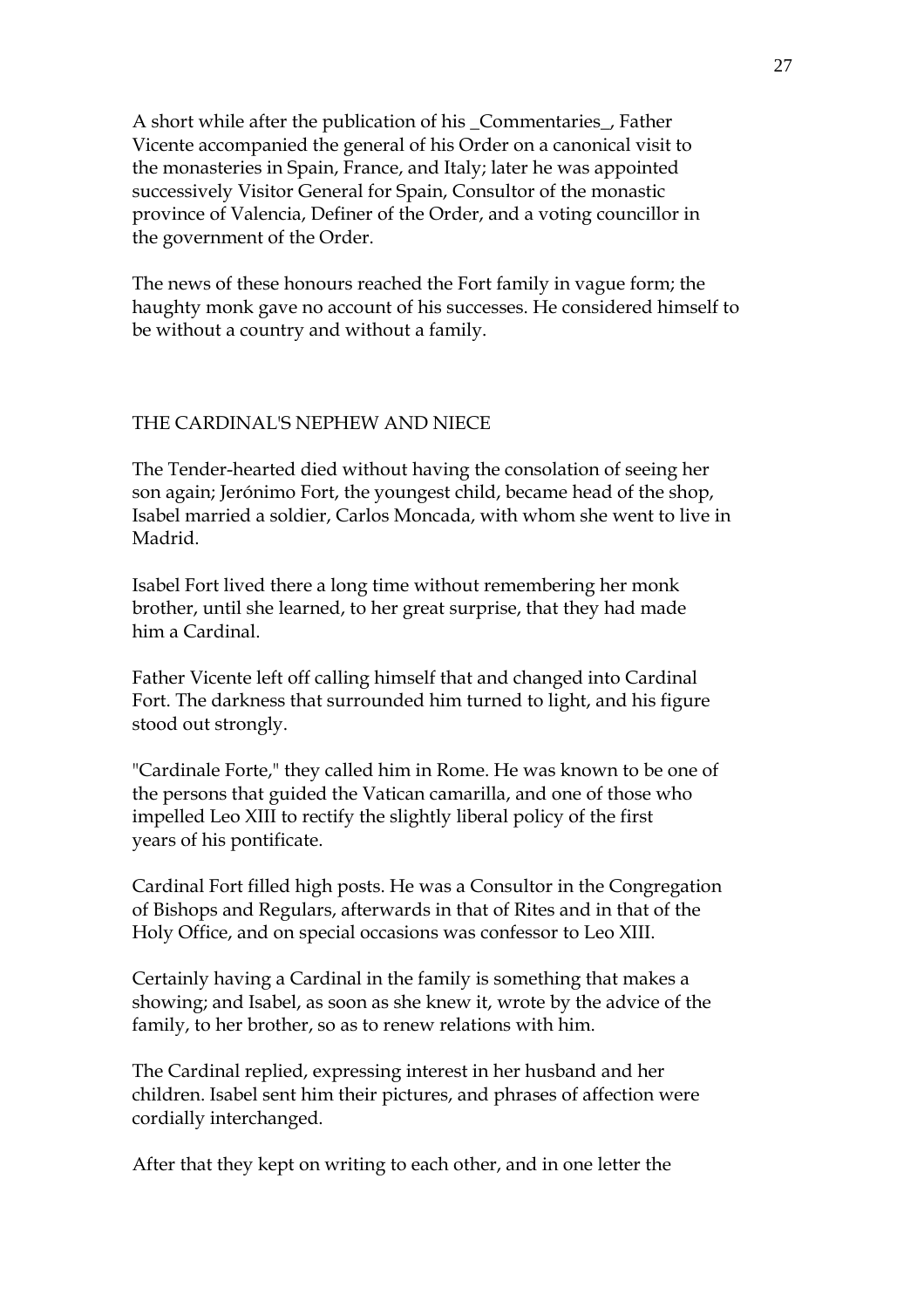A short while after the publication of his _Commentaries_, Father Vicente accompanied the general of his Order on a canonical visit to the monasteries in Spain, France, and Italy; later he was appointed successively Visitor General for Spain, Consultor of the monastic province of Valencia, Definer of the Order, and a voting councillor in the government of the Order.

The news of these honours reached the Fort family in vague form; the haughty monk gave no account of his successes. He considered himself to be without a country and without a family.

## THE CARDINAL'S NEPHEW AND NIECE

The Tender-hearted died without having the consolation of seeing her son again; Jerónimo Fort, the youngest child, became head of the shop, Isabel married a soldier, Carlos Moncada, with whom she went to live in Madrid.

Isabel Fort lived there a long time without remembering her monk brother, until she learned, to her great surprise, that they had made him a Cardinal.

Father Vicente left off calling himself that and changed into Cardinal Fort. The darkness that surrounded him turned to light, and his figure stood out strongly.

"Cardinale Forte," they called him in Rome. He was known to be one of the persons that guided the Vatican camarilla, and one of those who impelled Leo XIII to rectify the slightly liberal policy of the first years of his pontificate.

Cardinal Fort filled high posts. He was a Consultor in the Congregation of Bishops and Regulars, afterwards in that of Rites and in that of the Holy Office, and on special occasions was confessor to Leo XIII.

Certainly having a Cardinal in the family is something that makes a showing; and Isabel, as soon as she knew it, wrote by the advice of the family, to her brother, so as to renew relations with him.

The Cardinal replied, expressing interest in her husband and her children. Isabel sent him their pictures, and phrases of affection were cordially interchanged.

After that they kept on writing to each other, and in one letter the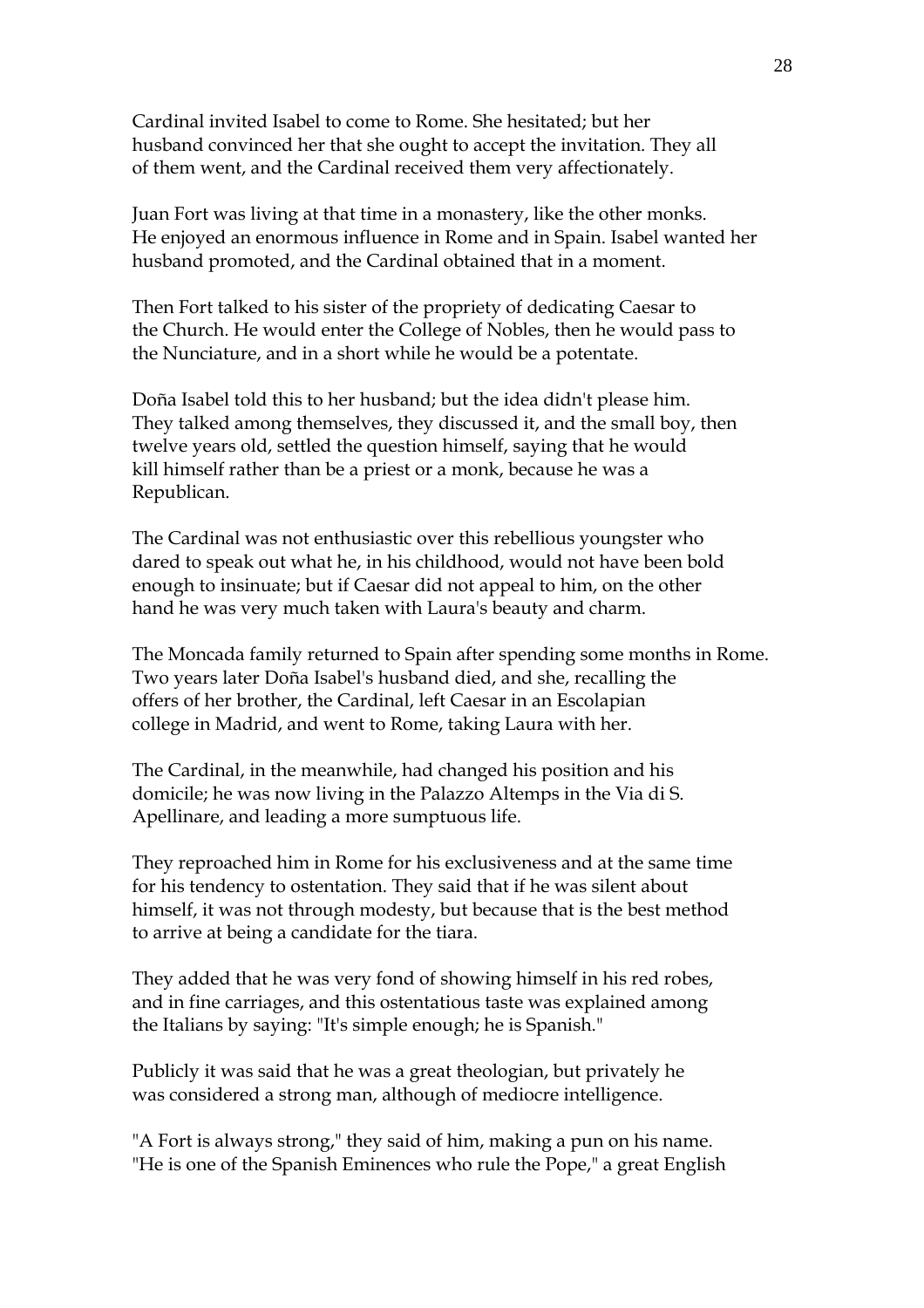Cardinal invited Isabel to come to Rome. She hesitated; but her husband convinced her that she ought to accept the invitation. They all of them went, and the Cardinal received them very affectionately.

Juan Fort was living at that time in a monastery, like the other monks. He enjoyed an enormous influence in Rome and in Spain. Isabel wanted her husband promoted, and the Cardinal obtained that in a moment.

Then Fort talked to his sister of the propriety of dedicating Caesar to the Church. He would enter the College of Nobles, then he would pass to the Nunciature, and in a short while he would be a potentate.

Doña Isabel told this to her husband; but the idea didn't please him. They talked among themselves, they discussed it, and the small boy, then twelve years old, settled the question himself, saying that he would kill himself rather than be a priest or a monk, because he was a Republican.

The Cardinal was not enthusiastic over this rebellious youngster who dared to speak out what he, in his childhood, would not have been bold enough to insinuate; but if Caesar did not appeal to him, on the other hand he was very much taken with Laura's beauty and charm.

The Moncada family returned to Spain after spending some months in Rome. Two years later Doña Isabel's husband died, and she, recalling the offers of her brother, the Cardinal, left Caesar in an Escolapian college in Madrid, and went to Rome, taking Laura with her.

The Cardinal, in the meanwhile, had changed his position and his domicile; he was now living in the Palazzo Altemps in the Via di S. Apellinare, and leading a more sumptuous life.

They reproached him in Rome for his exclusiveness and at the same time for his tendency to ostentation. They said that if he was silent about himself, it was not through modesty, but because that is the best method to arrive at being a candidate for the tiara.

They added that he was very fond of showing himself in his red robes, and in fine carriages, and this ostentatious taste was explained among the Italians by saying: "It's simple enough; he is Spanish."

Publicly it was said that he was a great theologian, but privately he was considered a strong man, although of mediocre intelligence.

"A Fort is always strong," they said of him, making a pun on his name. "He is one of the Spanish Eminences who rule the Pope," a great English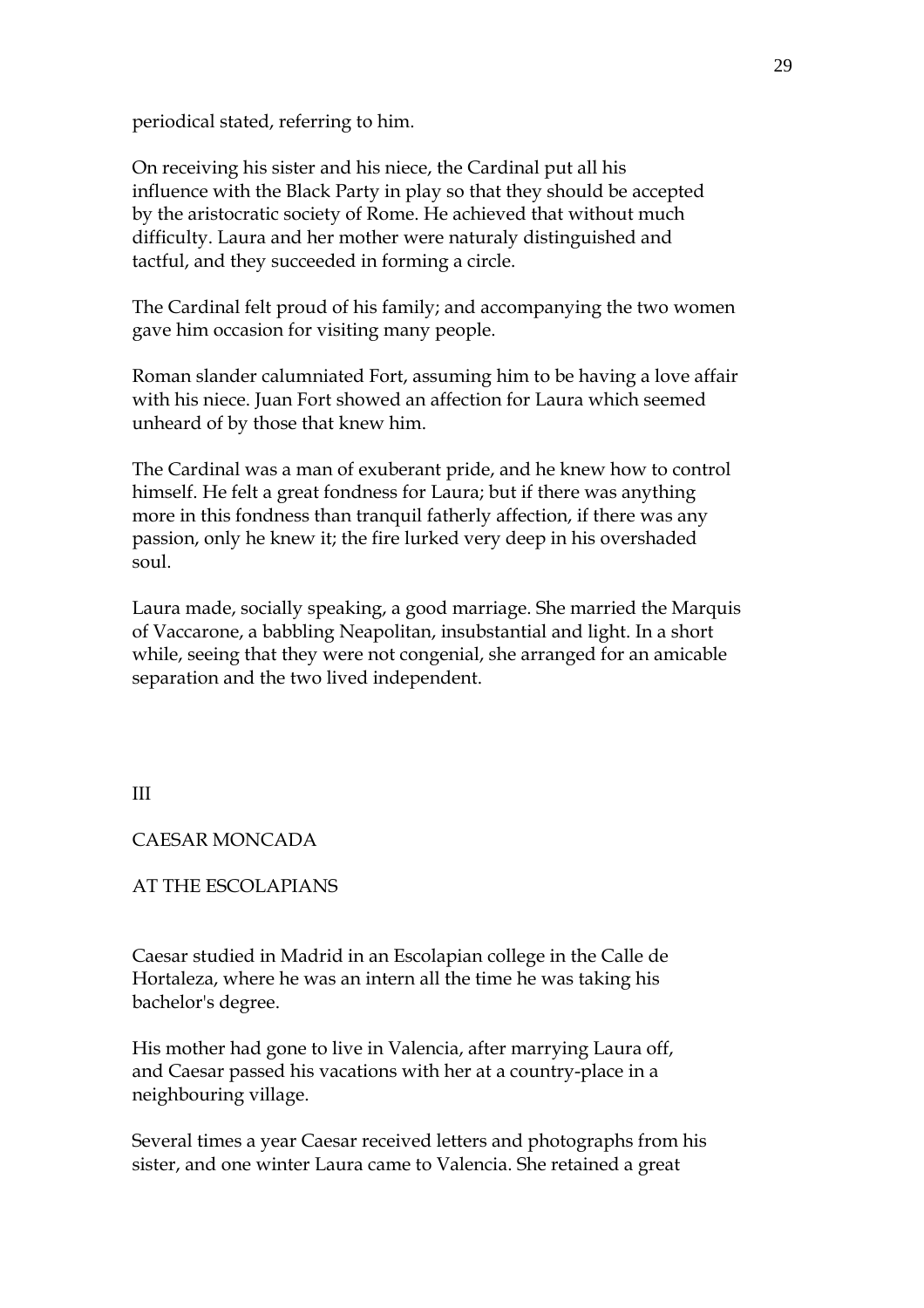periodical stated, referring to him.

On receiving his sister and his niece, the Cardinal put all his influence with the Black Party in play so that they should be accepted by the aristocratic society of Rome. He achieved that without much difficulty. Laura and her mother were naturaly distinguished and tactful, and they succeeded in forming a circle.

The Cardinal felt proud of his family; and accompanying the two women gave him occasion for visiting many people.

Roman slander calumniated Fort, assuming him to be having a love affair with his niece. Juan Fort showed an affection for Laura which seemed unheard of by those that knew him.

The Cardinal was a man of exuberant pride, and he knew how to control himself. He felt a great fondness for Laura; but if there was anything more in this fondness than tranquil fatherly affection, if there was any passion, only he knew it; the fire lurked very deep in his overshaded soul.

Laura made, socially speaking, a good marriage. She married the Marquis of Vaccarone, a babbling Neapolitan, insubstantial and light. In a short while, seeing that they were not congenial, she arranged for an amicable separation and the two lived independent.

## III

## CAESAR MONCADA

## AT THE ESCOLAPIANS

Caesar studied in Madrid in an Escolapian college in the Calle de Hortaleza, where he was an intern all the time he was taking his bachelor's degree.

His mother had gone to live in Valencia, after marrying Laura off, and Caesar passed his vacations with her at a country-place in a neighbouring village.

Several times a year Caesar received letters and photographs from his sister, and one winter Laura came to Valencia. She retained a great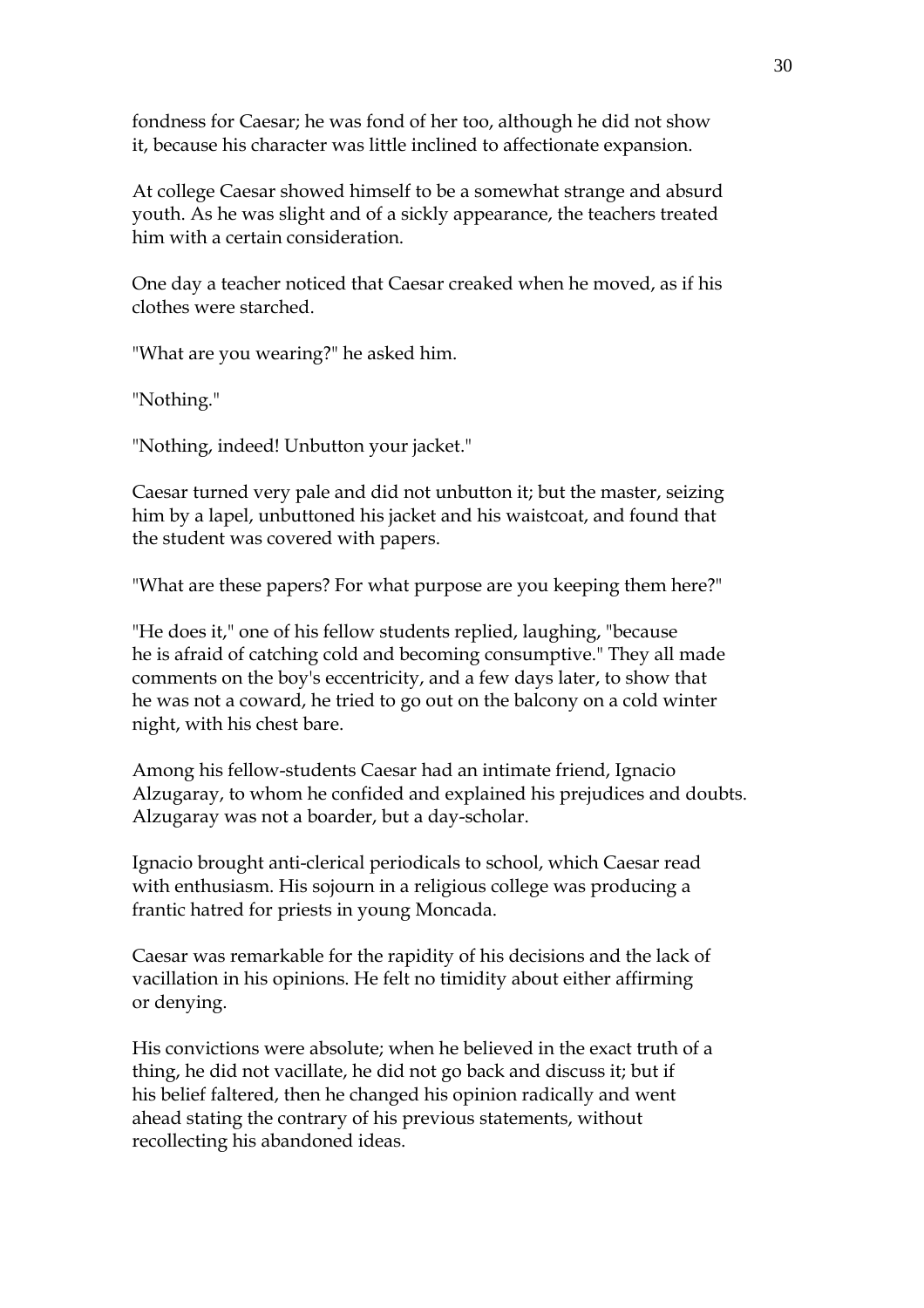fondness for Caesar; he was fond of her too, although he did not show it, because his character was little inclined to affectionate expansion.

At college Caesar showed himself to be a somewhat strange and absurd youth. As he was slight and of a sickly appearance, the teachers treated him with a certain consideration.

One day a teacher noticed that Caesar creaked when he moved, as if his clothes were starched.

"What are you wearing?" he asked him.

"Nothing."

"Nothing, indeed! Unbutton your jacket."

Caesar turned very pale and did not unbutton it; but the master, seizing him by a lapel, unbuttoned his jacket and his waistcoat, and found that the student was covered with papers.

"What are these papers? For what purpose are you keeping them here?"

"He does it," one of his fellow students replied, laughing, "because he is afraid of catching cold and becoming consumptive." They all made comments on the boy's eccentricity, and a few days later, to show that he was not a coward, he tried to go out on the balcony on a cold winter night, with his chest bare.

Among his fellow-students Caesar had an intimate friend, Ignacio Alzugaray, to whom he confided and explained his prejudices and doubts. Alzugaray was not a boarder, but a day-scholar.

Ignacio brought anti-clerical periodicals to school, which Caesar read with enthusiasm. His sojourn in a religious college was producing a frantic hatred for priests in young Moncada.

Caesar was remarkable for the rapidity of his decisions and the lack of vacillation in his opinions. He felt no timidity about either affirming or denying.

His convictions were absolute; when he believed in the exact truth of a thing, he did not vacillate, he did not go back and discuss it; but if his belief faltered, then he changed his opinion radically and went ahead stating the contrary of his previous statements, without recollecting his abandoned ideas.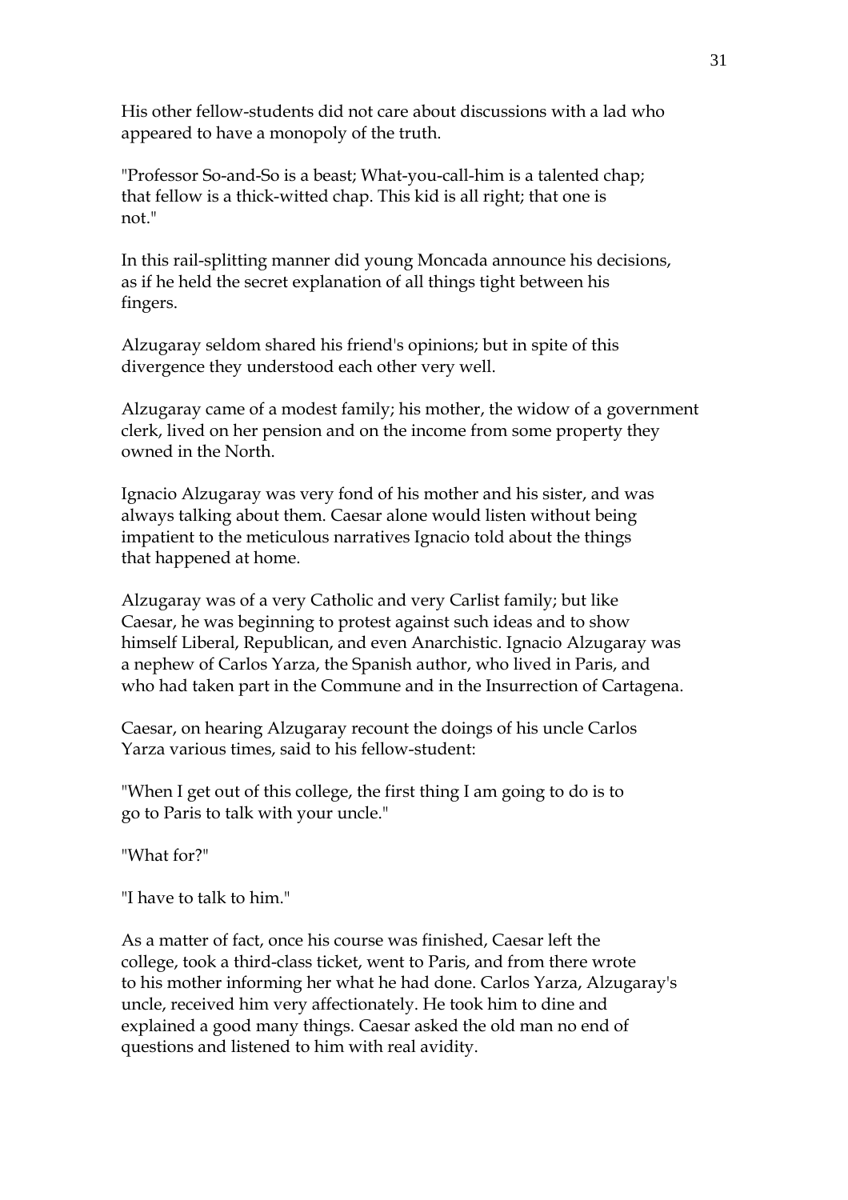His other fellow-students did not care about discussions with a lad who appeared to have a monopoly of the truth.

"Professor So-and-So is a beast; What-you-call-him is a talented chap; that fellow is a thick-witted chap. This kid is all right; that one is not."

In this rail-splitting manner did young Moncada announce his decisions, as if he held the secret explanation of all things tight between his fingers.

Alzugaray seldom shared his friend's opinions; but in spite of this divergence they understood each other very well.

Alzugaray came of a modest family; his mother, the widow of a government clerk, lived on her pension and on the income from some property they owned in the North.

Ignacio Alzugaray was very fond of his mother and his sister, and was always talking about them. Caesar alone would listen without being impatient to the meticulous narratives Ignacio told about the things that happened at home.

Alzugaray was of a very Catholic and very Carlist family; but like Caesar, he was beginning to protest against such ideas and to show himself Liberal, Republican, and even Anarchistic. Ignacio Alzugaray was a nephew of Carlos Yarza, the Spanish author, who lived in Paris, and who had taken part in the Commune and in the Insurrection of Cartagena.

Caesar, on hearing Alzugaray recount the doings of his uncle Carlos Yarza various times, said to his fellow-student:

"When I get out of this college, the first thing I am going to do is to go to Paris to talk with your uncle."

"What for?"

"I have to talk to him."

As a matter of fact, once his course was finished, Caesar left the college, took a third-class ticket, went to Paris, and from there wrote to his mother informing her what he had done. Carlos Yarza, Alzugaray's uncle, received him very affectionately. He took him to dine and explained a good many things. Caesar asked the old man no end of questions and listened to him with real avidity.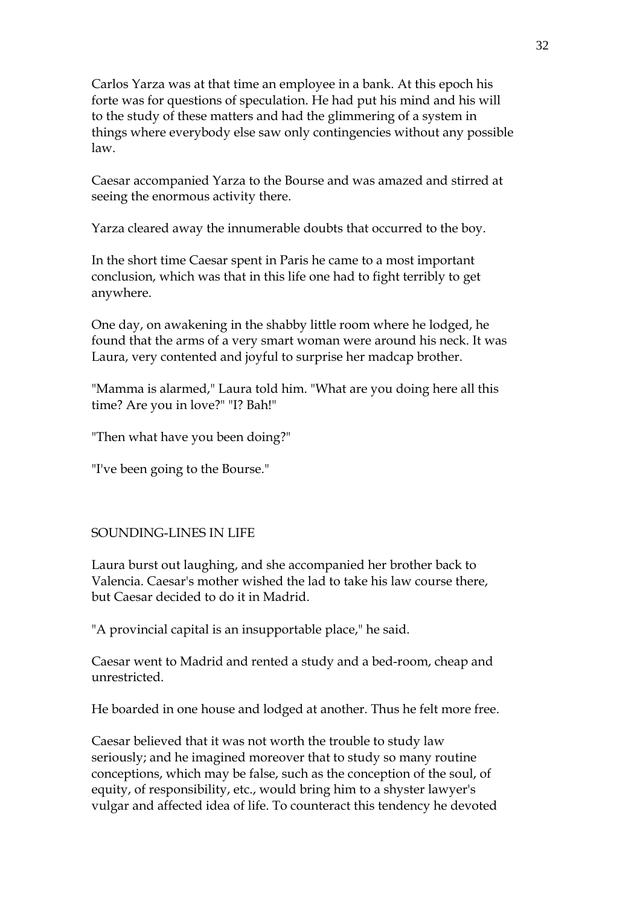Carlos Yarza was at that time an employee in a bank. At this epoch his forte was for questions of speculation. He had put his mind and his will to the study of these matters and had the glimmering of a system in things where everybody else saw only contingencies without any possible law.

Caesar accompanied Yarza to the Bourse and was amazed and stirred at seeing the enormous activity there.

Yarza cleared away the innumerable doubts that occurred to the boy.

In the short time Caesar spent in Paris he came to a most important conclusion, which was that in this life one had to fight terribly to get anywhere.

One day, on awakening in the shabby little room where he lodged, he found that the arms of a very smart woman were around his neck. It was Laura, very contented and joyful to surprise her madcap brother.

"Mamma is alarmed," Laura told him. "What are you doing here all this time? Are you in love?" "I? Bah!"

"Then what have you been doing?"

"I've been going to the Bourse."

## SOUNDING-LINES IN LIFE

Laura burst out laughing, and she accompanied her brother back to Valencia. Caesar's mother wished the lad to take his law course there, but Caesar decided to do it in Madrid.

"A provincial capital is an insupportable place," he said.

Caesar went to Madrid and rented a study and a bed-room, cheap and unrestricted.

He boarded in one house and lodged at another. Thus he felt more free.

Caesar believed that it was not worth the trouble to study law seriously; and he imagined moreover that to study so many routine conceptions, which may be false, such as the conception of the soul, of equity, of responsibility, etc., would bring him to a shyster lawyer's vulgar and affected idea of life. To counteract this tendency he devoted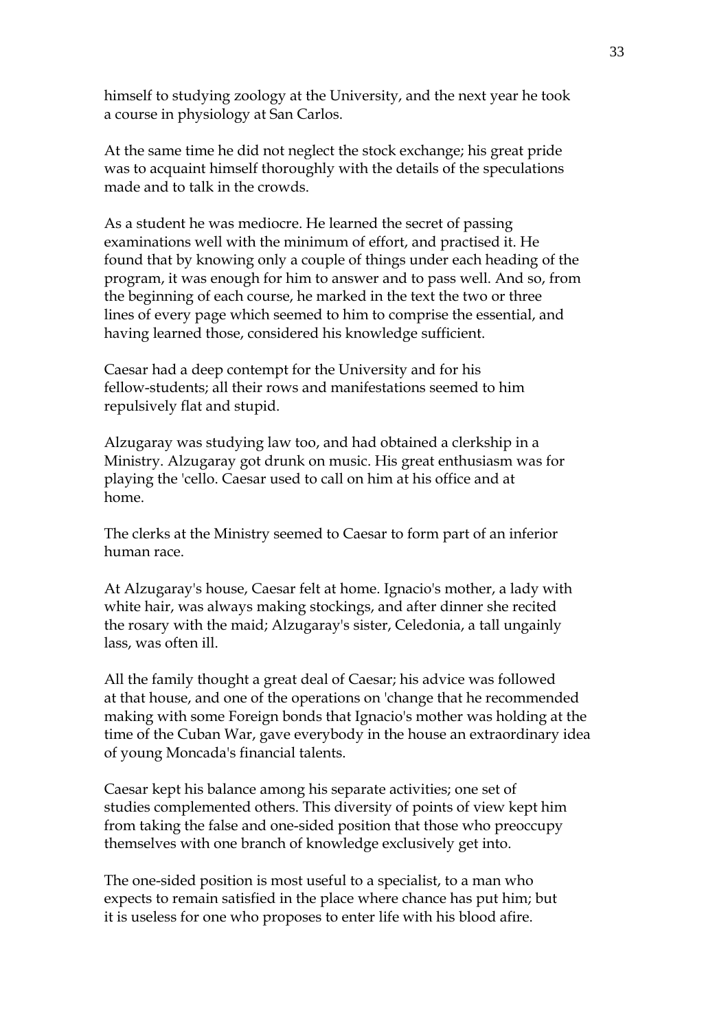himself to studying zoology at the University, and the next year he took a course in physiology at San Carlos.

At the same time he did not neglect the stock exchange; his great pride was to acquaint himself thoroughly with the details of the speculations made and to talk in the crowds.

As a student he was mediocre. He learned the secret of passing examinations well with the minimum of effort, and practised it. He found that by knowing only a couple of things under each heading of the program, it was enough for him to answer and to pass well. And so, from the beginning of each course, he marked in the text the two or three lines of every page which seemed to him to comprise the essential, and having learned those, considered his knowledge sufficient.

Caesar had a deep contempt for the University and for his fellow-students; all their rows and manifestations seemed to him repulsively flat and stupid.

Alzugaray was studying law too, and had obtained a clerkship in a Ministry. Alzugaray got drunk on music. His great enthusiasm was for playing the 'cello. Caesar used to call on him at his office and at home.

The clerks at the Ministry seemed to Caesar to form part of an inferior human race.

At Alzugaray's house, Caesar felt at home. Ignacio's mother, a lady with white hair, was always making stockings, and after dinner she recited the rosary with the maid; Alzugaray's sister, Celedonia, a tall ungainly lass, was often ill.

All the family thought a great deal of Caesar; his advice was followed at that house, and one of the operations on 'change that he recommended making with some Foreign bonds that Ignacio's mother was holding at the time of the Cuban War, gave everybody in the house an extraordinary idea of young Moncada's financial talents.

Caesar kept his balance among his separate activities; one set of studies complemented others. This diversity of points of view kept him from taking the false and one-sided position that those who preoccupy themselves with one branch of knowledge exclusively get into.

The one-sided position is most useful to a specialist, to a man who expects to remain satisfied in the place where chance has put him; but it is useless for one who proposes to enter life with his blood afire.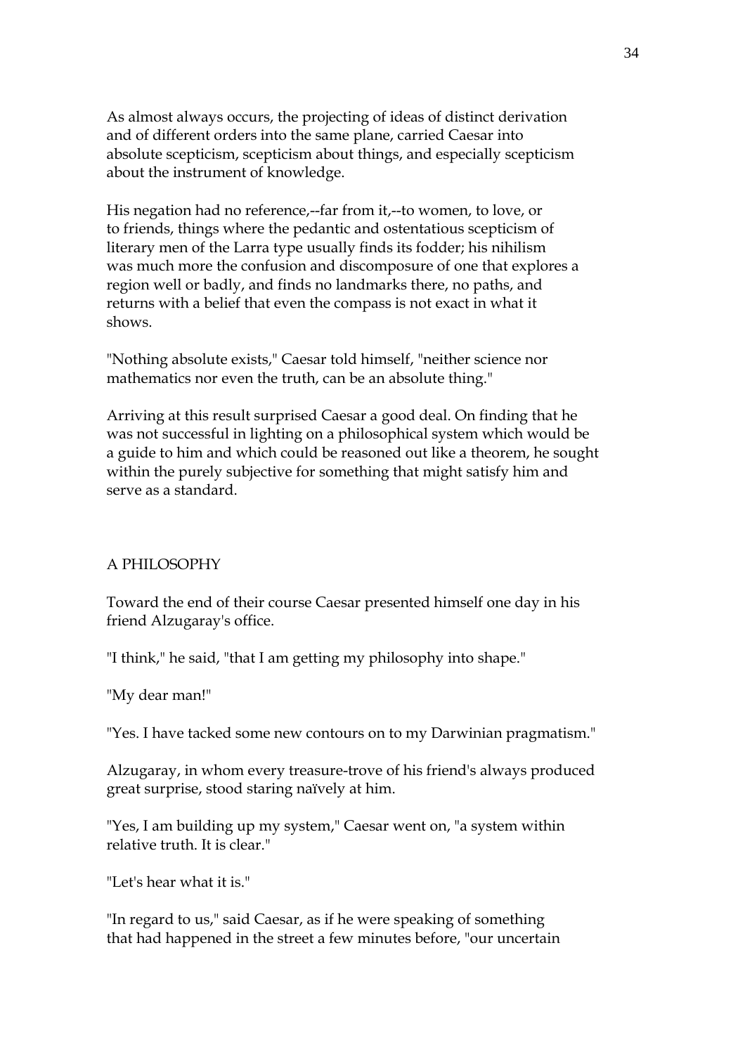As almost always occurs, the projecting of ideas of distinct derivation and of different orders into the same plane, carried Caesar into absolute scepticism, scepticism about things, and especially scepticism about the instrument of knowledge.

His negation had no reference,--far from it,--to women, to love, or to friends, things where the pedantic and ostentatious scepticism of literary men of the Larra type usually finds its fodder; his nihilism was much more the confusion and discomposure of one that explores a region well or badly, and finds no landmarks there, no paths, and returns with a belief that even the compass is not exact in what it shows.

"Nothing absolute exists," Caesar told himself, "neither science nor mathematics nor even the truth, can be an absolute thing."

Arriving at this result surprised Caesar a good deal. On finding that he was not successful in lighting on a philosophical system which would be a guide to him and which could be reasoned out like a theorem, he sought within the purely subjective for something that might satisfy him and serve as a standard.

## A PHILOSOPHY

Toward the end of their course Caesar presented himself one day in his friend Alzugaray's office.

"I think," he said, "that I am getting my philosophy into shape."

"My dear man!"

"Yes. I have tacked some new contours on to my Darwinian pragmatism."

Alzugaray, in whom every treasure-trove of his friend's always produced great surprise, stood staring naïvely at him.

"Yes, I am building up my system," Caesar went on, "a system within relative truth. It is clear."

"Let's hear what it is."

"In regard to us," said Caesar, as if he were speaking of something that had happened in the street a few minutes before, "our uncertain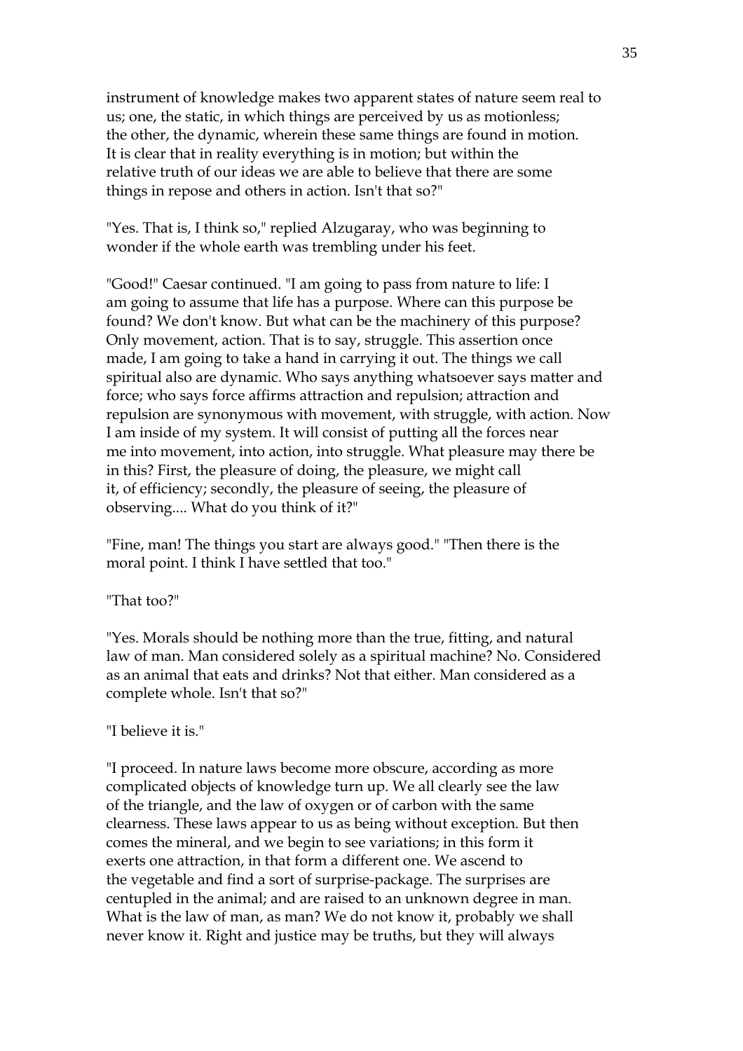instrument of knowledge makes two apparent states of nature seem real to us; one, the static, in which things are perceived by us as motionless; the other, the dynamic, wherein these same things are found in motion. It is clear that in reality everything is in motion; but within the relative truth of our ideas we are able to believe that there are some things in repose and others in action. Isn't that so?"

"Yes. That is, I think so," replied Alzugaray, who was beginning to wonder if the whole earth was trembling under his feet.

"Good!" Caesar continued. "I am going to pass from nature to life: I am going to assume that life has a purpose. Where can this purpose be found? We don't know. But what can be the machinery of this purpose? Only movement, action. That is to say, struggle. This assertion once made, I am going to take a hand in carrying it out. The things we call spiritual also are dynamic. Who says anything whatsoever says matter and force; who says force affirms attraction and repulsion; attraction and repulsion are synonymous with movement, with struggle, with action. Now I am inside of my system. It will consist of putting all the forces near me into movement, into action, into struggle. What pleasure may there be in this? First, the pleasure of doing, the pleasure, we might call it, of efficiency; secondly, the pleasure of seeing, the pleasure of observing.... What do you think of it?"

"Fine, man! The things you start are always good." "Then there is the moral point. I think I have settled that too."

"That too?"

"Yes. Morals should be nothing more than the true, fitting, and natural law of man. Man considered solely as a spiritual machine? No. Considered as an animal that eats and drinks? Not that either. Man considered as a complete whole. Isn't that so?"

"I believe it is."

"I proceed. In nature laws become more obscure, according as more complicated objects of knowledge turn up. We all clearly see the law of the triangle, and the law of oxygen or of carbon with the same clearness. These laws appear to us as being without exception. But then comes the mineral, and we begin to see variations; in this form it exerts one attraction, in that form a different one. We ascend to the vegetable and find a sort of surprise-package. The surprises are centupled in the animal; and are raised to an unknown degree in man. What is the law of man, as man? We do not know it, probably we shall never know it. Right and justice may be truths, but they will always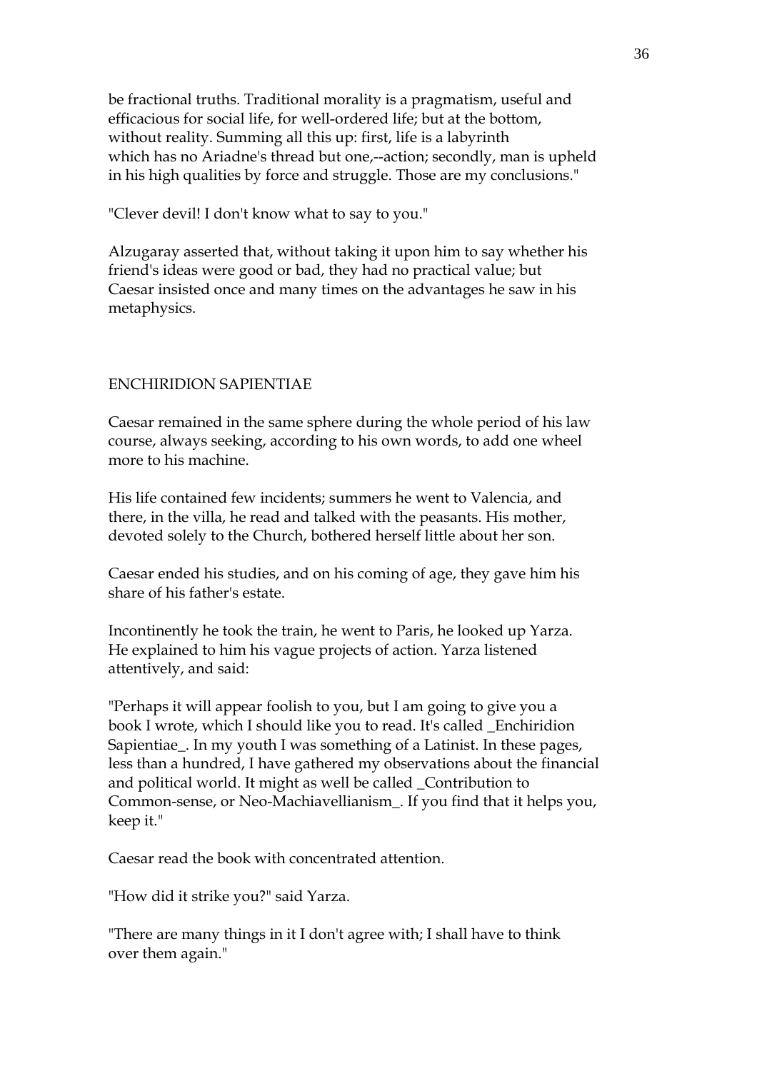be fractional truths. Traditional morality is a pragmatism, useful and efficacious for social life, for well-ordered life; but at the bottom, without reality. Summing all this up: first, life is a labyrinth which has no Ariadne's thread but one,--action; secondly, man is upheld in his high qualities by force and struggle. Those are my conclusions."

"Clever devil! I don't know what to say to you."

Alzugaray asserted that, without taking it upon him to say whether his friend's ideas were good or bad, they had no practical value; but Caesar insisted once and many times on the advantages he saw in his metaphysics.

## ENCHIRIDION SAPIENTIAE

Caesar remained in the same sphere during the whole period of his law course, always seeking, according to his own words, to add one wheel more to his machine.

His life contained few incidents; summers he went to Valencia, and there, in the villa, he read and talked with the peasants. His mother, devoted solely to the Church, bothered herself little about her son.

Caesar ended his studies, and on his coming of age, they gave him his share of his father's estate.

Incontinently he took the train, he went to Paris, he looked up Yarza. He explained to him his vague projects of action. Yarza listened attentively, and said:

"Perhaps it will appear foolish to you, but I am going to give you a book I wrote, which I should like you to read. It's called _Enchiridion Sapientiae_. In my youth I was something of a Latinist. In these pages, less than a hundred, I have gathered my observations about the financial and political world. It might as well be called _Contribution to Common-sense, or Neo-Machiavellianism_. If you find that it helps you, keep it."

Caesar read the book with concentrated attention.

"How did it strike you?" said Yarza.

"There are many things in it I don't agree with; I shall have to think over them again."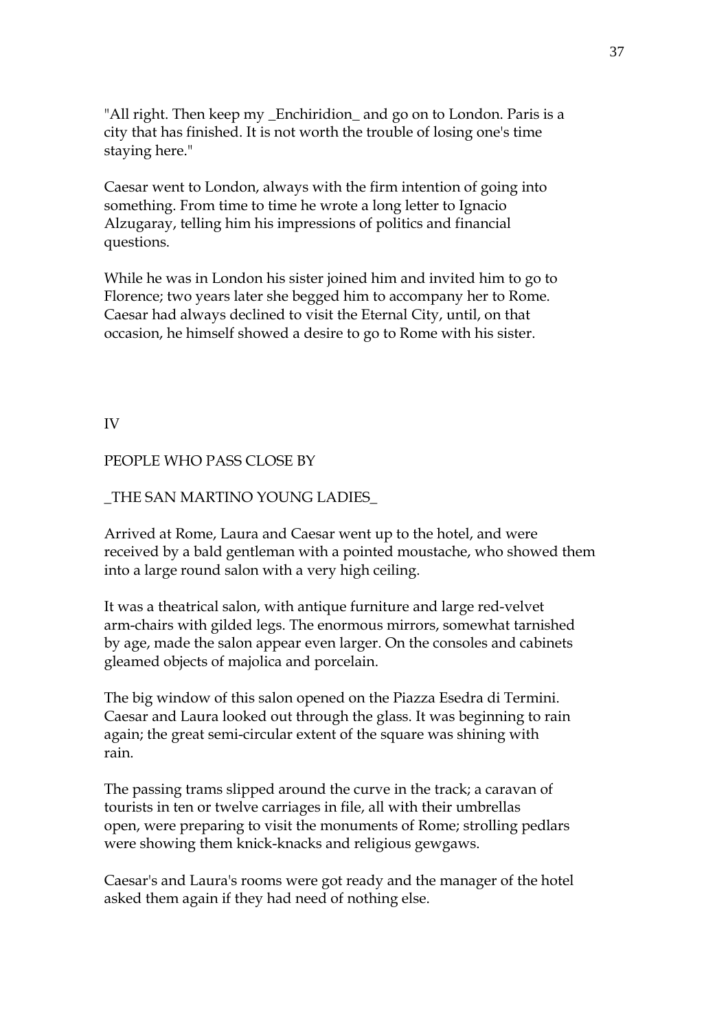"All right. Then keep my _Enchiridion_ and go on to London. Paris is a city that has finished. It is not worth the trouble of losing one's time staying here."

Caesar went to London, always with the firm intention of going into something. From time to time he wrote a long letter to Ignacio Alzugaray, telling him his impressions of politics and financial questions.

While he was in London his sister joined him and invited him to go to Florence; two years later she begged him to accompany her to Rome. Caesar had always declined to visit the Eternal City, until, on that occasion, he himself showed a desire to go to Rome with his sister.

## IV

## PEOPLE WHO PASS CLOSE BY

### _THE SAN MARTINO YOUNG LADIES_

Arrived at Rome, Laura and Caesar went up to the hotel, and were received by a bald gentleman with a pointed moustache, who showed them into a large round salon with a very high ceiling.

It was a theatrical salon, with antique furniture and large red-velvet arm-chairs with gilded legs. The enormous mirrors, somewhat tarnished by age, made the salon appear even larger. On the consoles and cabinets gleamed objects of majolica and porcelain.

The big window of this salon opened on the Piazza Esedra di Termini. Caesar and Laura looked out through the glass. It was beginning to rain again; the great semi-circular extent of the square was shining with rain.

The passing trams slipped around the curve in the track; a caravan of tourists in ten or twelve carriages in file, all with their umbrellas open, were preparing to visit the monuments of Rome; strolling pedlars were showing them knick-knacks and religious gewgaws.

Caesar's and Laura's rooms were got ready and the manager of the hotel asked them again if they had need of nothing else.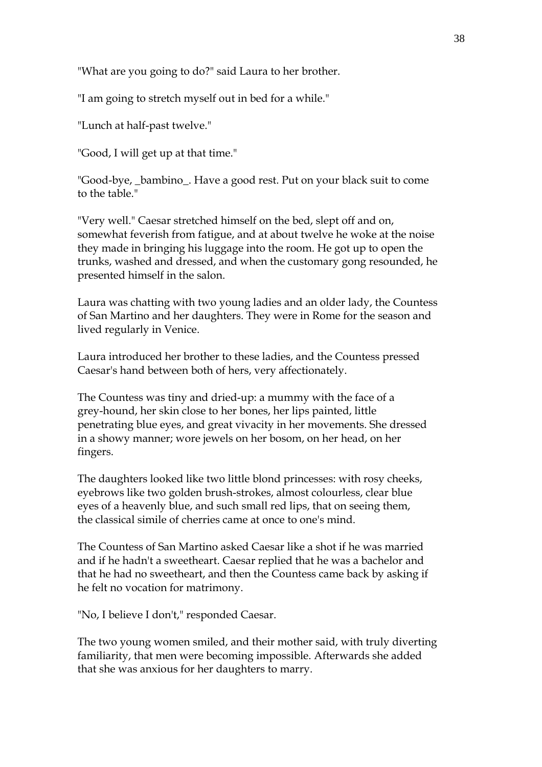"What are you going to do?" said Laura to her brother.

"I am going to stretch myself out in bed for a while."

"Lunch at half-past twelve."

"Good, I will get up at that time."

"Good-bye, _bambino_. Have a good rest. Put on your black suit to come to the table."

"Very well." Caesar stretched himself on the bed, slept off and on, somewhat feverish from fatigue, and at about twelve he woke at the noise they made in bringing his luggage into the room. He got up to open the trunks, washed and dressed, and when the customary gong resounded, he presented himself in the salon.

Laura was chatting with two young ladies and an older lady, the Countess of San Martino and her daughters. They were in Rome for the season and lived regularly in Venice.

Laura introduced her brother to these ladies, and the Countess pressed Caesar's hand between both of hers, very affectionately.

The Countess was tiny and dried-up: a mummy with the face of a grey-hound, her skin close to her bones, her lips painted, little penetrating blue eyes, and great vivacity in her movements. She dressed in a showy manner; wore jewels on her bosom, on her head, on her fingers.

The daughters looked like two little blond princesses: with rosy cheeks, eyebrows like two golden brush-strokes, almost colourless, clear blue eyes of a heavenly blue, and such small red lips, that on seeing them, the classical simile of cherries came at once to one's mind.

The Countess of San Martino asked Caesar like a shot if he was married and if he hadn't a sweetheart. Caesar replied that he was a bachelor and that he had no sweetheart, and then the Countess came back by asking if he felt no vocation for matrimony.

"No, I believe I don't," responded Caesar.

The two young women smiled, and their mother said, with truly diverting familiarity, that men were becoming impossible. Afterwards she added that she was anxious for her daughters to marry.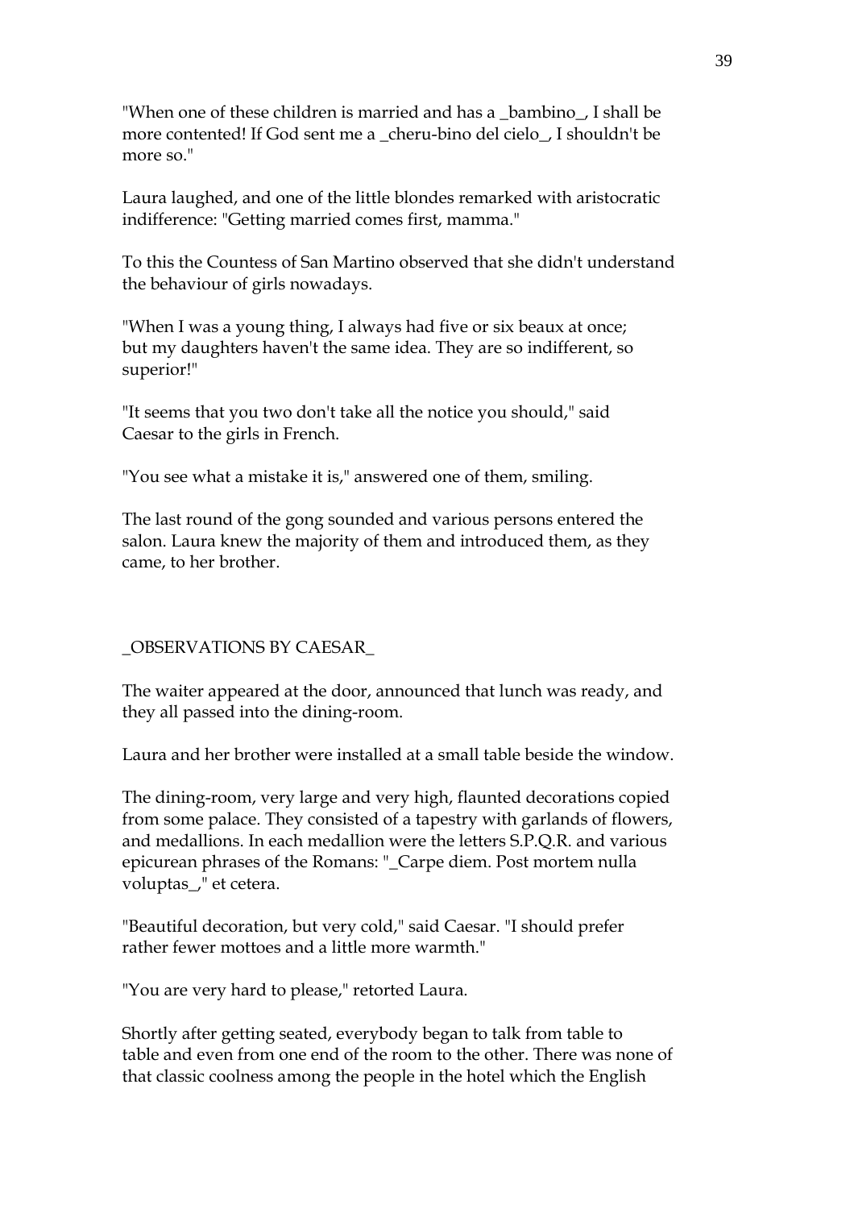"When one of these children is married and has a _bambino_, I shall be more contented! If God sent me a _cheru-bino del cielo_, I shouldn't be more so."

Laura laughed, and one of the little blondes remarked with aristocratic indifference: "Getting married comes first, mamma."

To this the Countess of San Martino observed that she didn't understand the behaviour of girls nowadays.

"When I was a young thing, I always had five or six beaux at once; but my daughters haven't the same idea. They are so indifferent, so superior!"

"It seems that you two don't take all the notice you should," said Caesar to the girls in French.

"You see what a mistake it is," answered one of them, smiling.

The last round of the gong sounded and various persons entered the salon. Laura knew the majority of them and introduced them, as they came, to her brother.

_OBSERVATIONS BY CAESAR_

The waiter appeared at the door, announced that lunch was ready, and they all passed into the dining-room.

Laura and her brother were installed at a small table beside the window.

The dining-room, very large and very high, flaunted decorations copied from some palace. They consisted of a tapestry with garlands of flowers, and medallions. In each medallion were the letters S.P.Q.R. and various epicurean phrases of the Romans: "_Carpe diem. Post mortem nulla voluptas_," et cetera.

"Beautiful decoration, but very cold," said Caesar. "I should prefer rather fewer mottoes and a little more warmth."

"You are very hard to please," retorted Laura.

Shortly after getting seated, everybody began to talk from table to table and even from one end of the room to the other. There was none of that classic coolness among the people in the hotel which the English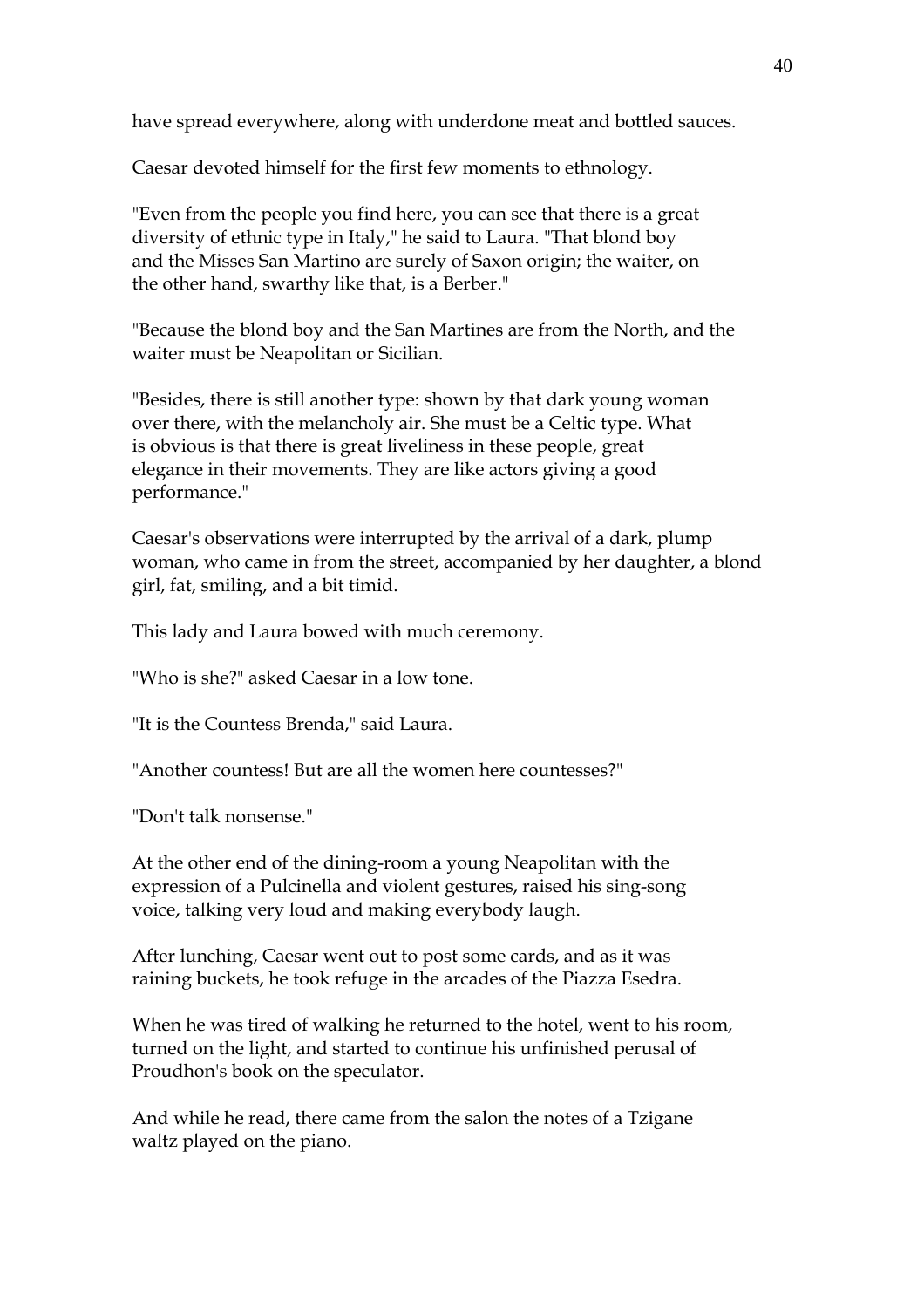have spread everywhere, along with underdone meat and bottled sauces.

Caesar devoted himself for the first few moments to ethnology.

"Even from the people you find here, you can see that there is a great diversity of ethnic type in Italy," he said to Laura. "That blond boy and the Misses San Martino are surely of Saxon origin; the waiter, on the other hand, swarthy like that, is a Berber."

"Because the blond boy and the San Martines are from the North, and the waiter must be Neapolitan or Sicilian.

"Besides, there is still another type: shown by that dark young woman over there, with the melancholy air. She must be a Celtic type. What is obvious is that there is great liveliness in these people, great elegance in their movements. They are like actors giving a good performance."

Caesar's observations were interrupted by the arrival of a dark, plump woman, who came in from the street, accompanied by her daughter, a blond girl, fat, smiling, and a bit timid.

This lady and Laura bowed with much ceremony.

"Who is she?" asked Caesar in a low tone.

"It is the Countess Brenda," said Laura.

"Another countess! But are all the women here countesses?"

"Don't talk nonsense."

At the other end of the dining-room a young Neapolitan with the expression of a Pulcinella and violent gestures, raised his sing-song voice, talking very loud and making everybody laugh.

After lunching, Caesar went out to post some cards, and as it was raining buckets, he took refuge in the arcades of the Piazza Esedra.

When he was tired of walking he returned to the hotel, went to his room, turned on the light, and started to continue his unfinished perusal of Proudhon's book on the speculator.

And while he read, there came from the salon the notes of a Tzigane waltz played on the piano.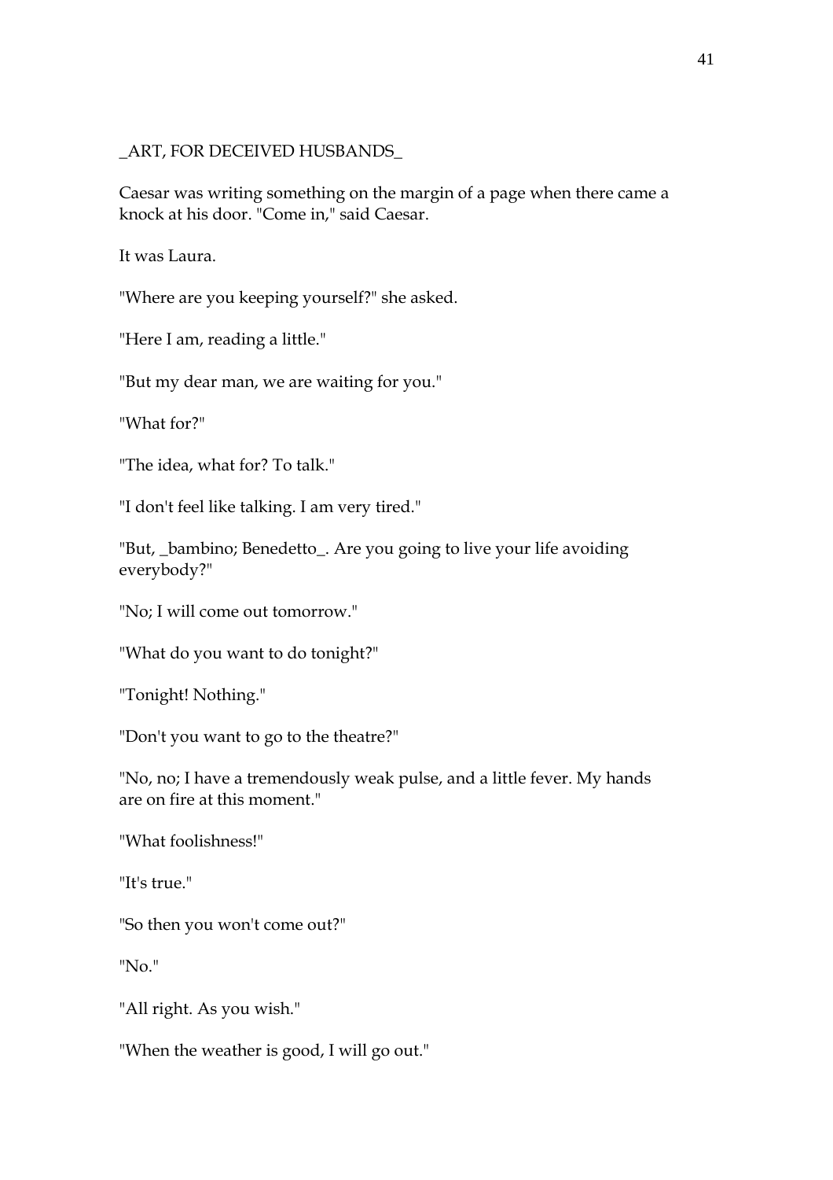_ART, FOR DECEIVED HUSBANDS_

Caesar was writing something on the margin of a page when there came a knock at his door. "Come in," said Caesar.

It was Laura.

"Where are you keeping yourself?" she asked.

"Here I am, reading a little."

"But my dear man, we are waiting for you."

"What for?"

"The idea, what for? To talk."

"I don't feel like talking. I am very tired."

"But, _bambino; Benedetto_. Are you going to live your life avoiding everybody?"

"No; I will come out tomorrow."

"What do you want to do tonight?"

"Tonight! Nothing."

"Don't you want to go to the theatre?"

"No, no; I have a tremendously weak pulse, and a little fever. My hands are on fire at this moment."

"What foolishness!"

"It's true."

"So then you won't come out?"

"No."

"All right. As you wish."

"When the weather is good, I will go out."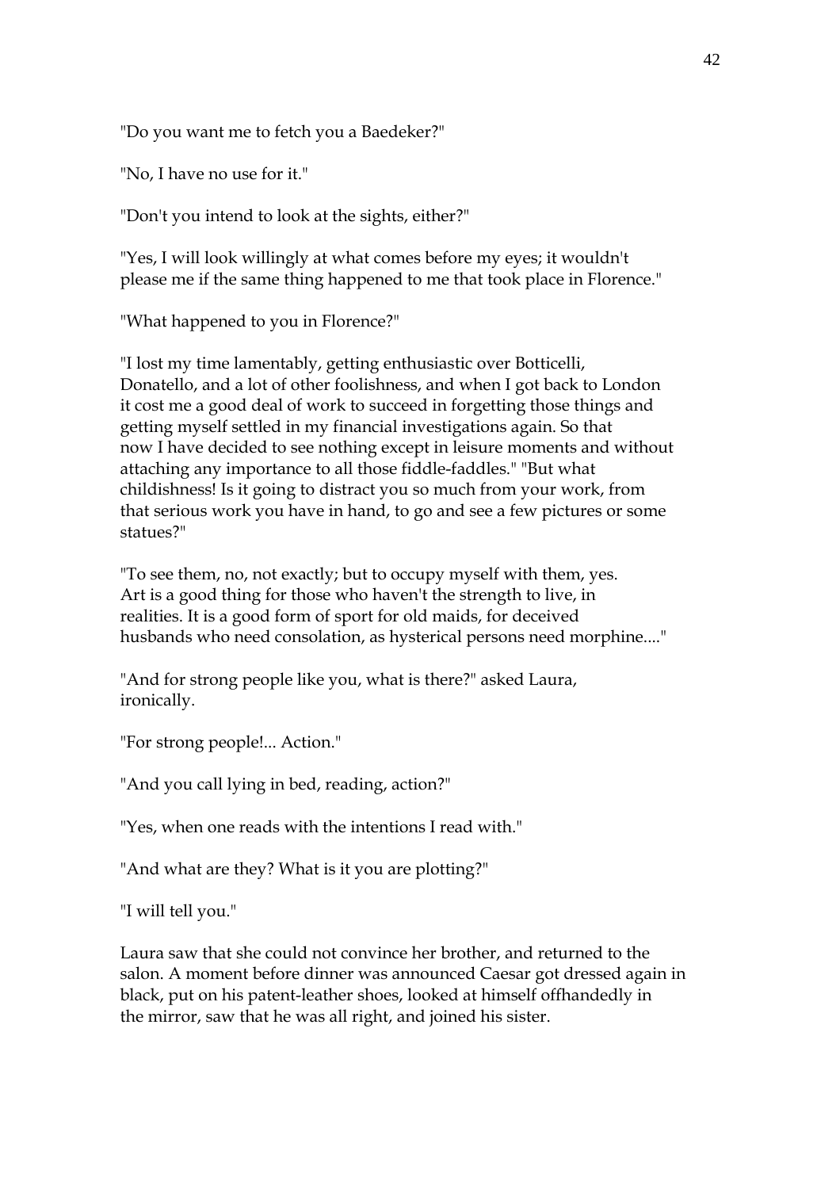"Do you want me to fetch you a Baedeker?"

"No, I have no use for it."

"Don't you intend to look at the sights, either?"

"Yes, I will look willingly at what comes before my eyes; it wouldn't please me if the same thing happened to me that took place in Florence."

"What happened to you in Florence?"

"I lost my time lamentably, getting enthusiastic over Botticelli, Donatello, and a lot of other foolishness, and when I got back to London it cost me a good deal of work to succeed in forgetting those things and getting myself settled in my financial investigations again. So that now I have decided to see nothing except in leisure moments and without attaching any importance to all those fiddle-faddles." "But what childishness! Is it going to distract you so much from your work, from that serious work you have in hand, to go and see a few pictures or some statues?"

"To see them, no, not exactly; but to occupy myself with them, yes. Art is a good thing for those who haven't the strength to live, in realities. It is a good form of sport for old maids, for deceived husbands who need consolation, as hysterical persons need morphine...."

"And for strong people like you, what is there?" asked Laura, ironically.

"For strong people!... Action."

"And you call lying in bed, reading, action?"

"Yes, when one reads with the intentions I read with."

"And what are they? What is it you are plotting?"

"I will tell you."

Laura saw that she could not convince her brother, and returned to the salon. A moment before dinner was announced Caesar got dressed again in black, put on his patent-leather shoes, looked at himself offhandedly in the mirror, saw that he was all right, and joined his sister.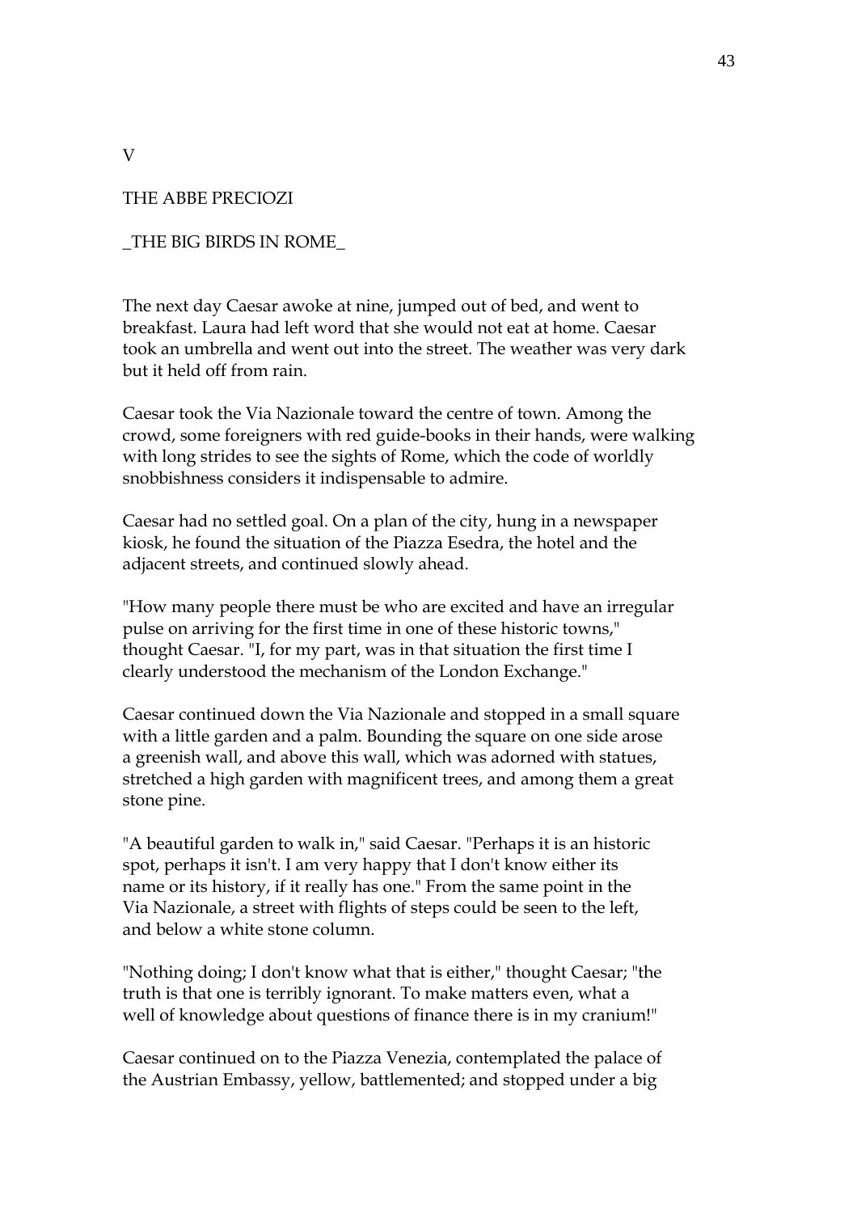V

## THE ABBE PRECIOZI

### _THE BIG BIRDS IN ROME_

The next day Caesar awoke at nine, jumped out of bed, and went to breakfast. Laura had left word that she would not eat at home. Caesar took an umbrella and went out into the street. The weather was very dark but it held off from rain.

Caesar took the Via Nazionale toward the centre of town. Among the crowd, some foreigners with red guide-books in their hands, were walking with long strides to see the sights of Rome, which the code of worldly snobbishness considers it indispensable to admire.

Caesar had no settled goal. On a plan of the city, hung in a newspaper kiosk, he found the situation of the Piazza Esedra, the hotel and the adjacent streets, and continued slowly ahead.

"How many people there must be who are excited and have an irregular pulse on arriving for the first time in one of these historic towns," thought Caesar. "I, for my part, was in that situation the first time I clearly understood the mechanism of the London Exchange."

Caesar continued down the Via Nazionale and stopped in a small square with a little garden and a palm. Bounding the square on one side arose a greenish wall, and above this wall, which was adorned with statues, stretched a high garden with magnificent trees, and among them a great stone pine.

"A beautiful garden to walk in," said Caesar. "Perhaps it is an historic spot, perhaps it isn't. I am very happy that I don't know either its name or its history, if it really has one." From the same point in the Via Nazionale, a street with flights of steps could be seen to the left, and below a white stone column.

"Nothing doing; I don't know what that is either," thought Caesar; "the truth is that one is terribly ignorant. To make matters even, what a well of knowledge about questions of finance there is in my cranium!"

Caesar continued on to the Piazza Venezia, contemplated the palace of the Austrian Embassy, yellow, battlemented; and stopped under a big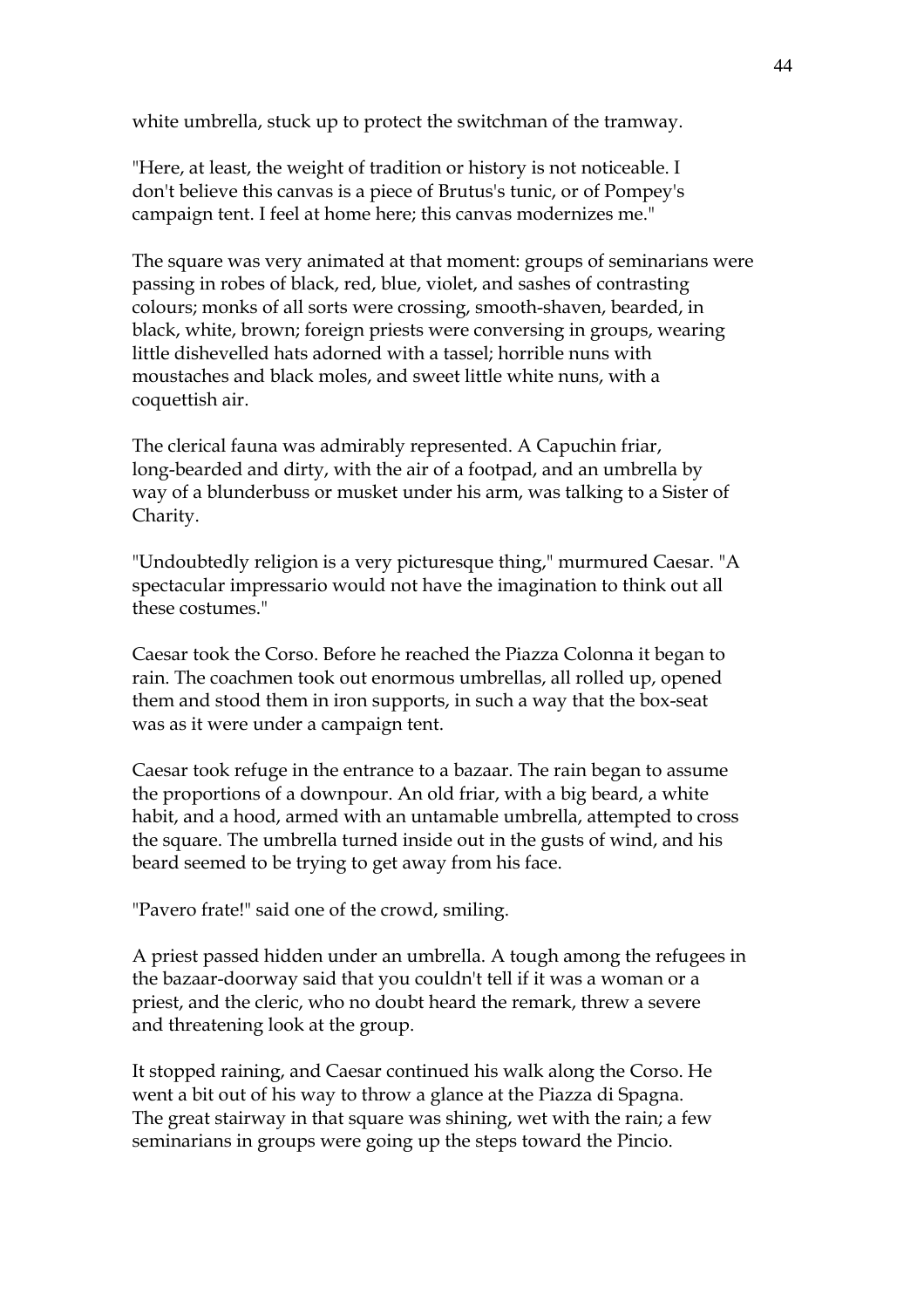white umbrella, stuck up to protect the switchman of the tramway.

"Here, at least, the weight of tradition or history is not noticeable. I don't believe this canvas is a piece of Brutus's tunic, or of Pompey's campaign tent. I feel at home here; this canvas modernizes me."

The square was very animated at that moment: groups of seminarians were passing in robes of black, red, blue, violet, and sashes of contrasting colours; monks of all sorts were crossing, smooth-shaven, bearded, in black, white, brown; foreign priests were conversing in groups, wearing little dishevelled hats adorned with a tassel; horrible nuns with moustaches and black moles, and sweet little white nuns, with a coquettish air.

The clerical fauna was admirably represented. A Capuchin friar, long-bearded and dirty, with the air of a footpad, and an umbrella by way of a blunderbuss or musket under his arm, was talking to a Sister of Charity.

"Undoubtedly religion is a very picturesque thing," murmured Caesar. "A spectacular impressario would not have the imagination to think out all these costumes."

Caesar took the Corso. Before he reached the Piazza Colonna it began to rain. The coachmen took out enormous umbrellas, all rolled up, opened them and stood them in iron supports, in such a way that the box-seat was as it were under a campaign tent.

Caesar took refuge in the entrance to a bazaar. The rain began to assume the proportions of a downpour. An old friar, with a big beard, a white habit, and a hood, armed with an untamable umbrella, attempted to cross the square. The umbrella turned inside out in the gusts of wind, and his beard seemed to be trying to get away from his face.

"Pavero frate!" said one of the crowd, smiling.

A priest passed hidden under an umbrella. A tough among the refugees in the bazaar-doorway said that you couldn't tell if it was a woman or a priest, and the cleric, who no doubt heard the remark, threw a severe and threatening look at the group.

It stopped raining, and Caesar continued his walk along the Corso. He went a bit out of his way to throw a glance at the Piazza di Spagna. The great stairway in that square was shining, wet with the rain; a few seminarians in groups were going up the steps toward the Pincio.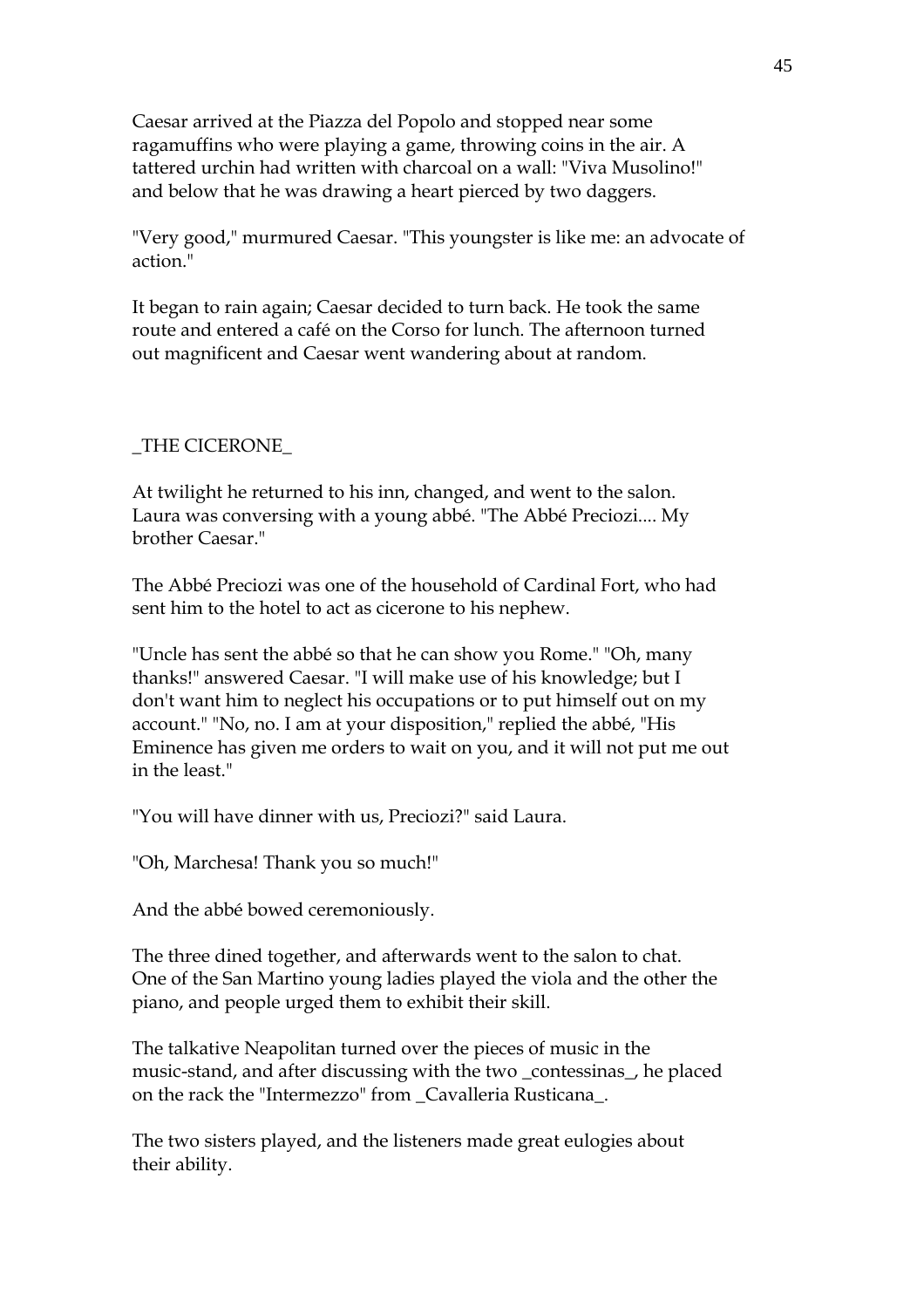Caesar arrived at the Piazza del Popolo and stopped near some ragamuffins who were playing a game, throwing coins in the air. A tattered urchin had written with charcoal on a wall: "Viva Musolino!" and below that he was drawing a heart pierced by two daggers.

"Very good," murmured Caesar. "This youngster is like me: an advocate of action."

It began to rain again; Caesar decided to turn back. He took the same route and entered a café on the Corso for lunch. The afternoon turned out magnificent and Caesar went wandering about at random.

## _THE CICERONE_

At twilight he returned to his inn, changed, and went to the salon. Laura was conversing with a young abbé. "The Abbé Preciozi.... My brother Caesar."

The Abbé Preciozi was one of the household of Cardinal Fort, who had sent him to the hotel to act as cicerone to his nephew.

"Uncle has sent the abbé so that he can show you Rome." "Oh, many thanks!" answered Caesar. "I will make use of his knowledge; but I don't want him to neglect his occupations or to put himself out on my account." "No, no. I am at your disposition," replied the abbé, "His Eminence has given me orders to wait on you, and it will not put me out in the least."

"You will have dinner with us, Preciozi?" said Laura.

"Oh, Marchesa! Thank you so much!"

And the abbé bowed ceremoniously.

The three dined together, and afterwards went to the salon to chat. One of the San Martino young ladies played the viola and the other the piano, and people urged them to exhibit their skill.

The talkative Neapolitan turned over the pieces of music in the music-stand, and after discussing with the two _contessinas_, he placed on the rack the "Intermezzo" from _Cavalleria Rusticana_.

The two sisters played, and the listeners made great eulogies about their ability.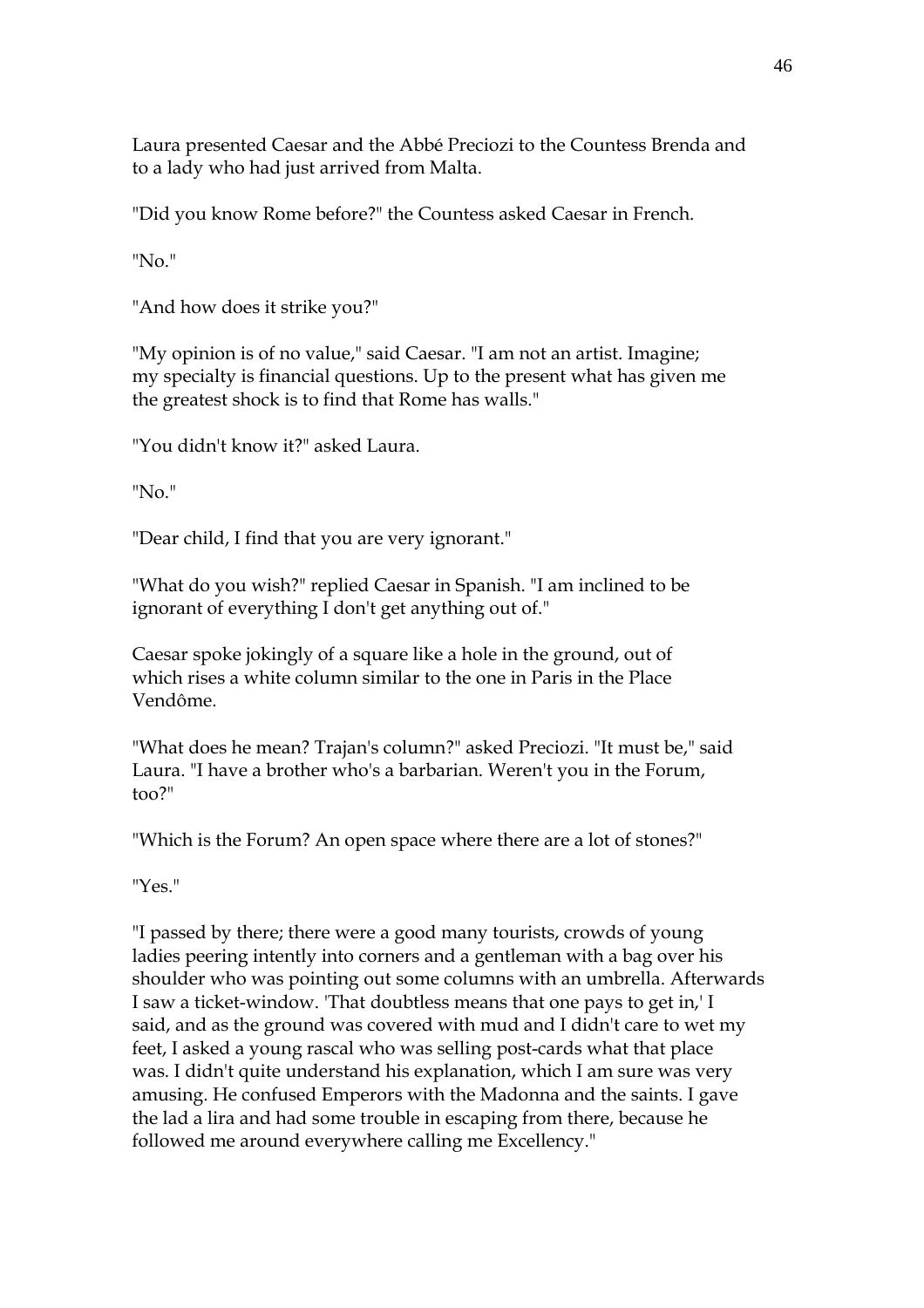Laura presented Caesar and the Abbé Preciozi to the Countess Brenda and to a lady who had just arrived from Malta.

"Did you know Rome before?" the Countess asked Caesar in French.

"No."

"And how does it strike you?"

"My opinion is of no value," said Caesar. "I am not an artist. Imagine; my specialty is financial questions. Up to the present what has given me the greatest shock is to find that Rome has walls."

"You didn't know it?" asked Laura.

"No."

"Dear child, I find that you are very ignorant."

"What do you wish?" replied Caesar in Spanish. "I am inclined to be ignorant of everything I don't get anything out of."

Caesar spoke jokingly of a square like a hole in the ground, out of which rises a white column similar to the one in Paris in the Place Vendôme.

"What does he mean? Trajan's column?" asked Preciozi. "It must be," said Laura. "I have a brother who's a barbarian. Weren't you in the Forum, too?"

"Which is the Forum? An open space where there are a lot of stones?"

"Yes."

"I passed by there; there were a good many tourists, crowds of young ladies peering intently into corners and a gentleman with a bag over his shoulder who was pointing out some columns with an umbrella. Afterwards I saw a ticket-window. 'That doubtless means that one pays to get in,' I said, and as the ground was covered with mud and I didn't care to wet my feet, I asked a young rascal who was selling post-cards what that place was. I didn't quite understand his explanation, which I am sure was very amusing. He confused Emperors with the Madonna and the saints. I gave the lad a lira and had some trouble in escaping from there, because he followed me around everywhere calling me Excellency."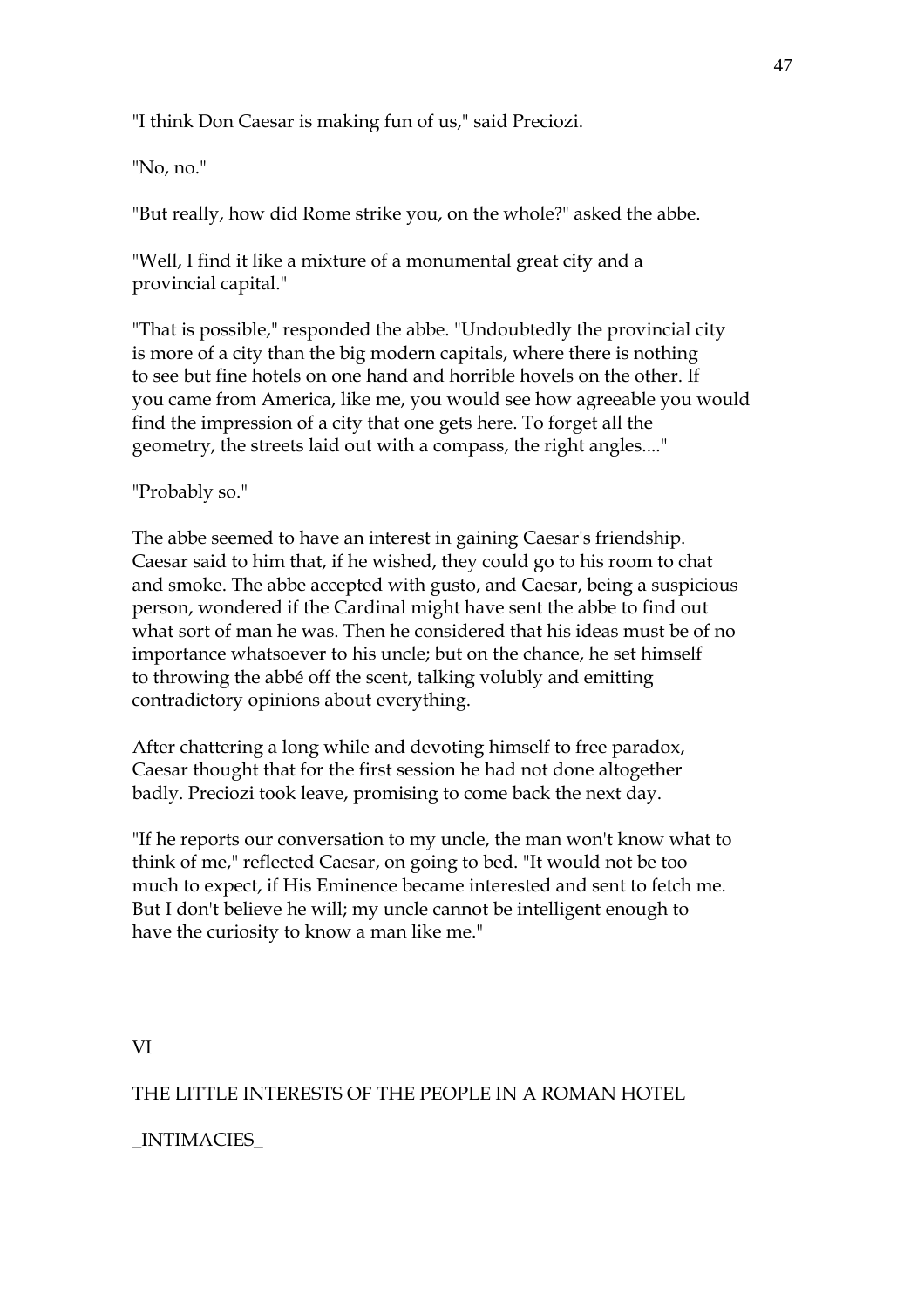"I think Don Caesar is making fun of us," said Preciozi.

"No, no."

"But really, how did Rome strike you, on the whole?" asked the abbe.

"Well, I find it like a mixture of a monumental great city and a provincial capital."

"That is possible," responded the abbe. "Undoubtedly the provincial city is more of a city than the big modern capitals, where there is nothing to see but fine hotels on one hand and horrible hovels on the other. If you came from America, like me, you would see how agreeable you would find the impression of a city that one gets here. To forget all the geometry, the streets laid out with a compass, the right angles...."

"Probably so."

The abbe seemed to have an interest in gaining Caesar's friendship. Caesar said to him that, if he wished, they could go to his room to chat and smoke. The abbe accepted with gusto, and Caesar, being a suspicious person, wondered if the Cardinal might have sent the abbe to find out what sort of man he was. Then he considered that his ideas must be of no importance whatsoever to his uncle; but on the chance, he set himself to throwing the abbé off the scent, talking volubly and emitting contradictory opinions about everything.

After chattering a long while and devoting himself to free paradox, Caesar thought that for the first session he had not done altogether badly. Preciozi took leave, promising to come back the next day.

"If he reports our conversation to my uncle, the man won't know what to think of me," reflected Caesar, on going to bed. "It would not be too much to expect, if His Eminence became interested and sent to fetch me. But I don't believe he will; my uncle cannot be intelligent enough to have the curiosity to know a man like me."

## VI

## THE LITTLE INTERESTS OF THE PEOPLE IN A ROMAN HOTEL

_INTIMACIES_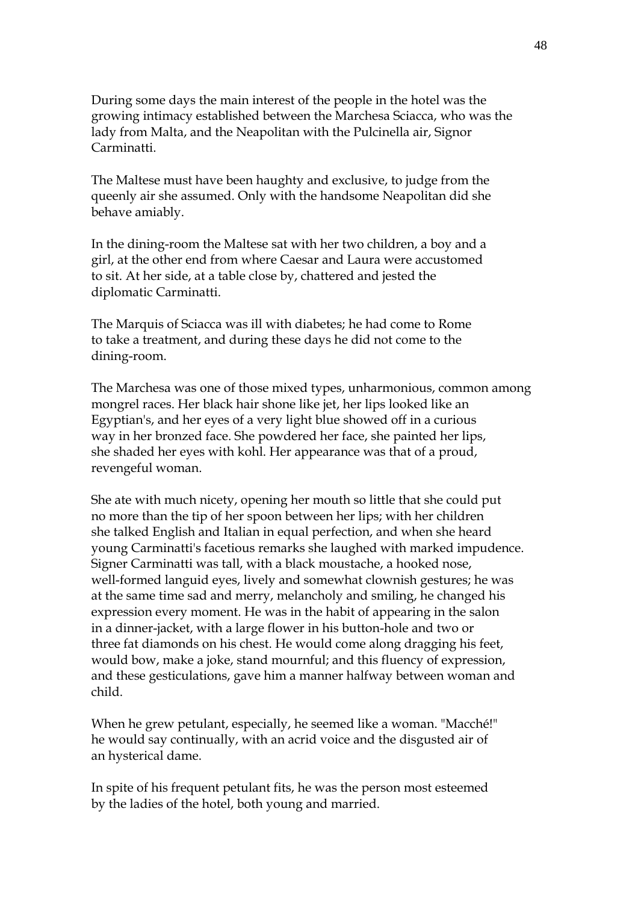During some days the main interest of the people in the hotel was the growing intimacy established between the Marchesa Sciacca, who was the lady from Malta, and the Neapolitan with the Pulcinella air, Signor Carminatti.

The Maltese must have been haughty and exclusive, to judge from the queenly air she assumed. Only with the handsome Neapolitan did she behave amiably.

In the dining-room the Maltese sat with her two children, a boy and a girl, at the other end from where Caesar and Laura were accustomed to sit. At her side, at a table close by, chattered and jested the diplomatic Carminatti.

The Marquis of Sciacca was ill with diabetes; he had come to Rome to take a treatment, and during these days he did not come to the dining-room.

The Marchesa was one of those mixed types, unharmonious, common among mongrel races. Her black hair shone like jet, her lips looked like an Egyptian's, and her eyes of a very light blue showed off in a curious way in her bronzed face. She powdered her face, she painted her lips, she shaded her eyes with kohl. Her appearance was that of a proud, revengeful woman.

She ate with much nicety, opening her mouth so little that she could put no more than the tip of her spoon between her lips; with her children she talked English and Italian in equal perfection, and when she heard young Carminatti's facetious remarks she laughed with marked impudence. Signer Carminatti was tall, with a black moustache, a hooked nose, well-formed languid eyes, lively and somewhat clownish gestures; he was at the same time sad and merry, melancholy and smiling, he changed his expression every moment. He was in the habit of appearing in the salon in a dinner-jacket, with a large flower in his button-hole and two or three fat diamonds on his chest. He would come along dragging his feet, would bow, make a joke, stand mournful; and this fluency of expression, and these gesticulations, gave him a manner halfway between woman and child.

When he grew petulant, especially, he seemed like a woman. "Macché!" he would say continually, with an acrid voice and the disgusted air of an hysterical dame.

In spite of his frequent petulant fits, he was the person most esteemed by the ladies of the hotel, both young and married.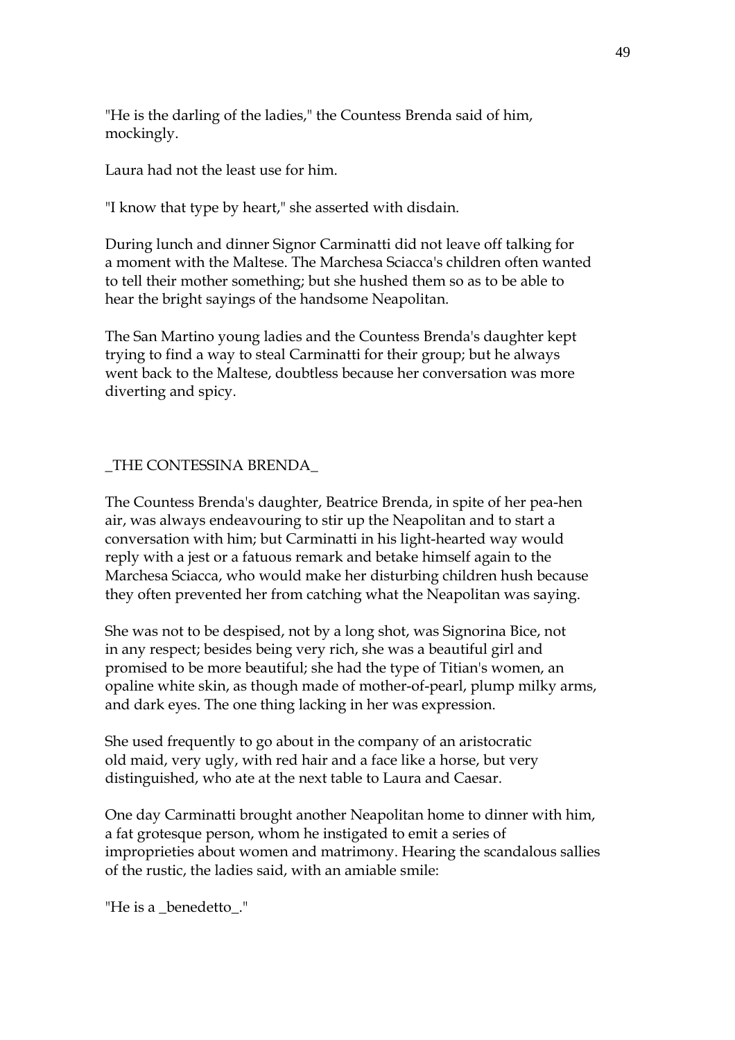"He is the darling of the ladies," the Countess Brenda said of him, mockingly.

Laura had not the least use for him.

"I know that type by heart," she asserted with disdain.

During lunch and dinner Signor Carminatti did not leave off talking for a moment with the Maltese. The Marchesa Sciacca's children often wanted to tell their mother something; but she hushed them so as to be able to hear the bright sayings of the handsome Neapolitan.

The San Martino young ladies and the Countess Brenda's daughter kept trying to find a way to steal Carminatti for their group; but he always went back to the Maltese, doubtless because her conversation was more diverting and spicy.

## _THE CONTESSINA BRENDA_

The Countess Brenda's daughter, Beatrice Brenda, in spite of her pea-hen air, was always endeavouring to stir up the Neapolitan and to start a conversation with him; but Carminatti in his light-hearted way would reply with a jest or a fatuous remark and betake himself again to the Marchesa Sciacca, who would make her disturbing children hush because they often prevented her from catching what the Neapolitan was saying.

She was not to be despised, not by a long shot, was Signorina Bice, not in any respect; besides being very rich, she was a beautiful girl and promised to be more beautiful; she had the type of Titian's women, an opaline white skin, as though made of mother-of-pearl, plump milky arms, and dark eyes. The one thing lacking in her was expression.

She used frequently to go about in the company of an aristocratic old maid, very ugly, with red hair and a face like a horse, but very distinguished, who ate at the next table to Laura and Caesar.

One day Carminatti brought another Neapolitan home to dinner with him, a fat grotesque person, whom he instigated to emit a series of improprieties about women and matrimony. Hearing the scandalous sallies of the rustic, the ladies said, with an amiable smile:

"He is a _benedetto_."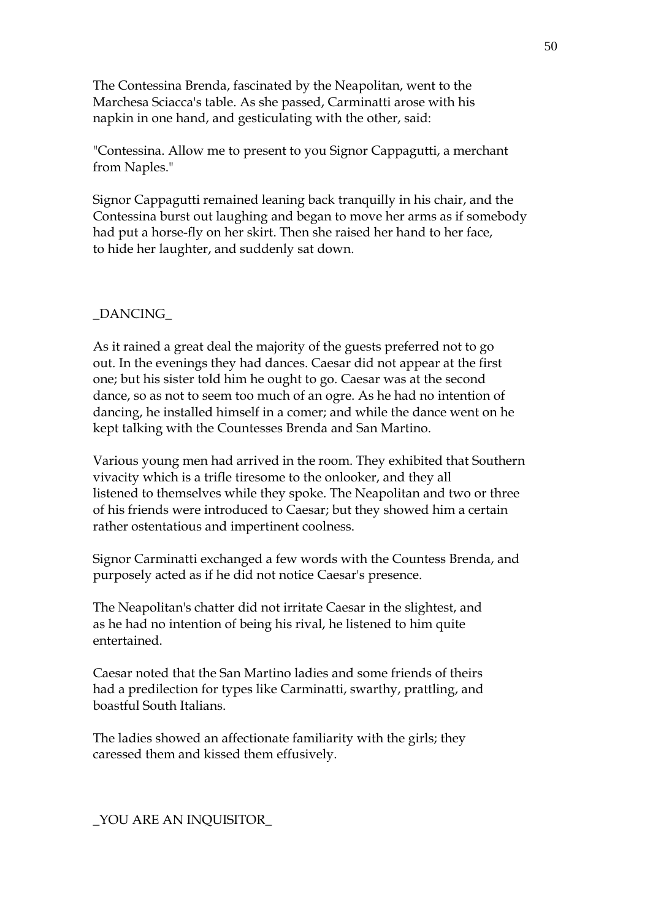The Contessina Brenda, fascinated by the Neapolitan, went to the Marchesa Sciacca's table. As she passed, Carminatti arose with his napkin in one hand, and gesticulating with the other, said:

"Contessina. Allow me to present to you Signor Cappagutti, a merchant from Naples."

Signor Cappagutti remained leaning back tranquilly in his chair, and the Contessina burst out laughing and began to move her arms as if somebody had put a horse-fly on her skirt. Then she raised her hand to her face, to hide her laughter, and suddenly sat down.

_DANCING_

As it rained a great deal the majority of the guests preferred not to go out. In the evenings they had dances. Caesar did not appear at the first one; but his sister told him he ought to go. Caesar was at the second dance, so as not to seem too much of an ogre. As he had no intention of dancing, he installed himself in a comer; and while the dance went on he kept talking with the Countesses Brenda and San Martino.

Various young men had arrived in the room. They exhibited that Southern vivacity which is a trifle tiresome to the onlooker, and they all listened to themselves while they spoke. The Neapolitan and two or three of his friends were introduced to Caesar; but they showed him a certain rather ostentatious and impertinent coolness.

Signor Carminatti exchanged a few words with the Countess Brenda, and purposely acted as if he did not notice Caesar's presence.

The Neapolitan's chatter did not irritate Caesar in the slightest, and as he had no intention of being his rival, he listened to him quite entertained.

Caesar noted that the San Martino ladies and some friends of theirs had a predilection for types like Carminatti, swarthy, prattling, and boastful South Italians.

The ladies showed an affectionate familiarity with the girls; they caressed them and kissed them effusively.

_YOU ARE AN INQUISITOR_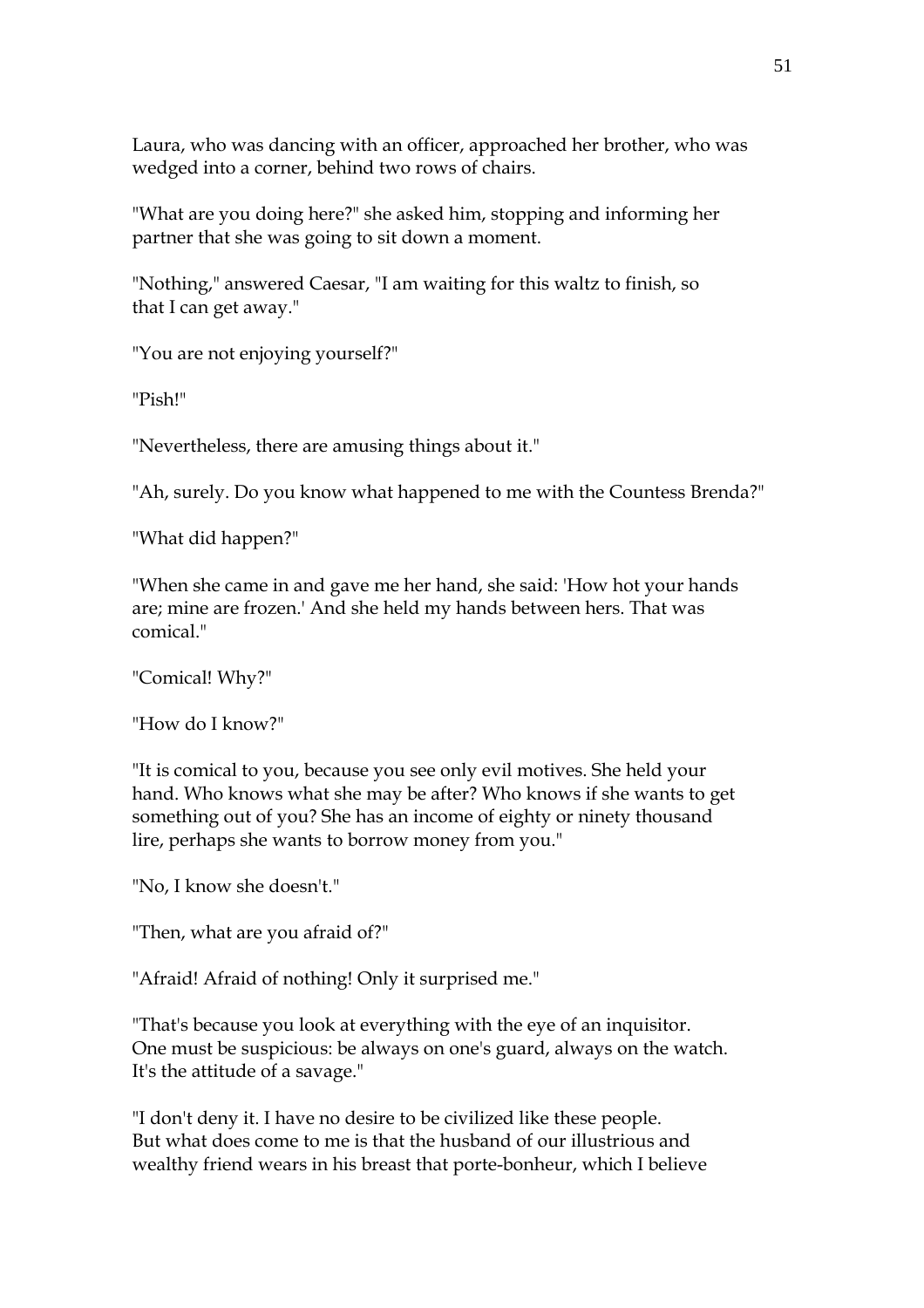Laura, who was dancing with an officer, approached her brother, who was wedged into a corner, behind two rows of chairs.

"What are you doing here?" she asked him, stopping and informing her partner that she was going to sit down a moment.

"Nothing," answered Caesar, "I am waiting for this waltz to finish, so that I can get away."

"You are not enjoying yourself?"

"Pish!"

"Nevertheless, there are amusing things about it."

"Ah, surely. Do you know what happened to me with the Countess Brenda?"

"What did happen?"

"When she came in and gave me her hand, she said: 'How hot your hands are; mine are frozen.' And she held my hands between hers. That was comical."

"Comical! Why?"

"How do I know?"

"It is comical to you, because you see only evil motives. She held your hand. Who knows what she may be after? Who knows if she wants to get something out of you? She has an income of eighty or ninety thousand lire, perhaps she wants to borrow money from you."

"No, I know she doesn't."

"Then, what are you afraid of?"

"Afraid! Afraid of nothing! Only it surprised me."

"That's because you look at everything with the eye of an inquisitor. One must be suspicious: be always on one's guard, always on the watch. It's the attitude of a savage."

"I don't deny it. I have no desire to be civilized like these people. But what does come to me is that the husband of our illustrious and wealthy friend wears in his breast that porte-bonheur, which I believe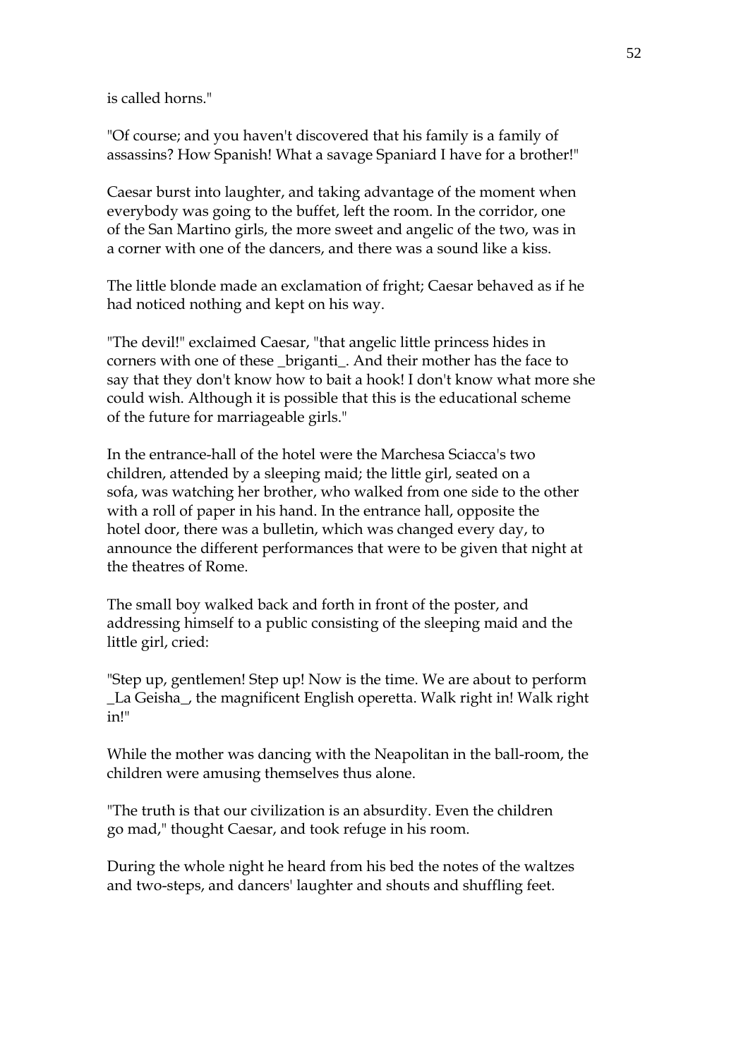is called horns."

"Of course; and you haven't discovered that his family is a family of assassins? How Spanish! What a savage Spaniard I have for a brother!"

Caesar burst into laughter, and taking advantage of the moment when everybody was going to the buffet, left the room. In the corridor, one of the San Martino girls, the more sweet and angelic of the two, was in a corner with one of the dancers, and there was a sound like a kiss.

The little blonde made an exclamation of fright; Caesar behaved as if he had noticed nothing and kept on his way.

"The devil!" exclaimed Caesar, "that angelic little princess hides in corners with one of these _briganti_. And their mother has the face to say that they don't know how to bait a hook! I don't know what more she could wish. Although it is possible that this is the educational scheme of the future for marriageable girls."

In the entrance-hall of the hotel were the Marchesa Sciacca's two children, attended by a sleeping maid; the little girl, seated on a sofa, was watching her brother, who walked from one side to the other with a roll of paper in his hand. In the entrance hall, opposite the hotel door, there was a bulletin, which was changed every day, to announce the different performances that were to be given that night at the theatres of Rome.

The small boy walked back and forth in front of the poster, and addressing himself to a public consisting of the sleeping maid and the little girl, cried:

"Step up, gentlemen! Step up! Now is the time. We are about to perform _La Geisha_, the magnificent English operetta. Walk right in! Walk right in!"

While the mother was dancing with the Neapolitan in the ball-room, the children were amusing themselves thus alone.

"The truth is that our civilization is an absurdity. Even the children go mad," thought Caesar, and took refuge in his room.

During the whole night he heard from his bed the notes of the waltzes and two-steps, and dancers' laughter and shouts and shuffling feet.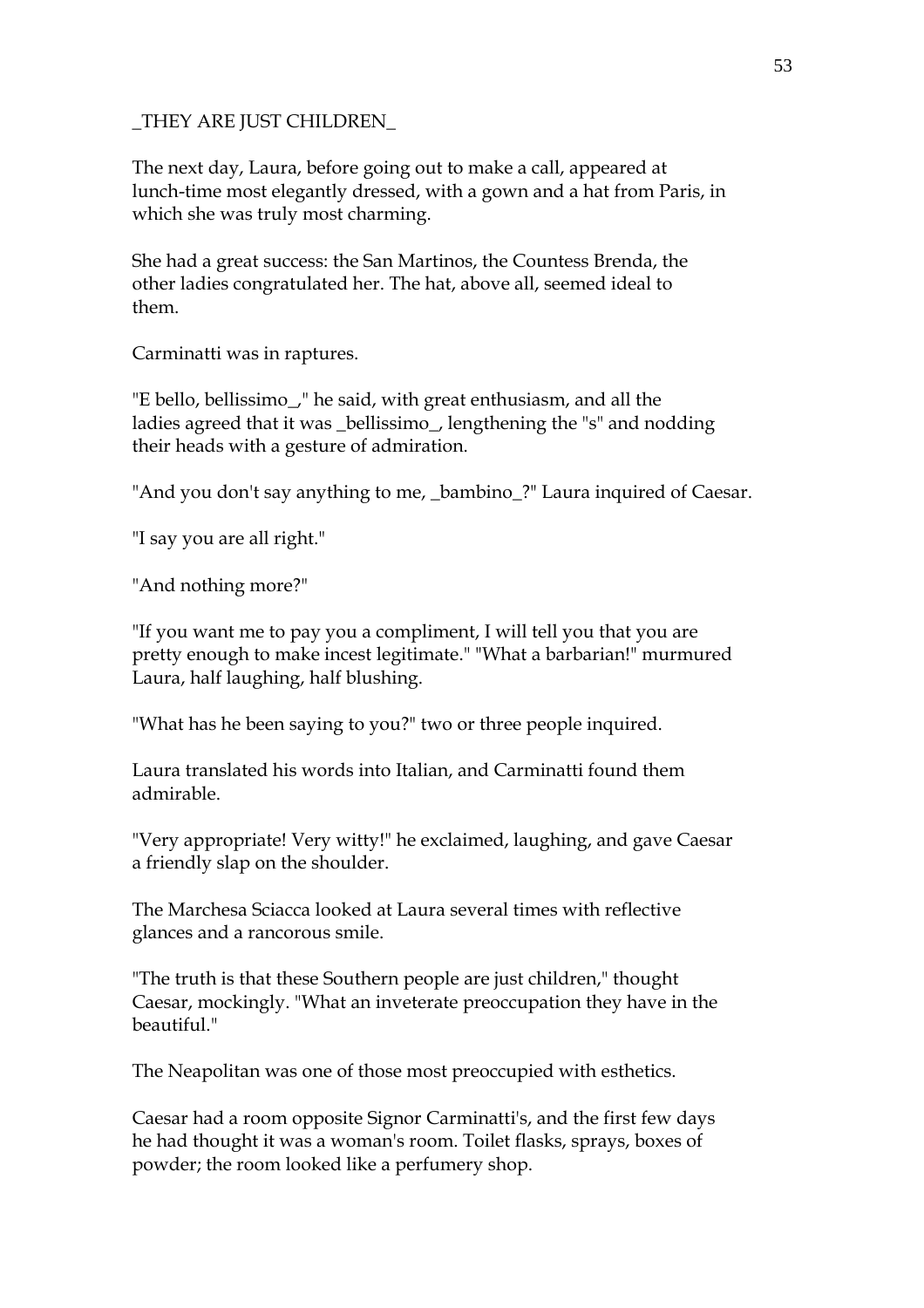_THEY ARE JUST CHILDREN_

The next day, Laura, before going out to make a call, appeared at lunch-time most elegantly dressed, with a gown and a hat from Paris, in which she was truly most charming.

She had a great success: the San Martinos, the Countess Brenda, the other ladies congratulated her. The hat, above all, seemed ideal to them.

Carminatti was in raptures.

"E bello, bellissimo_," he said, with great enthusiasm, and all the ladies agreed that it was _bellissimo_, lengthening the "s" and nodding their heads with a gesture of admiration.

"And you don't say anything to me, _bambino_?" Laura inquired of Caesar.

"I say you are all right."

"And nothing more?"

"If you want me to pay you a compliment, I will tell you that you are pretty enough to make incest legitimate." "What a barbarian!" murmured Laura, half laughing, half blushing.

"What has he been saying to you?" two or three people inquired.

Laura translated his words into Italian, and Carminatti found them admirable.

"Very appropriate! Very witty!" he exclaimed, laughing, and gave Caesar a friendly slap on the shoulder.

The Marchesa Sciacca looked at Laura several times with reflective glances and a rancorous smile.

"The truth is that these Southern people are just children," thought Caesar, mockingly. "What an inveterate preoccupation they have in the beautiful."

The Neapolitan was one of those most preoccupied with esthetics.

Caesar had a room opposite Signor Carminatti's, and the first few days he had thought it was a woman's room. Toilet flasks, sprays, boxes of powder; the room looked like a perfumery shop.